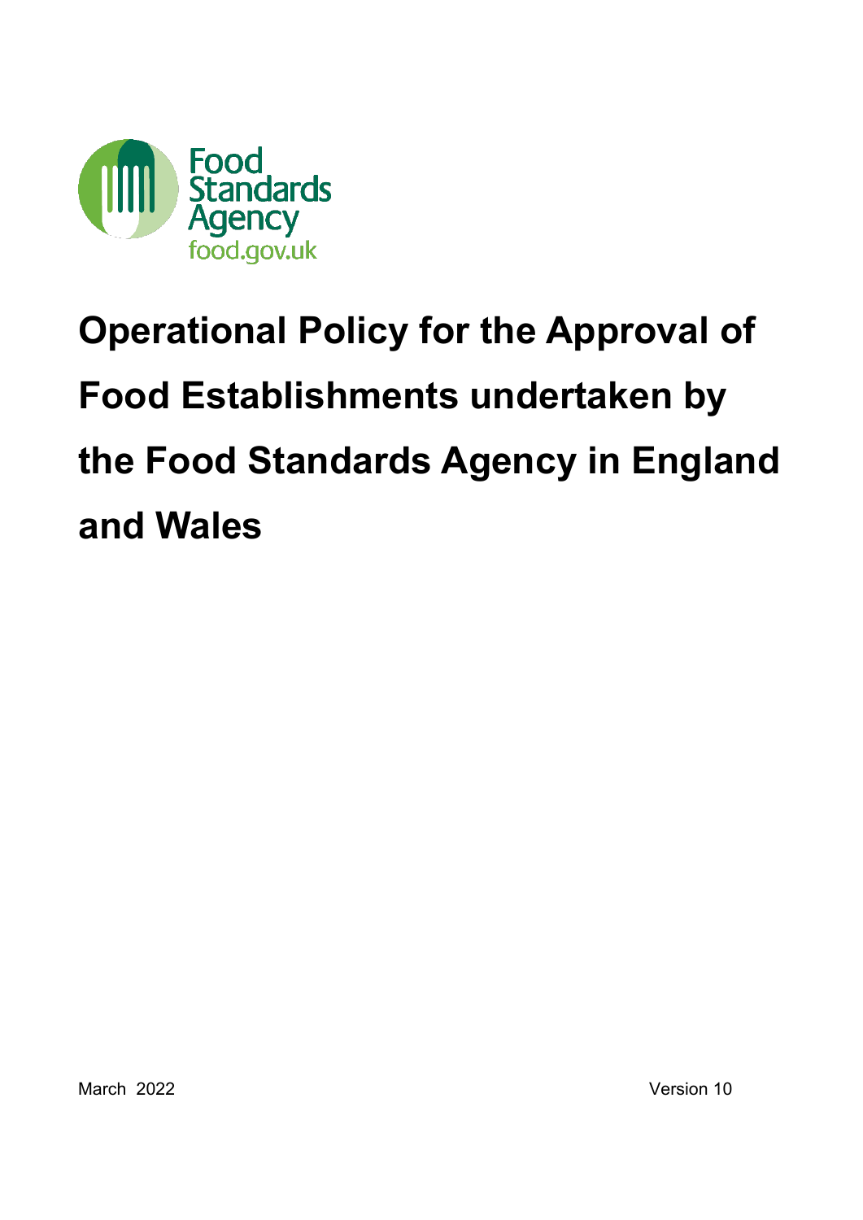Food Standards Agency
food.gov.uk

# Operational Policy for the Approval of Food Establishments undertaken by the Food Standards Agency in England and Wales

March 2022

Version 10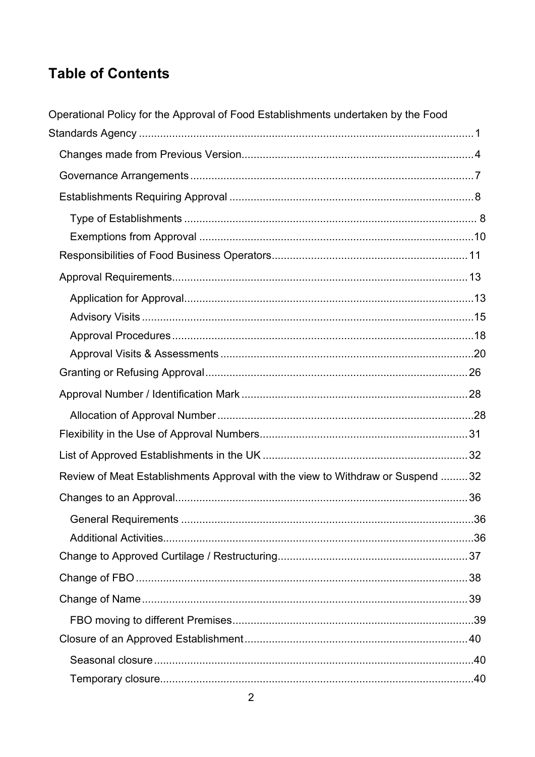## Table of Contents

Operational Policy for the Approval of Food Establishments undertaken by the Food Standards Agency .......... 1

- Changes made from Previous Version .......... 4
- Governance Arrangements .......... 7
- Establishments Requiring Approval .......... 8
  - Type of Establishments .......... 8
  - Exemptions from Approval .......... 10
- Responsibilities of Food Business Operators .......... 11
- Approval Requirements .......... 13
  - Application for Approval .......... 13
  - Advisory Visits .......... 15
  - Approval Procedures .......... 18
  - Approval Visits & Assessments .......... 20
- Granting or Refusing Approval .......... 26
- Approval Number / Identification Mark .......... 28
  - Allocation of Approval Number .......... 28
- Flexibility in the Use of Approval Numbers .......... 31
- List of Approved Establishments in the UK .......... 32
- Review of Meat Establishments Approval with the view to Withdraw or Suspend .......... 32
- Changes to an Approval .......... 36
  - General Requirements .......... 36
  - Additional Activities .......... 36
- Change to Approved Curtilage / Restructuring .......... 37
- Change of FBO .......... 38
- Change of Name .......... 39
  - FBO moving to different Premises .......... 39
- Closure of an Approved Establishment .......... 40
  - Seasonal closure .......... 40
  - Temporary closure .......... 40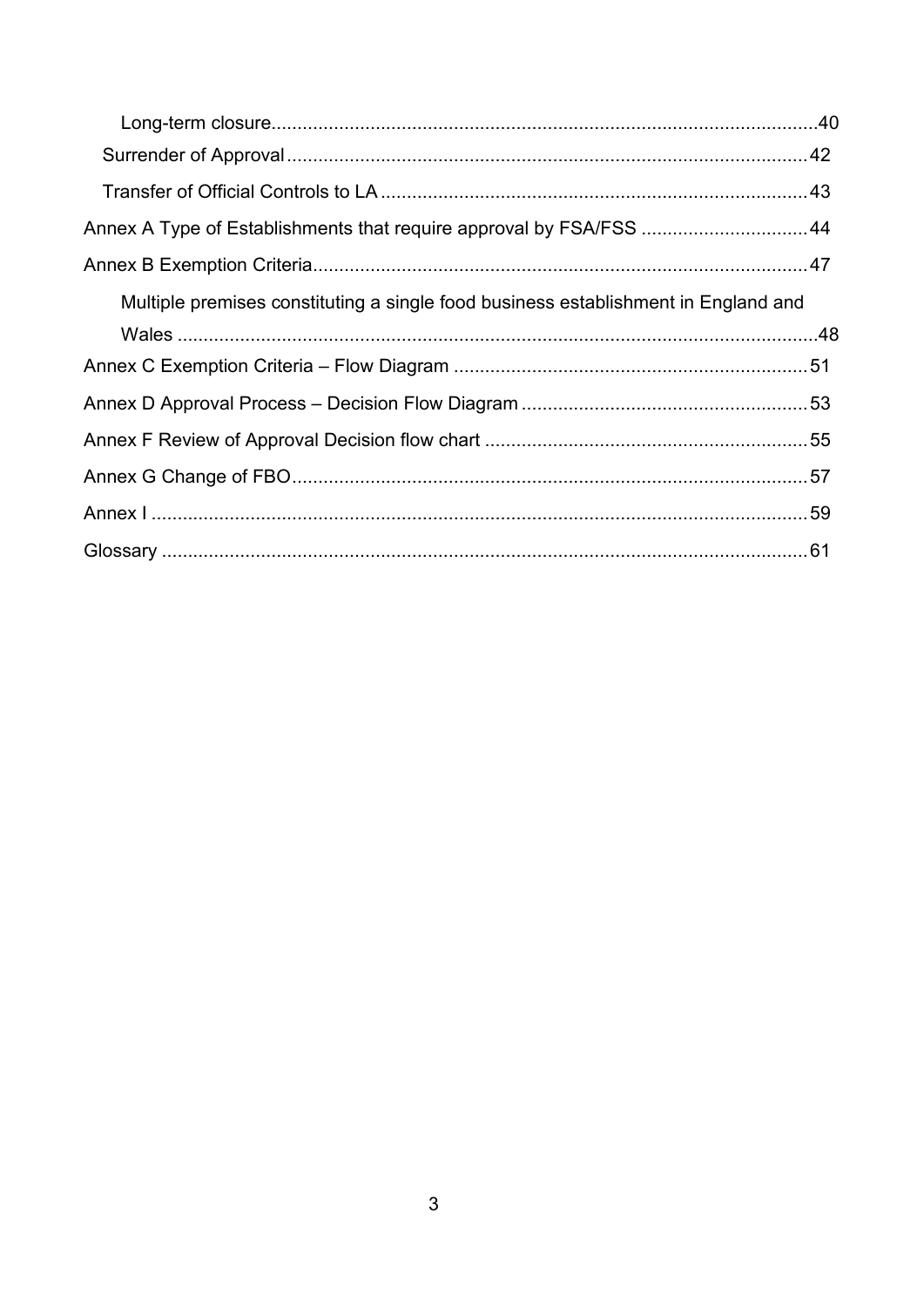- Long-term closure ........................................................................................................ 40
- Surrender of Approval .................................................................................................. 42
- Transfer of Official Controls to LA ................................................................................ 43

Annex A Type of Establishments that require approval by FSA/FSS ................................ 44

Annex B Exemption Criteria .............................................................................................. 47

- Multiple premises constituting a single food business establishment in England and Wales ......................................................................................................................... 48

Annex C Exemption Criteria – Flow Diagram ................................................................... 51

Annex D Approval Process – Decision Flow Diagram ....................................................... 53

Annex F Review of Approval Decision flow chart ............................................................. 55

Annex G Change of FBO .................................................................................................. 57

Annex I ............................................................................................................................. 59

Glossary ........................................................................................................................... 61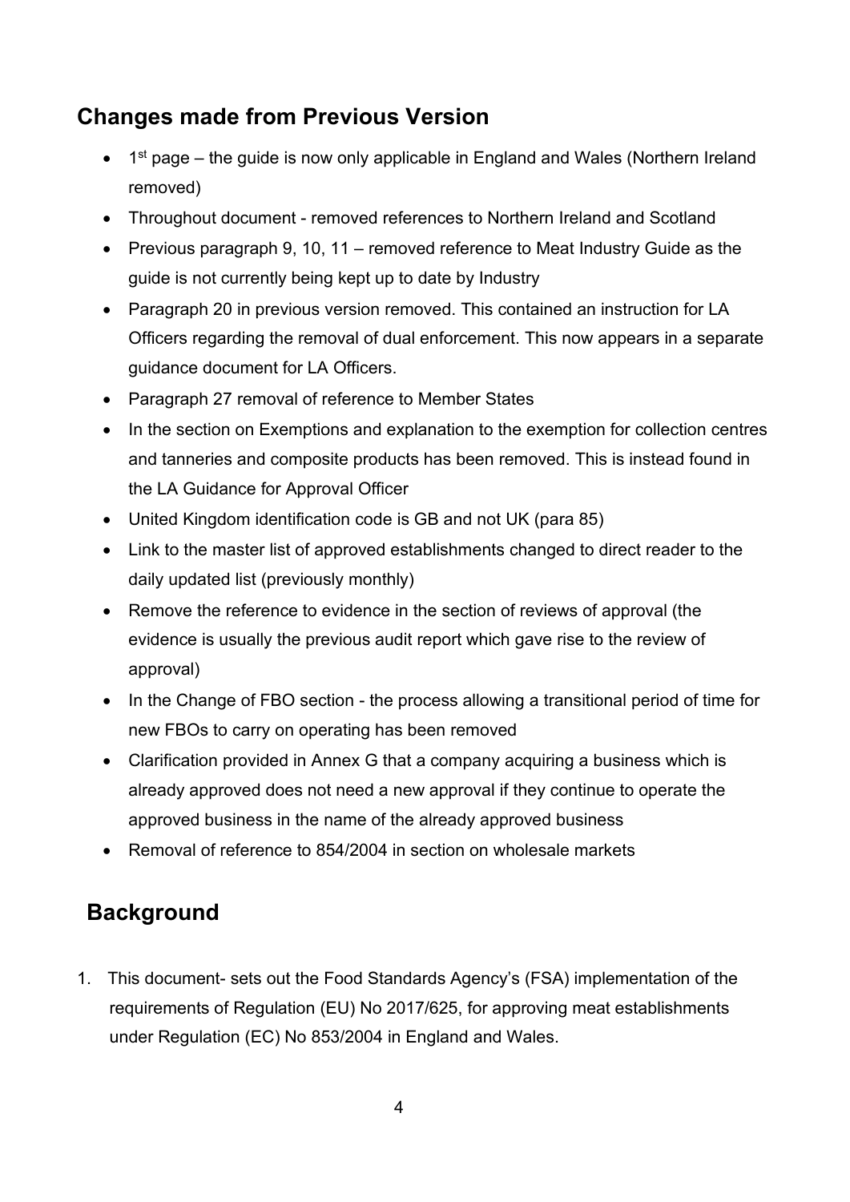## Changes made from Previous Version

- 1st page – the guide is now only applicable in England and Wales (Northern Ireland removed)
- Throughout document - removed references to Northern Ireland and Scotland
- Previous paragraph 9, 10, 11 – removed reference to Meat Industry Guide as the guide is not currently being kept up to date by Industry
- Paragraph 20 in previous version removed. This contained an instruction for LA Officers regarding the removal of dual enforcement. This now appears in a separate guidance document for LA Officers.
- Paragraph 27 removal of reference to Member States
- In the section on Exemptions and explanation to the exemption for collection centres and tanneries and composite products has been removed. This is instead found in the LA Guidance for Approval Officer
- United Kingdom identification code is GB and not UK (para 85)
- Link to the master list of approved establishments changed to direct reader to the daily updated list (previously monthly)
- Remove the reference to evidence in the section of reviews of approval (the evidence is usually the previous audit report which gave rise to the review of approval)
- In the Change of FBO section - the process allowing a transitional period of time for new FBOs to carry on operating has been removed
- Clarification provided in Annex G that a company acquiring a business which is already approved does not need a new approval if they continue to operate the approved business in the name of the already approved business
- Removal of reference to 854/2004 in section on wholesale markets

## Background

1. This document- sets out the Food Standards Agency's (FSA) implementation of the requirements of Regulation (EU) No 2017/625, for approving meat establishments under Regulation (EC) No 853/2004 in England and Wales.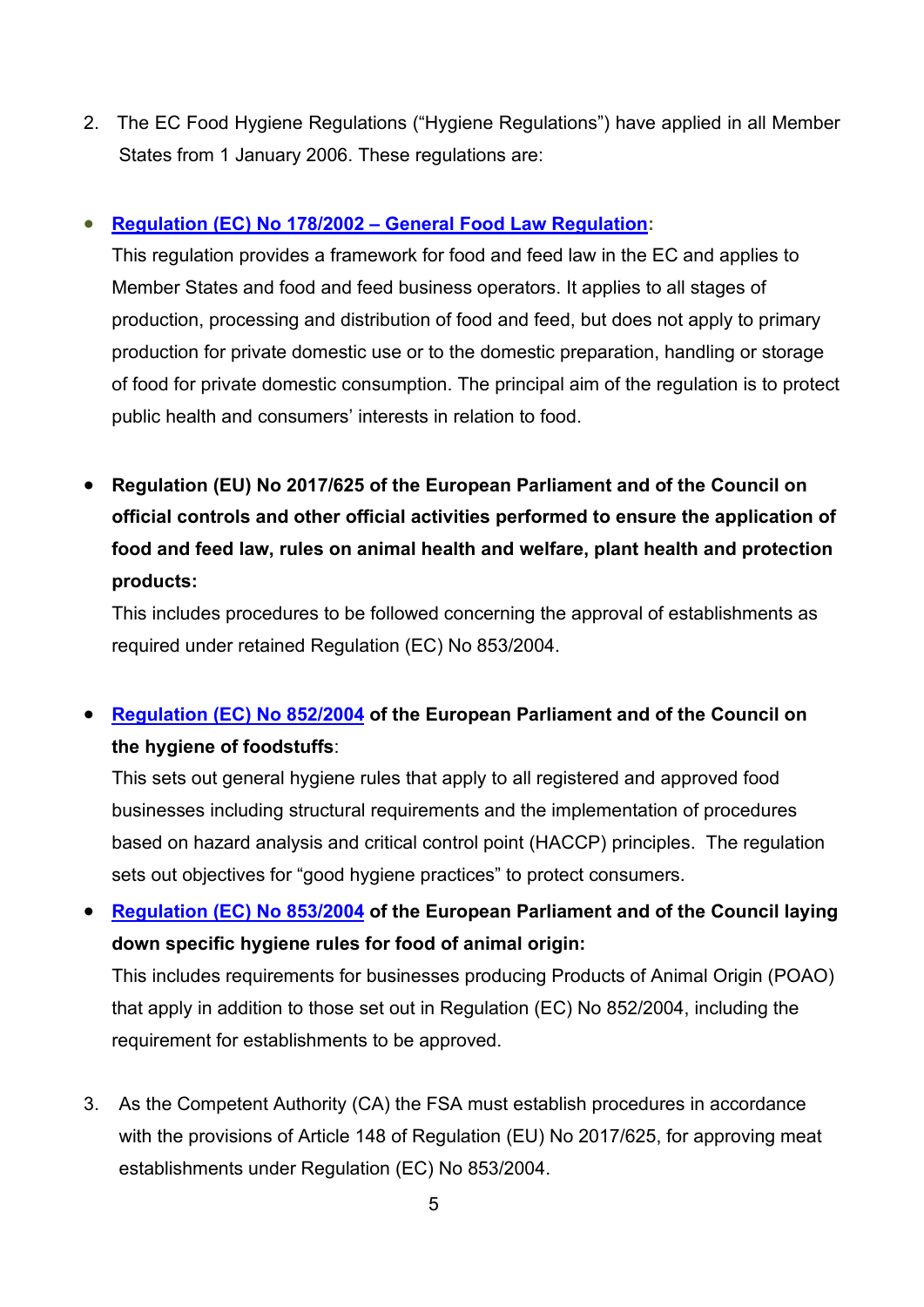2. The EC Food Hygiene Regulations ("Hygiene Regulations") have applied in all Member States from 1 January 2006. These regulations are:

- **Regulation (EC) No 178/2002 – General Food Law Regulation:**
  This regulation provides a framework for food and feed law in the EC and applies to Member States and food and feed business operators. It applies to all stages of production, processing and distribution of food and feed, but does not apply to primary production for private domestic use or to the domestic preparation, handling or storage of food for private domestic consumption. The principal aim of the regulation is to protect public health and consumers' interests in relation to food.

- **Regulation (EU) No 2017/625 of the European Parliament and of the Council on official controls and other official activities performed to ensure the application of food and feed law, rules on animal health and welfare, plant health and protection products:**
  This includes procedures to be followed concerning the approval of establishments as required under retained Regulation (EC) No 853/2004.

- **Regulation (EC) No 852/2004 of the European Parliament and of the Council on the hygiene of foodstuffs**:
  This sets out general hygiene rules that apply to all registered and approved food businesses including structural requirements and the implementation of procedures based on hazard analysis and critical control point (HACCP) principles. The regulation sets out objectives for "good hygiene practices" to protect consumers.

- **Regulation (EC) No 853/2004 of the European Parliament and of the Council laying down specific hygiene rules for food of animal origin:**
  This includes requirements for businesses producing Products of Animal Origin (POAO) that apply in addition to those set out in Regulation (EC) No 852/2004, including the requirement for establishments to be approved.

3. As the Competent Authority (CA) the FSA must establish procedures in accordance with the provisions of Article 148 of Regulation (EU) No 2017/625, for approving meat establishments under Regulation (EC) No 853/2004.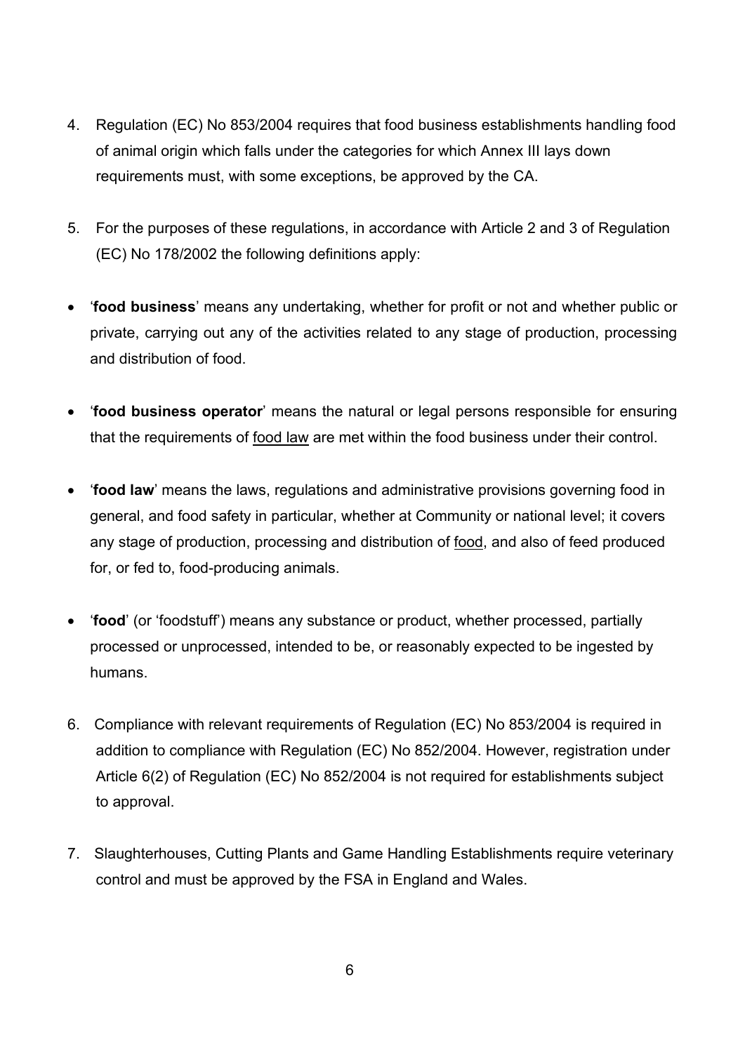4. Regulation (EC) No 853/2004 requires that food business establishments handling food of animal origin which falls under the categories for which Annex III lays down requirements must, with some exceptions, be approved by the CA.

5. For the purposes of these regulations, in accordance with Article 2 and 3 of Regulation (EC) No 178/2002 the following definitions apply:

- '**food business**' means any undertaking, whether for profit or not and whether public or private, carrying out any of the activities related to any stage of production, processing and distribution of food.

- '**food business operator**' means the natural or legal persons responsible for ensuring that the requirements of food law are met within the food business under their control.

- '**food law**' means the laws, regulations and administrative provisions governing food in general, and food safety in particular, whether at Community or national level; it covers any stage of production, processing and distribution of food, and also of feed produced for, or fed to, food-producing animals.

- '**food**' (or 'foodstuff') means any substance or product, whether processed, partially processed or unprocessed, intended to be, or reasonably expected to be ingested by humans.

6. Compliance with relevant requirements of Regulation (EC) No 853/2004 is required in addition to compliance with Regulation (EC) No 852/2004. However, registration under Article 6(2) of Regulation (EC) No 852/2004 is not required for establishments subject to approval.

7. Slaughterhouses, Cutting Plants and Game Handling Establishments require veterinary control and must be approved by the FSA in England and Wales.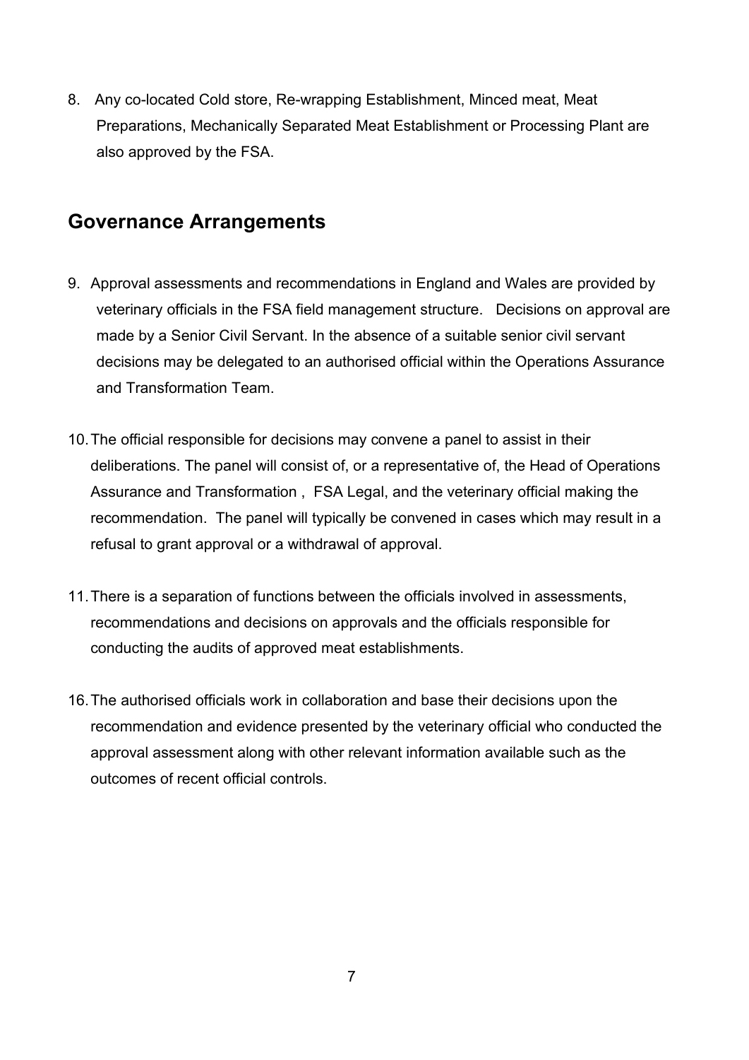8. Any co-located Cold store, Re-wrapping Establishment, Minced meat, Meat Preparations, Mechanically Separated Meat Establishment or Processing Plant are also approved by the FSA.

## Governance Arrangements

9. Approval assessments and recommendations in England and Wales are provided by veterinary officials in the FSA field management structure. Decisions on approval are made by a Senior Civil Servant. In the absence of a suitable senior civil servant decisions may be delegated to an authorised official within the Operations Assurance and Transformation Team.

10. The official responsible for decisions may convene a panel to assist in their deliberations. The panel will consist of, or a representative of, the Head of Operations Assurance and Transformation , FSA Legal, and the veterinary official making the recommendation. The panel will typically be convened in cases which may result in a refusal to grant approval or a withdrawal of approval.

11. There is a separation of functions between the officials involved in assessments, recommendations and decisions on approvals and the officials responsible for conducting the audits of approved meat establishments.

16. The authorised officials work in collaboration and base their decisions upon the recommendation and evidence presented by the veterinary official who conducted the approval assessment along with other relevant information available such as the outcomes of recent official controls.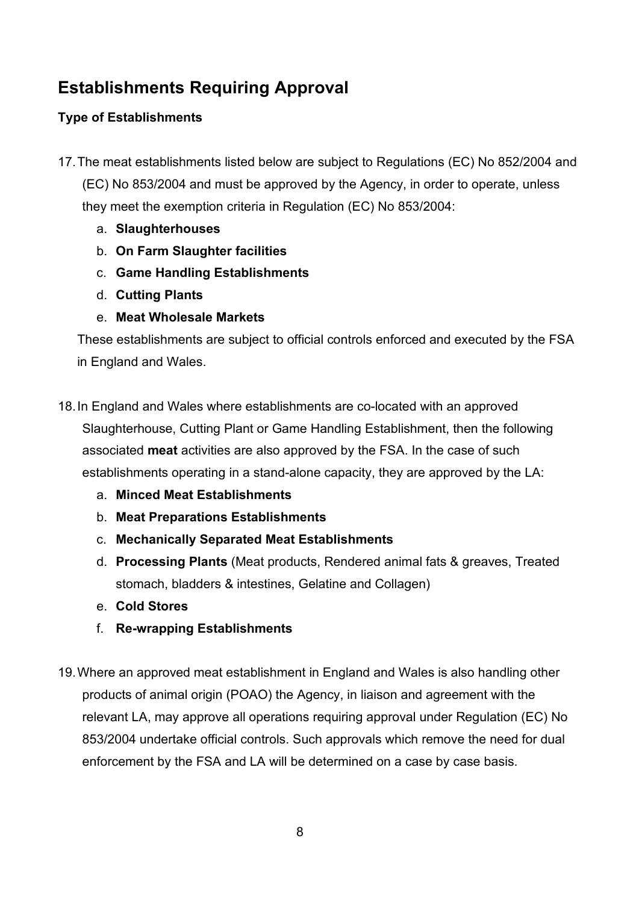## Establishments Requiring Approval

### Type of Establishments

17. The meat establishments listed below are subject to Regulations (EC) No 852/2004 and (EC) No 853/2004 and must be approved by the Agency, in order to operate, unless they meet the exemption criteria in Regulation (EC) No 853/2004:
    a. **Slaughterhouses**
    b. **On Farm Slaughter facilities**
    c. **Game Handling Establishments**
    d. **Cutting Plants**
    e. **Meat Wholesale Markets**

    These establishments are subject to official controls enforced and executed by the FSA in England and Wales.

18. In England and Wales where establishments are co-located with an approved Slaughterhouse, Cutting Plant or Game Handling Establishment, then the following associated **meat** activities are also approved by the FSA. In the case of such establishments operating in a stand-alone capacity, they are approved by the LA:
    a. **Minced Meat Establishments**
    b. **Meat Preparations Establishments**
    c. **Mechanically Separated Meat Establishments**
    d. **Processing Plants** (Meat products, Rendered animal fats & greaves, Treated stomach, bladders & intestines, Gelatine and Collagen)
    e. **Cold Stores**
    f. **Re-wrapping Establishments**

19. Where an approved meat establishment in England and Wales is also handling other products of animal origin (POAO) the Agency, in liaison and agreement with the relevant LA, may approve all operations requiring approval under Regulation (EC) No 853/2004 undertake official controls. Such approvals which remove the need for dual enforcement by the FSA and LA will be determined on a case by case basis.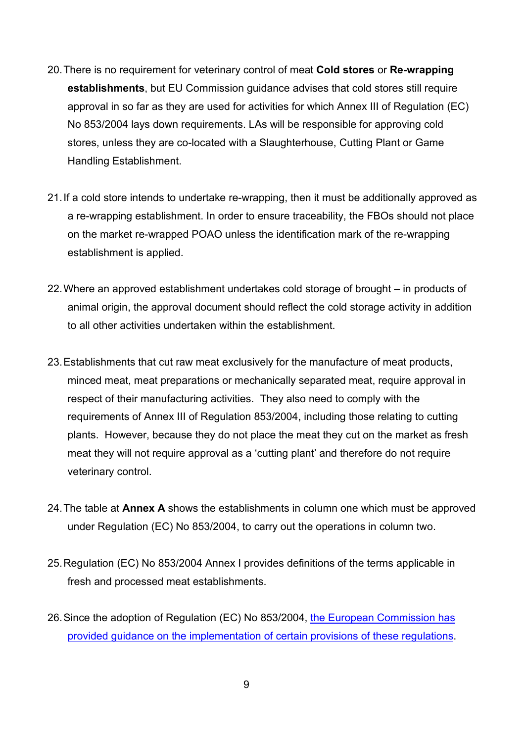20. There is no requirement for veterinary control of meat **Cold stores** or **Re-wrapping establishments**, but EU Commission guidance advises that cold stores still require approval in so far as they are used for activities for which Annex III of Regulation (EC) No 853/2004 lays down requirements. LAs will be responsible for approving cold stores, unless they are co-located with a Slaughterhouse, Cutting Plant or Game Handling Establishment.

21. If a cold store intends to undertake re-wrapping, then it must be additionally approved as a re-wrapping establishment. In order to ensure traceability, the FBOs should not place on the market re-wrapped POAO unless the identification mark of the re-wrapping establishment is applied.

22. Where an approved establishment undertakes cold storage of brought – in products of animal origin, the approval document should reflect the cold storage activity in addition to all other activities undertaken within the establishment.

23. Establishments that cut raw meat exclusively for the manufacture of meat products, minced meat, meat preparations or mechanically separated meat, require approval in respect of their manufacturing activities. They also need to comply with the requirements of Annex III of Regulation 853/2004, including those relating to cutting plants. However, because they do not place the meat they cut on the market as fresh meat they will not require approval as a 'cutting plant' and therefore do not require veterinary control.

24. The table at **Annex A** shows the establishments in column one which must be approved under Regulation (EC) No 853/2004, to carry out the operations in column two.

25. Regulation (EC) No 853/2004 Annex I provides definitions of the terms applicable in fresh and processed meat establishments.

26. Since the adoption of Regulation (EC) No 853/2004, the European Commission has provided guidance on the implementation of certain provisions of these regulations.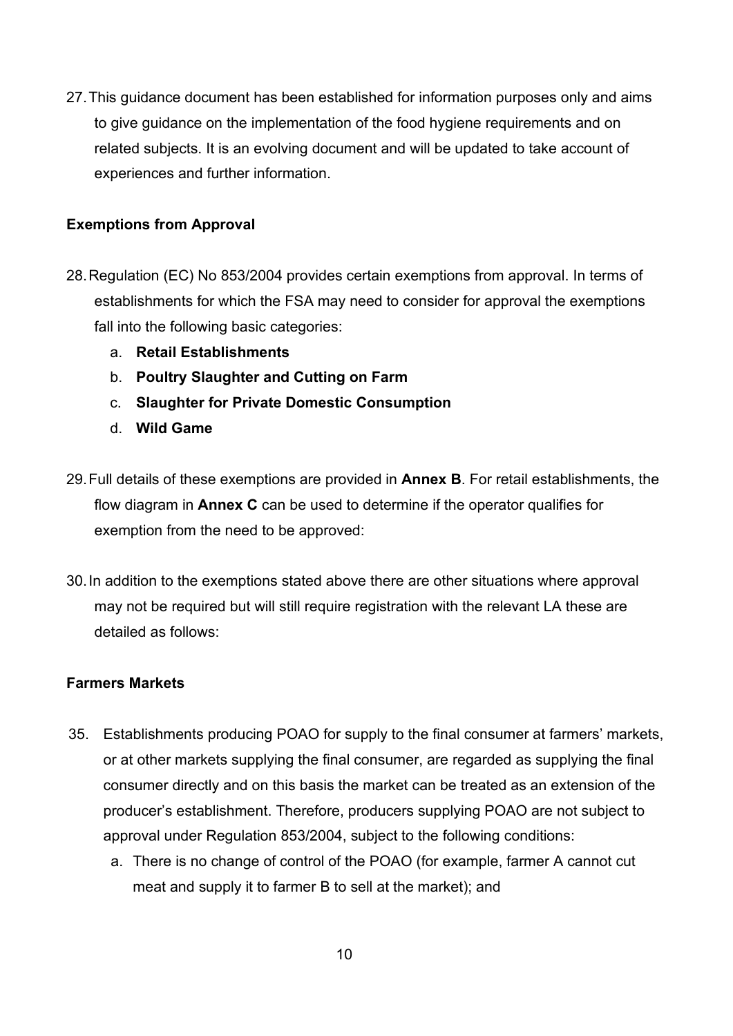27. This guidance document has been established for information purposes only and aims to give guidance on the implementation of the food hygiene requirements and on related subjects. It is an evolving document and will be updated to take account of experiences and further information.

**Exemptions from Approval**

28. Regulation (EC) No 853/2004 provides certain exemptions from approval. In terms of establishments for which the FSA may need to consider for approval the exemptions fall into the following basic categories:
    a. **Retail Establishments**
    b. **Poultry Slaughter and Cutting on Farm**
    c. **Slaughter for Private Domestic Consumption**
    d. **Wild Game**

29. Full details of these exemptions are provided in **Annex B**. For retail establishments, the flow diagram in **Annex C** can be used to determine if the operator qualifies for exemption from the need to be approved:

30. In addition to the exemptions stated above there are other situations where approval may not be required but will still require registration with the relevant LA these are detailed as follows:

**Farmers Markets**

35. Establishments producing POAO for supply to the final consumer at farmers' markets, or at other markets supplying the final consumer, are regarded as supplying the final consumer directly and on this basis the market can be treated as an extension of the producer's establishment. Therefore, producers supplying POAO are not subject to approval under Regulation 853/2004, subject to the following conditions:
    a. There is no change of control of the POAO (for example, farmer A cannot cut meat and supply it to farmer B to sell at the market); and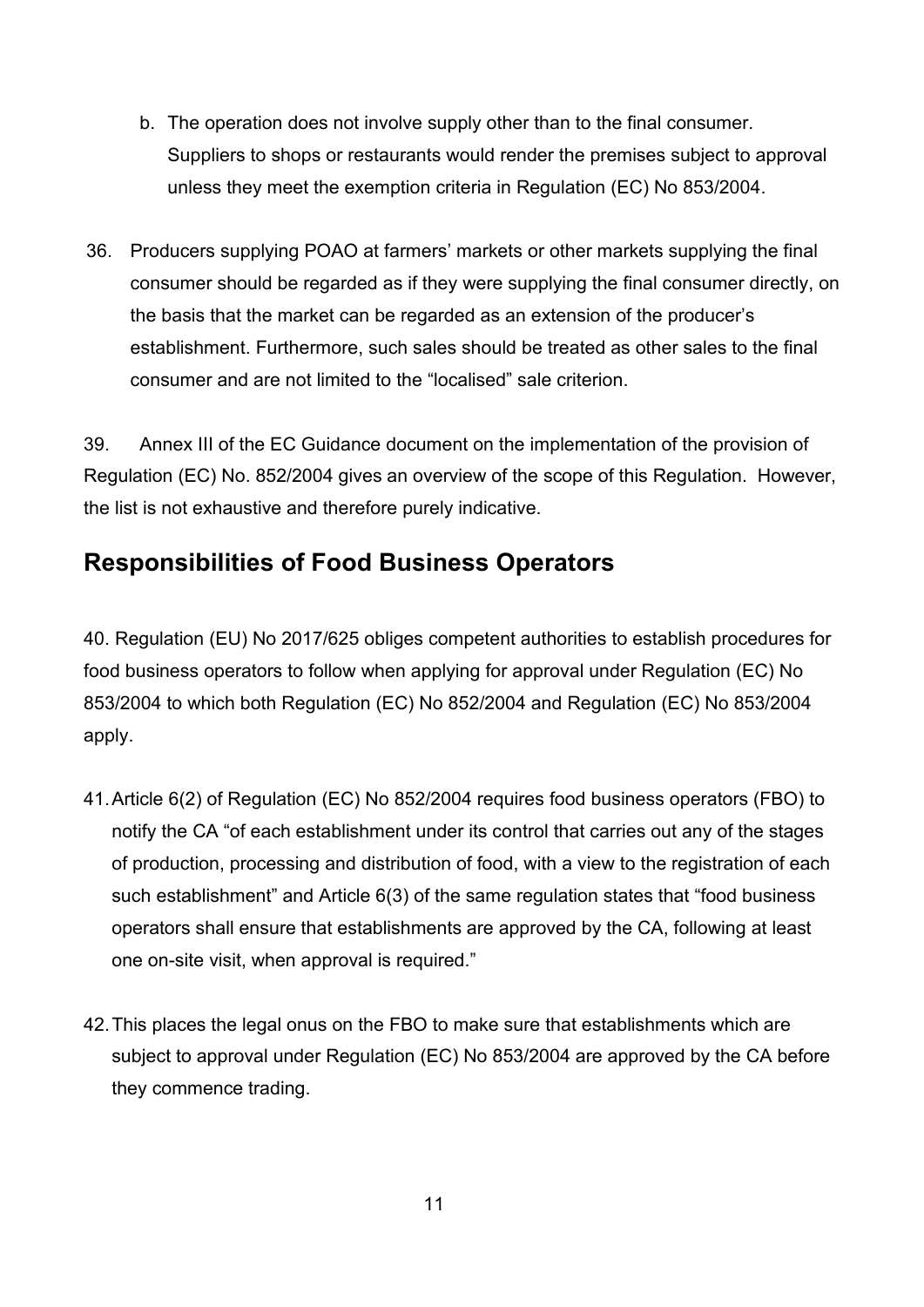b. The operation does not involve supply other than to the final consumer. Suppliers to shops or restaurants would render the premises subject to approval unless they meet the exemption criteria in Regulation (EC) No 853/2004.

36. Producers supplying POAO at farmers' markets or other markets supplying the final consumer should be regarded as if they were supplying the final consumer directly, on the basis that the market can be regarded as an extension of the producer's establishment. Furthermore, such sales should be treated as other sales to the final consumer and are not limited to the "localised" sale criterion.

39. Annex III of the EC Guidance document on the implementation of the provision of Regulation (EC) No. 852/2004 gives an overview of the scope of this Regulation. However, the list is not exhaustive and therefore purely indicative.

## Responsibilities of Food Business Operators

40. Regulation (EU) No 2017/625 obliges competent authorities to establish procedures for food business operators to follow when applying for approval under Regulation (EC) No 853/2004 to which both Regulation (EC) No 852/2004 and Regulation (EC) No 853/2004 apply.

41. Article 6(2) of Regulation (EC) No 852/2004 requires food business operators (FBO) to notify the CA "of each establishment under its control that carries out any of the stages of production, processing and distribution of food, with a view to the registration of each such establishment" and Article 6(3) of the same regulation states that "food business operators shall ensure that establishments are approved by the CA, following at least one on-site visit, when approval is required."

42. This places the legal onus on the FBO to make sure that establishments which are subject to approval under Regulation (EC) No 853/2004 are approved by the CA before they commence trading.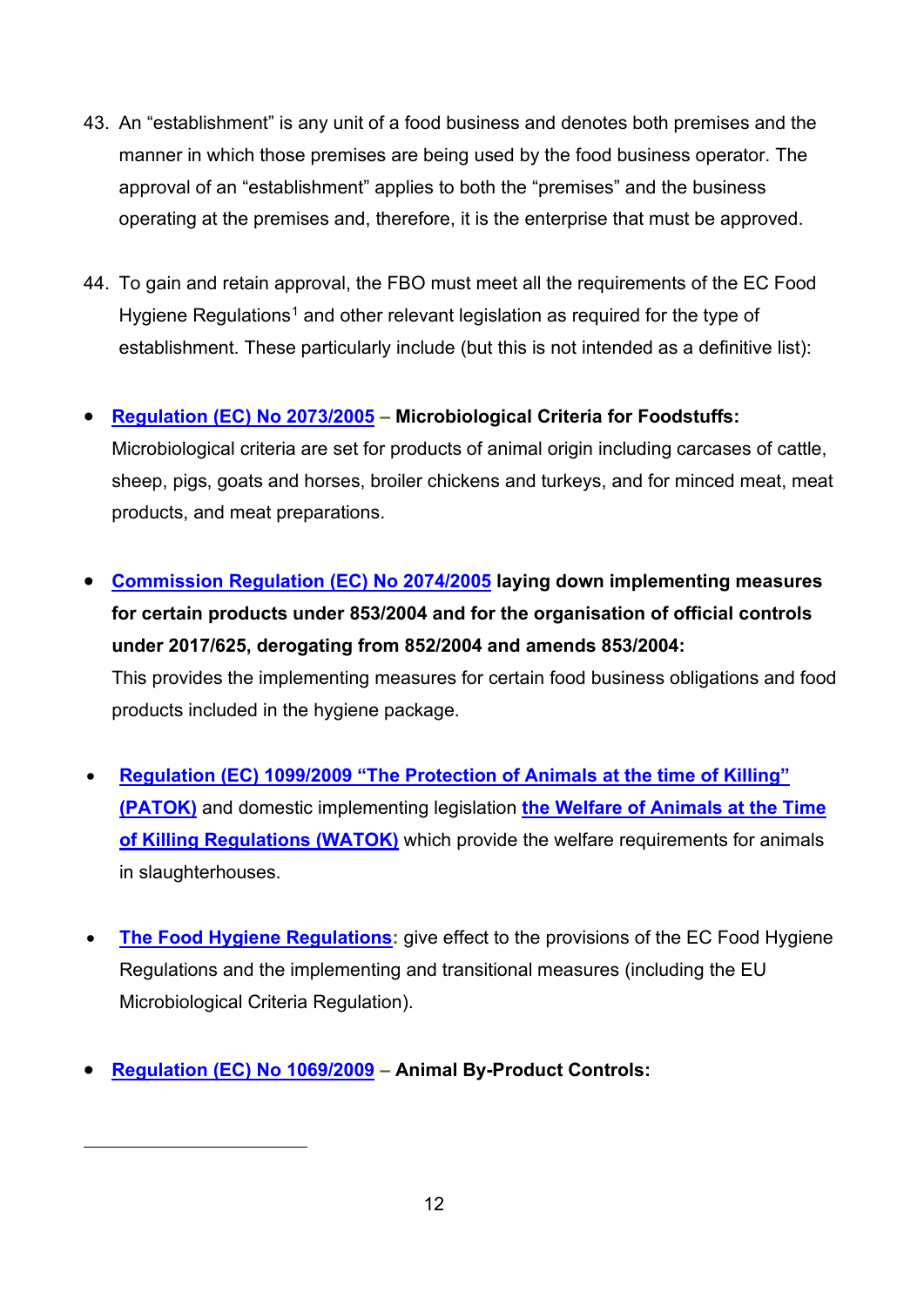43. An "establishment" is any unit of a food business and denotes both premises and the manner in which those premises are being used by the food business operator. The approval of an "establishment" applies to both the "premises" and the business operating at the premises and, therefore, it is the enterprise that must be approved.

44. To gain and retain approval, the FBO must meet all the requirements of the EC Food Hygiene Regulations[1] and other relevant legislation as required for the type of establishment. These particularly include (but this is not intended as a definitive list):

- **Regulation (EC) No 2073/2005 – Microbiological Criteria for Foodstuffs:** Microbiological criteria are set for products of animal origin including carcases of cattle, sheep, pigs, goats and horses, broiler chickens and turkeys, and for minced meat, meat products, and meat preparations.

- **Commission Regulation (EC) No 2074/2005 laying down implementing measures for certain products under 853/2004 and for the organisation of official controls under 2017/625, derogating from 852/2004 and amends 853/2004:** This provides the implementing measures for certain food business obligations and food products included in the hygiene package.

- **Regulation (EC) 1099/2009 "The Protection of Animals at the time of Killing" (PATOK)** and domestic implementing legislation **the Welfare of Animals at the Time of Killing Regulations (WATOK)** which provide the welfare requirements for animals in slaughterhouses.

- **The Food Hygiene Regulations:** give effect to the provisions of the EC Food Hygiene Regulations and the implementing and transitional measures (including the EU Microbiological Criteria Regulation).

- **Regulation (EC) No 1069/2009 – Animal By-Product Controls:**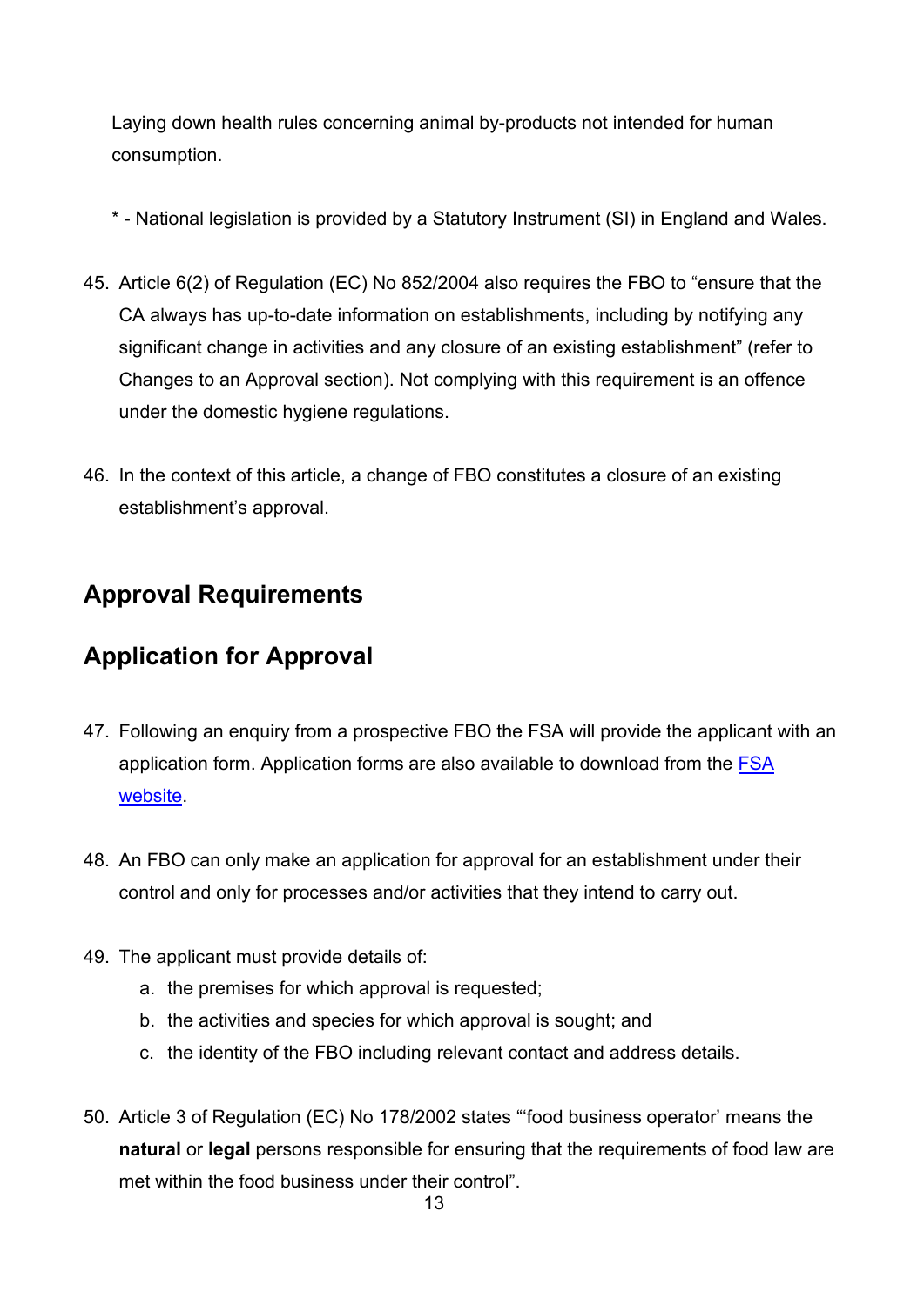Laying down health rules concerning animal by-products not intended for human consumption.

\* - National legislation is provided by a Statutory Instrument (SI) in England and Wales.

45. Article 6(2) of Regulation (EC) No 852/2004 also requires the FBO to "ensure that the CA always has up-to-date information on establishments, including by notifying any significant change in activities and any closure of an existing establishment" (refer to Changes to an Approval section). Not complying with this requirement is an offence under the domestic hygiene regulations.

46. In the context of this article, a change of FBO constitutes a closure of an existing establishment's approval.

## Approval Requirements

## Application for Approval

47. Following an enquiry from a prospective FBO the FSA will provide the applicant with an application form. Application forms are also available to download from the [FSA website](#).

48. An FBO can only make an application for approval for an establishment under their control and only for processes and/or activities that they intend to carry out.

49. The applicant must provide details of:
    a. the premises for which approval is requested;
    b. the activities and species for which approval is sought; and
    c. the identity of the FBO including relevant contact and address details.

50. Article 3 of Regulation (EC) No 178/2002 states "'food business operator' means the **natural** or **legal** persons responsible for ensuring that the requirements of food law are met within the food business under their control".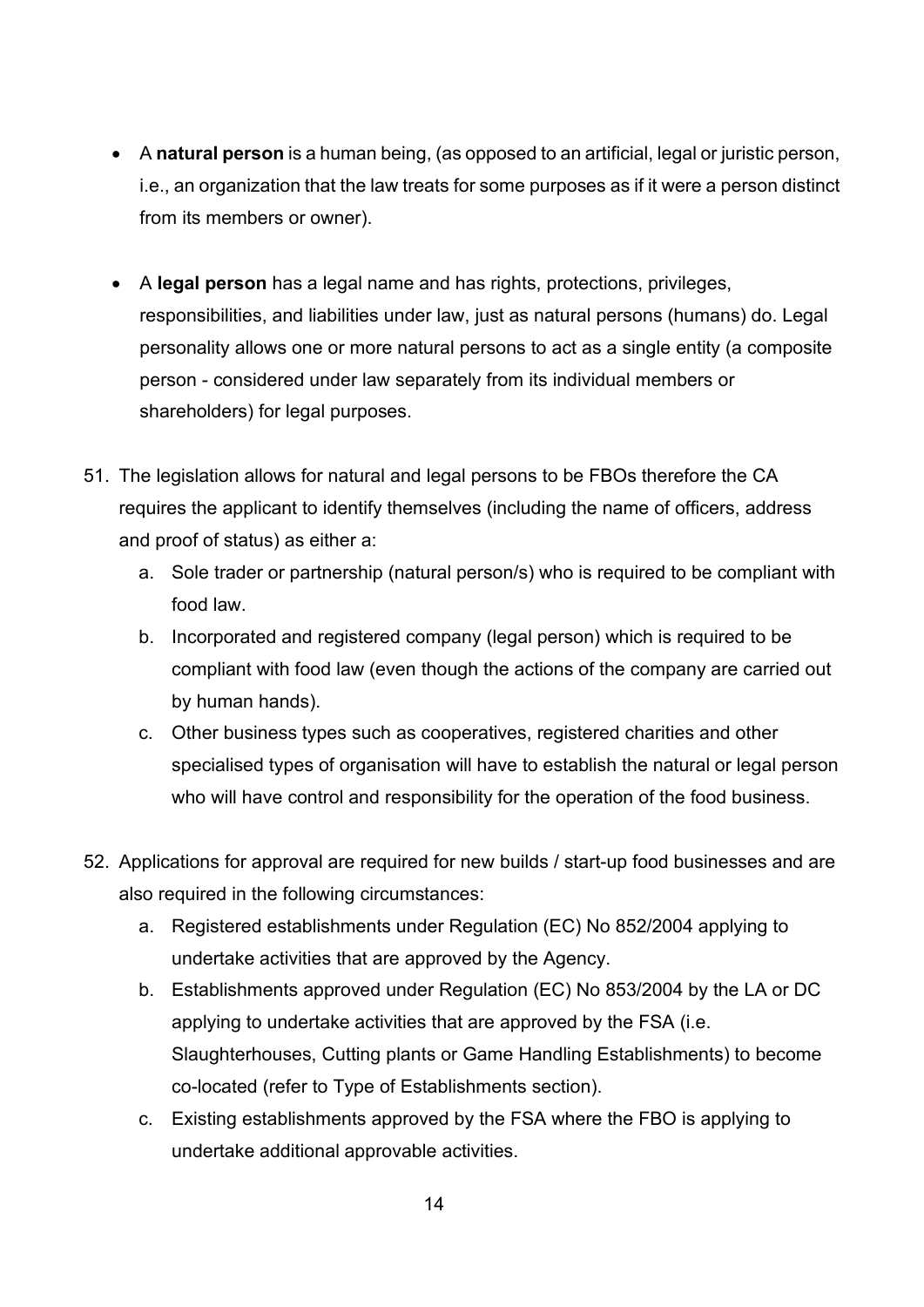- A **natural person** is a human being, (as opposed to an artificial, legal or juristic person, i.e., an organization that the law treats for some purposes as if it were a person distinct from its members or owner).

- A **legal person** has a legal name and has rights, protections, privileges, responsibilities, and liabilities under law, just as natural persons (humans) do. Legal personality allows one or more natural persons to act as a single entity (a composite person - considered under law separately from its individual members or shareholders) for legal purposes.

51. The legislation allows for natural and legal persons to be FBOs therefore the CA requires the applicant to identify themselves (including the name of officers, address and proof of status) as either a:
    a. Sole trader or partnership (natural person/s) who is required to be compliant with food law.
    b. Incorporated and registered company (legal person) which is required to be compliant with food law (even though the actions of the company are carried out by human hands).
    c. Other business types such as cooperatives, registered charities and other specialised types of organisation will have to establish the natural or legal person who will have control and responsibility for the operation of the food business.

52. Applications for approval are required for new builds / start-up food businesses and are also required in the following circumstances:
    a. Registered establishments under Regulation (EC) No 852/2004 applying to undertake activities that are approved by the Agency.
    b. Establishments approved under Regulation (EC) No 853/2004 by the LA or DC applying to undertake activities that are approved by the FSA (i.e. Slaughterhouses, Cutting plants or Game Handling Establishments) to become co-located (refer to Type of Establishments section).
    c. Existing establishments approved by the FSA where the FBO is applying to undertake additional approvable activities.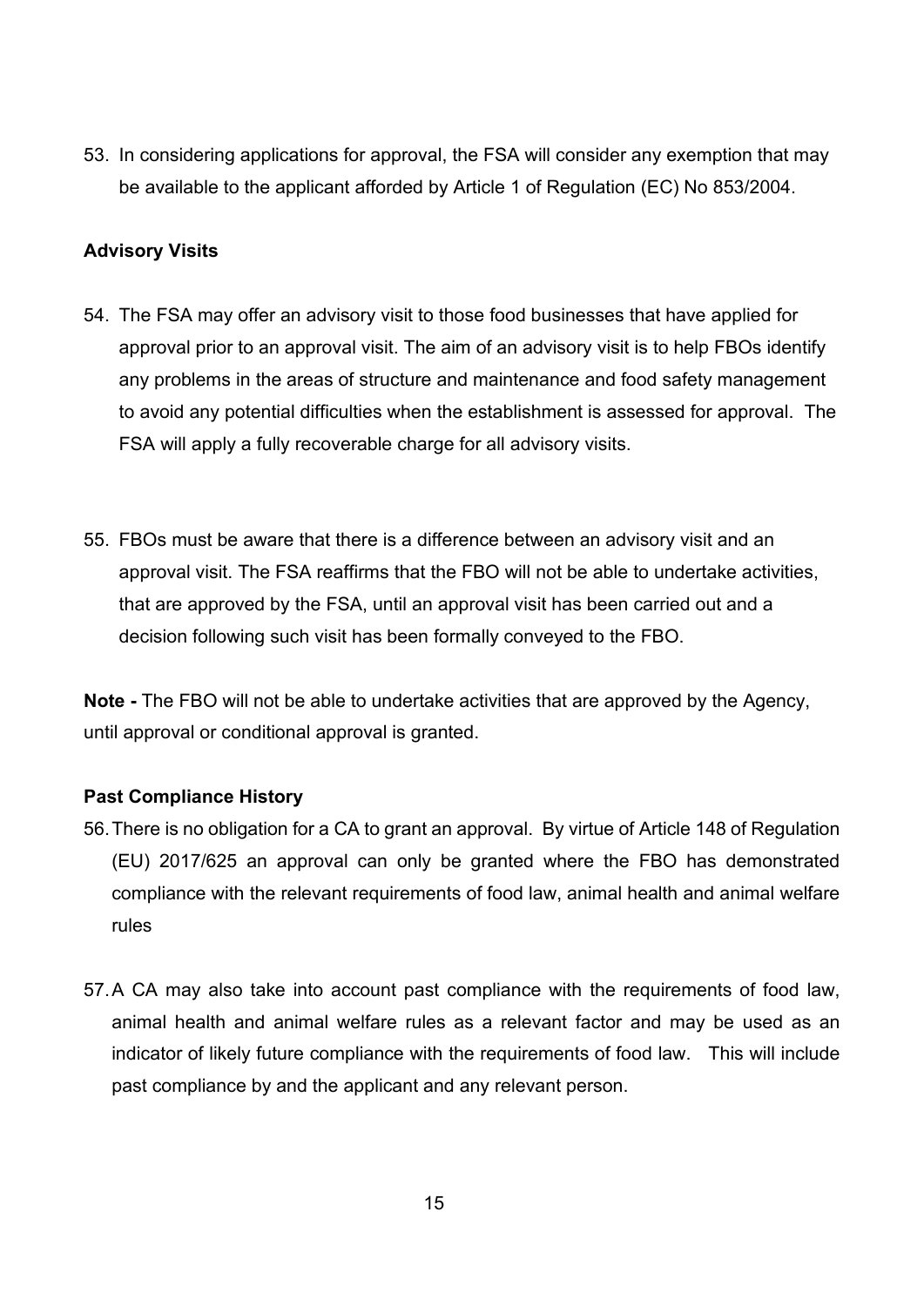53. In considering applications for approval, the FSA will consider any exemption that may be available to the applicant afforded by Article 1 of Regulation (EC) No 853/2004.

### Advisory Visits

54. The FSA may offer an advisory visit to those food businesses that have applied for approval prior to an approval visit. The aim of an advisory visit is to help FBOs identify any problems in the areas of structure and maintenance and food safety management to avoid any potential difficulties when the establishment is assessed for approval. The FSA will apply a fully recoverable charge for all advisory visits.

55. FBOs must be aware that there is a difference between an advisory visit and an approval visit. The FSA reaffirms that the FBO will not be able to undertake activities, that are approved by the FSA, until an approval visit has been carried out and a decision following such visit has been formally conveyed to the FBO.

**Note -** The FBO will not be able to undertake activities that are approved by the Agency, until approval or conditional approval is granted.

### Past Compliance History

56. There is no obligation for a CA to grant an approval. By virtue of Article 148 of Regulation (EU) 2017/625 an approval can only be granted where the FBO has demonstrated compliance with the relevant requirements of food law, animal health and animal welfare rules

57. A CA may also take into account past compliance with the requirements of food law, animal health and animal welfare rules as a relevant factor and may be used as an indicator of likely future compliance with the requirements of food law. This will include past compliance by and the applicant and any relevant person.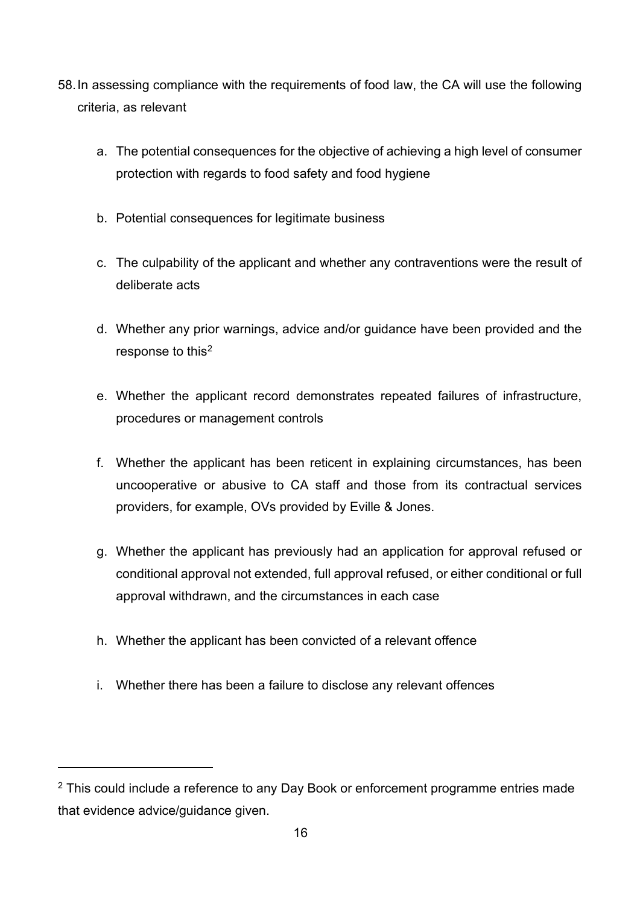58. In assessing compliance with the requirements of food law, the CA will use the following criteria, as relevant

    a. The potential consequences for the objective of achieving a high level of consumer protection with regards to food safety and food hygiene

    b. Potential consequences for legitimate business

    c. The culpability of the applicant and whether any contraventions were the result of deliberate acts

    d. Whether any prior warnings, advice and/or guidance have been provided and the response to this[2]

    e. Whether the applicant record demonstrates repeated failures of infrastructure, procedures or management controls

    f. Whether the applicant has been reticent in explaining circumstances, has been uncooperative or abusive to CA staff and those from its contractual services providers, for example, OVs provided by Eville & Jones.

    g. Whether the applicant has previously had an application for approval refused or conditional approval not extended, full approval refused, or either conditional or full approval withdrawn, and the circumstances in each case

    h. Whether the applicant has been convicted of a relevant offence

    i. Whether there has been a failure to disclose any relevant offences

---

[2] This could include a reference to any Day Book or enforcement programme entries made that evidence advice/guidance given.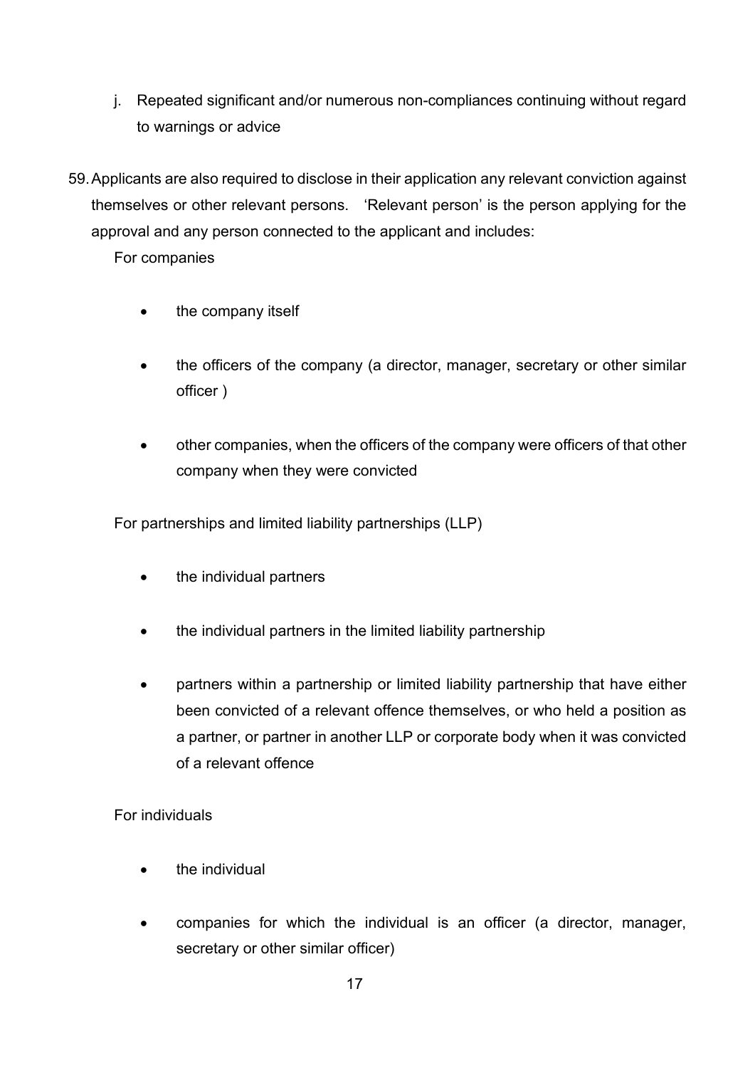j. Repeated significant and/or numerous non-compliances continuing without regard to warnings or advice

59. Applicants are also required to disclose in their application any relevant conviction against themselves or other relevant persons. 'Relevant person' is the person applying for the approval and any person connected to the applicant and includes:

For companies

- the company itself
- the officers of the company (a director, manager, secretary or other similar officer )
- other companies, when the officers of the company were officers of that other company when they were convicted

For partnerships and limited liability partnerships (LLP)

- the individual partners
- the individual partners in the limited liability partnership
- partners within a partnership or limited liability partnership that have either been convicted of a relevant offence themselves, or who held a position as a partner, or partner in another LLP or corporate body when it was convicted of a relevant offence

For individuals

- the individual
- companies for which the individual is an officer (a director, manager, secretary or other similar officer)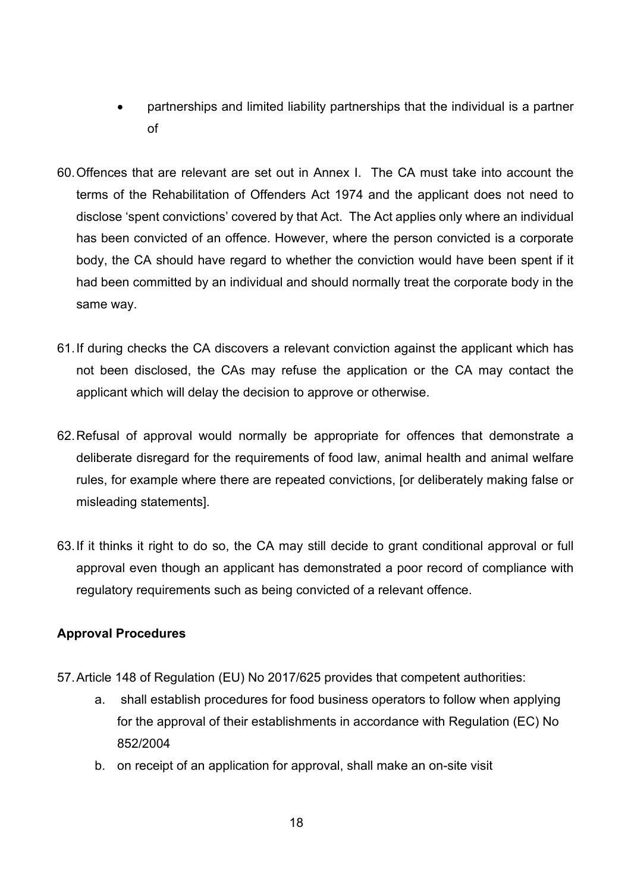- partnerships and limited liability partnerships that the individual is a partner of

60. Offences that are relevant are set out in Annex I. The CA must take into account the terms of the Rehabilitation of Offenders Act 1974 and the applicant does not need to disclose 'spent convictions' covered by that Act. The Act applies only where an individual has been convicted of an offence. However, where the person convicted is a corporate body, the CA should have regard to whether the conviction would have been spent if it had been committed by an individual and should normally treat the corporate body in the same way.

61. If during checks the CA discovers a relevant conviction against the applicant which has not been disclosed, the CAs may refuse the application or the CA may contact the applicant which will delay the decision to approve or otherwise.

62. Refusal of approval would normally be appropriate for offences that demonstrate a deliberate disregard for the requirements of food law, animal health and animal welfare rules, for example where there are repeated convictions, [or deliberately making false or misleading statements].

63. If it thinks it right to do so, the CA may still decide to grant conditional approval or full approval even though an applicant has demonstrated a poor record of compliance with regulatory requirements such as being convicted of a relevant offence.

**Approval Procedures**

57. Article 148 of Regulation (EU) No 2017/625 provides that competent authorities:
    a. shall establish procedures for food business operators to follow when applying for the approval of their establishments in accordance with Regulation (EC) No 852/2004
    b. on receipt of an application for approval, shall make an on-site visit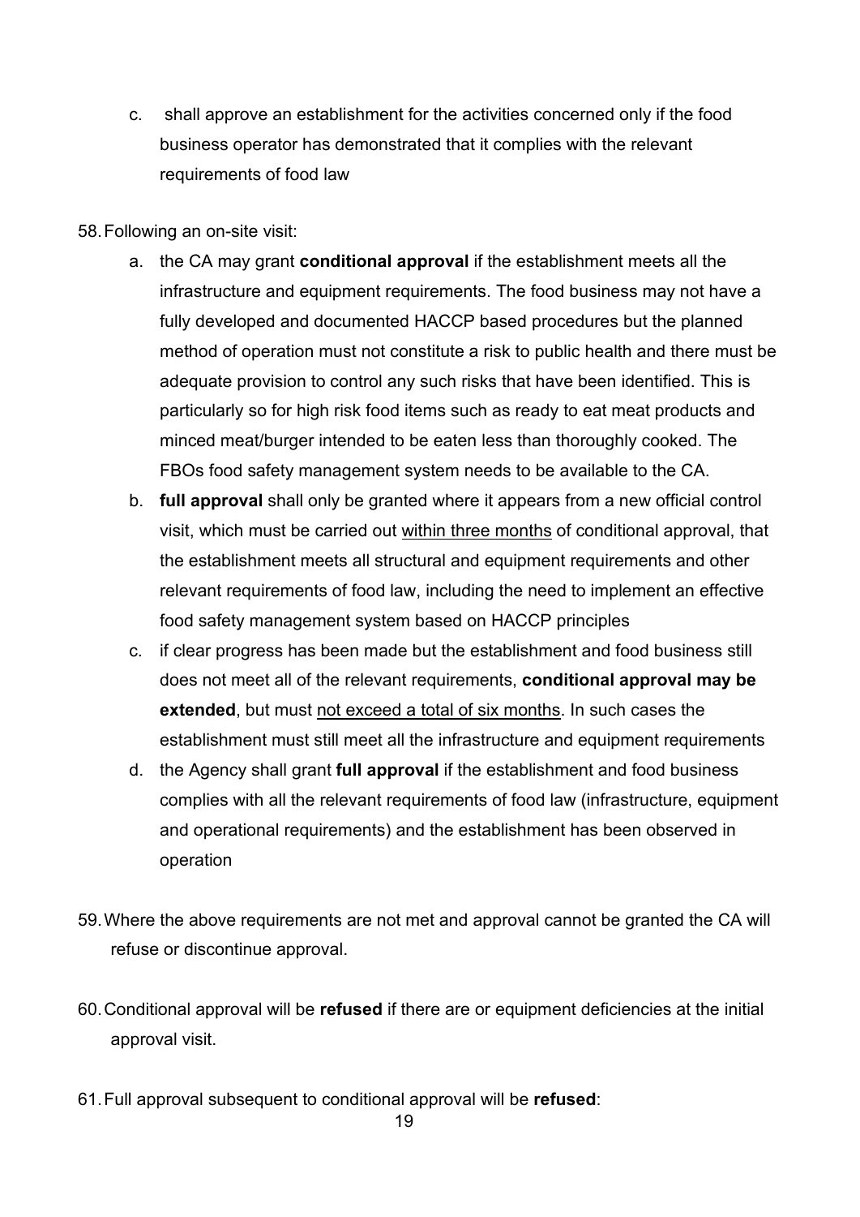c. shall approve an establishment for the activities concerned only if the food business operator has demonstrated that it complies with the relevant requirements of food law

58. Following an on-site visit:

    a. the CA may grant **conditional approval** if the establishment meets all the infrastructure and equipment requirements. The food business may not have a fully developed and documented HACCP based procedures but the planned method of operation must not constitute a risk to public health and there must be adequate provision to control any such risks that have been identified. This is particularly so for high risk food items such as ready to eat meat products and minced meat/burger intended to be eaten less than thoroughly cooked. The FBOs food safety management system needs to be available to the CA.
    b. **full approval** shall only be granted where it appears from a new official control visit, which must be carried out <u>within three months</u> of conditional approval, that the establishment meets all structural and equipment requirements and other relevant requirements of food law, including the need to implement an effective food safety management system based on HACCP principles
    c. if clear progress has been made but the establishment and food business still does not meet all of the relevant requirements, **conditional approval may be extended**, but must <u>not exceed a total of six months</u>. In such cases the establishment must still meet all the infrastructure and equipment requirements
    d. the Agency shall grant **full approval** if the establishment and food business complies with all the relevant requirements of food law (infrastructure, equipment and operational requirements) and the establishment has been observed in operation

59. Where the above requirements are not met and approval cannot be granted the CA will refuse or discontinue approval.

60. Conditional approval will be **refused** if there are or equipment deficiencies at the initial approval visit.

61. Full approval subsequent to conditional approval will be **refused**: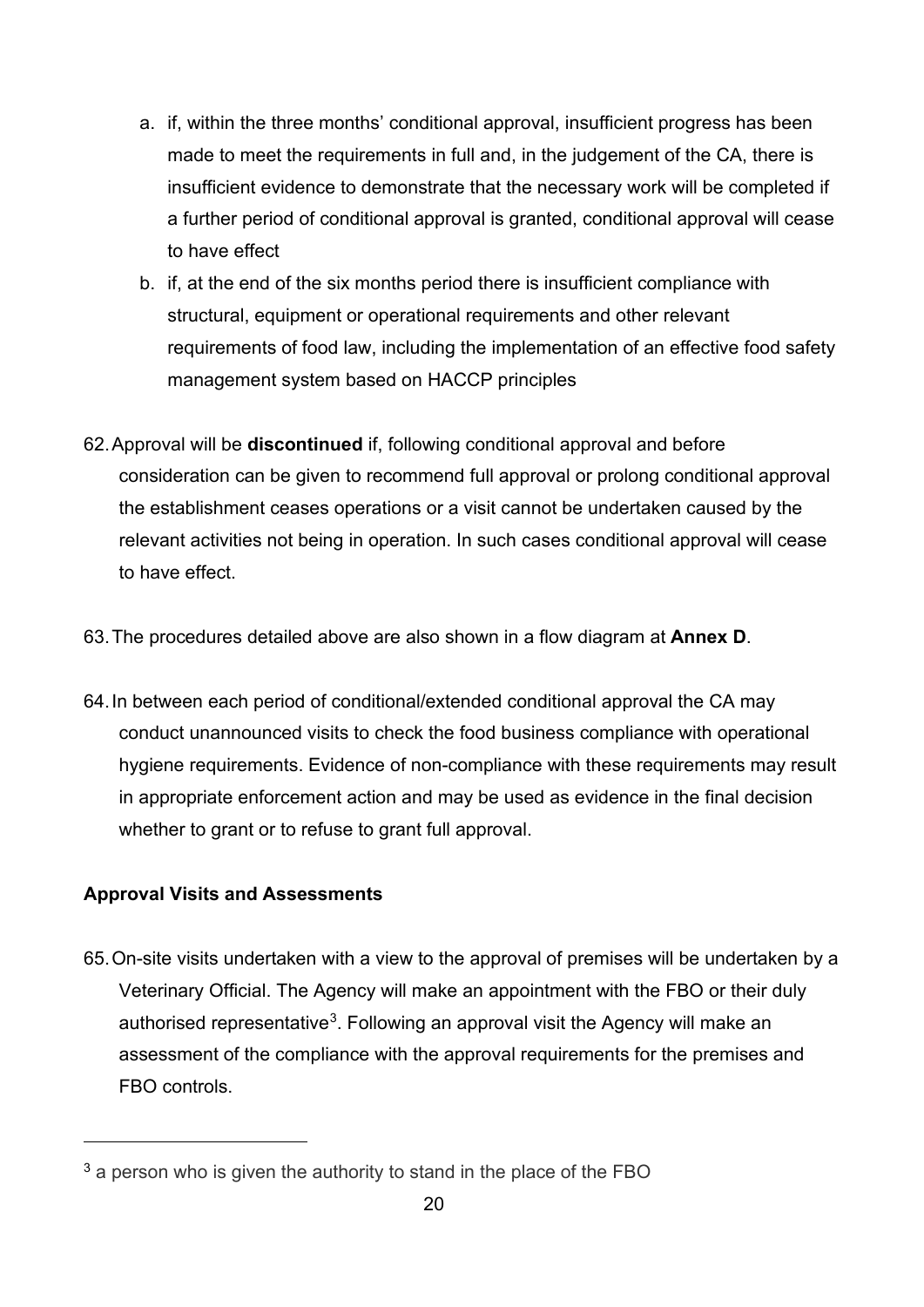a. if, within the three months' conditional approval, insufficient progress has been made to meet the requirements in full and, in the judgement of the CA, there is insufficient evidence to demonstrate that the necessary work will be completed if a further period of conditional approval is granted, conditional approval will cease to have effect
b. if, at the end of the six months period there is insufficient compliance with structural, equipment or operational requirements and other relevant requirements of food law, including the implementation of an effective food safety management system based on HACCP principles

62. Approval will be **discontinued** if, following conditional approval and before consideration can be given to recommend full approval or prolong conditional approval the establishment ceases operations or a visit cannot be undertaken caused by the relevant activities not being in operation. In such cases conditional approval will cease to have effect.

63. The procedures detailed above are also shown in a flow diagram at **Annex D**.

64. In between each period of conditional/extended conditional approval the CA may conduct unannounced visits to check the food business compliance with operational hygiene requirements. Evidence of non-compliance with these requirements may result in appropriate enforcement action and may be used as evidence in the final decision whether to grant or to refuse to grant full approval.

**Approval Visits and Assessments**

65. On-site visits undertaken with a view to the approval of premises will be undertaken by a Veterinary Official. The Agency will make an appointment with the FBO or their duly authorised representative[3]. Following an approval visit the Agency will make an assessment of the compliance with the approval requirements for the premises and FBO controls.

[3] a person who is given the authority to stand in the place of the FBO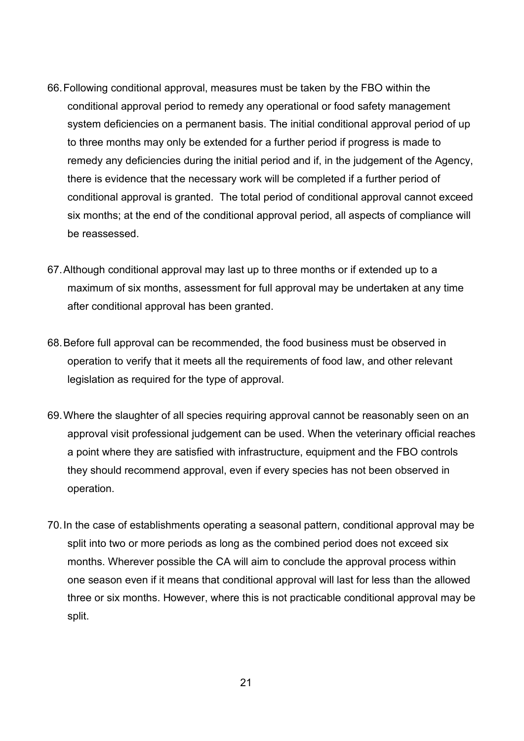66. Following conditional approval, measures must be taken by the FBO within the conditional approval period to remedy any operational or food safety management system deficiencies on a permanent basis. The initial conditional approval period of up to three months may only be extended for a further period if progress is made to remedy any deficiencies during the initial period and if, in the judgement of the Agency, there is evidence that the necessary work will be completed if a further period of conditional approval is granted. The total period of conditional approval cannot exceed six months; at the end of the conditional approval period, all aspects of compliance will be reassessed.

67. Although conditional approval may last up to three months or if extended up to a maximum of six months, assessment for full approval may be undertaken at any time after conditional approval has been granted.

68. Before full approval can be recommended, the food business must be observed in operation to verify that it meets all the requirements of food law, and other relevant legislation as required for the type of approval.

69. Where the slaughter of all species requiring approval cannot be reasonably seen on an approval visit professional judgement can be used. When the veterinary official reaches a point where they are satisfied with infrastructure, equipment and the FBO controls they should recommend approval, even if every species has not been observed in operation.

70. In the case of establishments operating a seasonal pattern, conditional approval may be split into two or more periods as long as the combined period does not exceed six months. Wherever possible the CA will aim to conclude the approval process within one season even if it means that conditional approval will last for less than the allowed three or six months. However, where this is not practicable conditional approval may be split.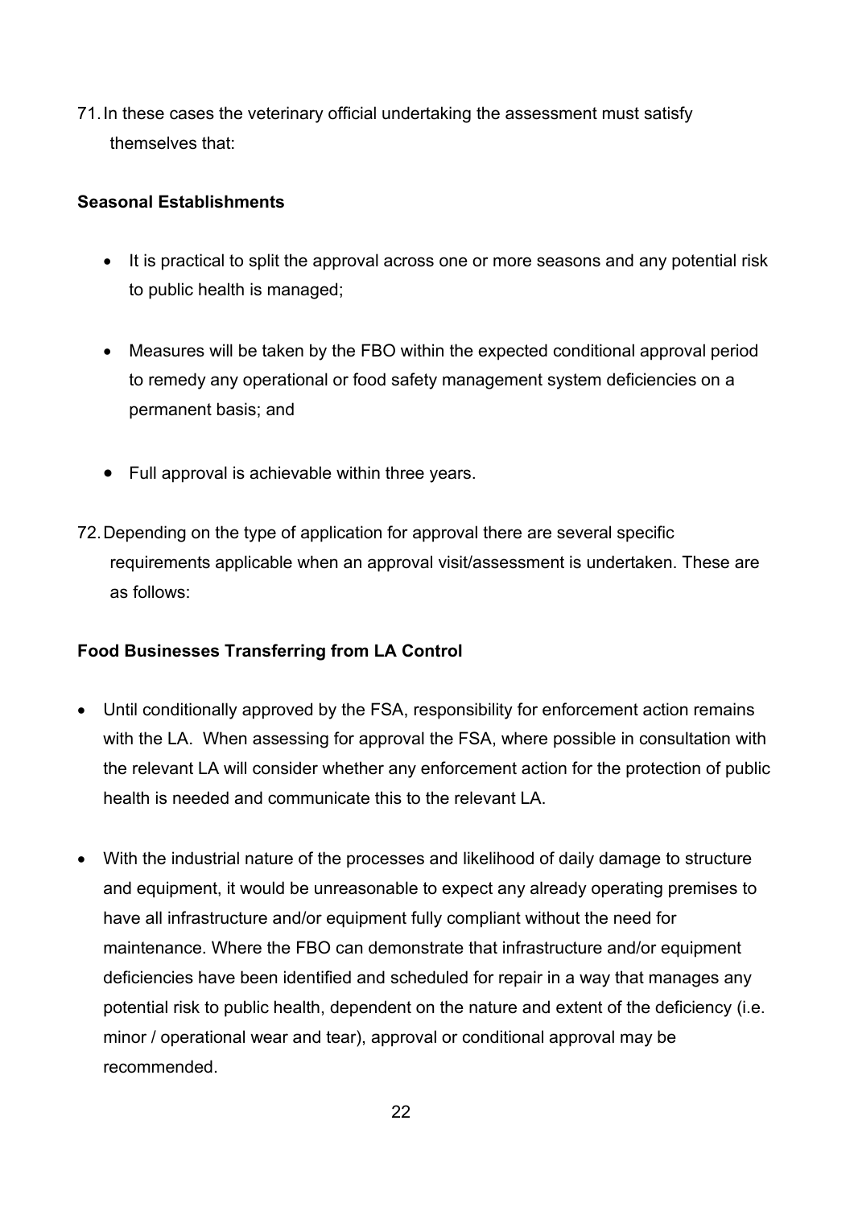71. In these cases the veterinary official undertaking the assessment must satisfy themselves that:

**Seasonal Establishments**

- It is practical to split the approval across one or more seasons and any potential risk to public health is managed;
- Measures will be taken by the FBO within the expected conditional approval period to remedy any operational or food safety management system deficiencies on a permanent basis; and
- Full approval is achievable within three years.

72. Depending on the type of application for approval there are several specific requirements applicable when an approval visit/assessment is undertaken. These are as follows:

**Food Businesses Transferring from LA Control**

- Until conditionally approved by the FSA, responsibility for enforcement action remains with the LA. When assessing for approval the FSA, where possible in consultation with the relevant LA will consider whether any enforcement action for the protection of public health is needed and communicate this to the relevant LA.
- With the industrial nature of the processes and likelihood of daily damage to structure and equipment, it would be unreasonable to expect any already operating premises to have all infrastructure and/or equipment fully compliant without the need for maintenance. Where the FBO can demonstrate that infrastructure and/or equipment deficiencies have been identified and scheduled for repair in a way that manages any potential risk to public health, dependent on the nature and extent of the deficiency (i.e. minor / operational wear and tear), approval or conditional approval may be recommended.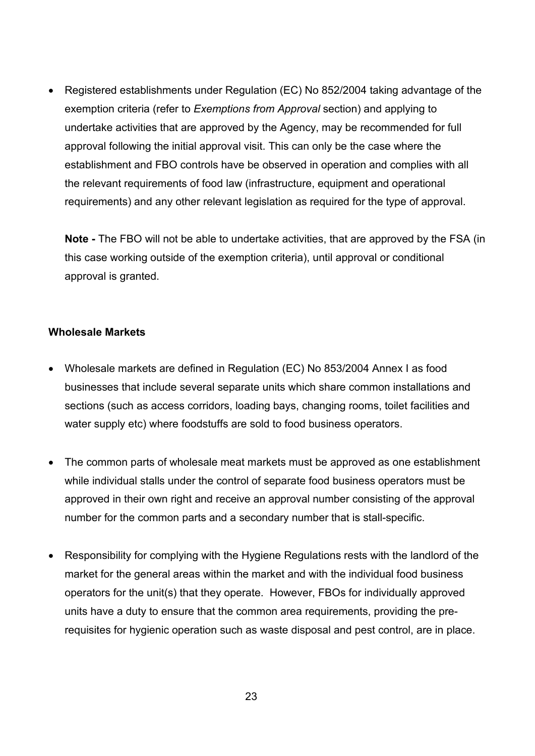- Registered establishments under Regulation (EC) No 852/2004 taking advantage of the exemption criteria (refer to *Exemptions from Approval* section) and applying to undertake activities that are approved by the Agency, may be recommended for full approval following the initial approval visit. This can only be the case where the establishment and FBO controls have be observed in operation and complies with all the relevant requirements of food law (infrastructure, equipment and operational requirements) and any other relevant legislation as required for the type of approval.

  **Note -** The FBO will not be able to undertake activities, that are approved by the FSA (in this case working outside of the exemption criteria), until approval or conditional approval is granted.

**Wholesale Markets**

- Wholesale markets are defined in Regulation (EC) No 853/2004 Annex I as food businesses that include several separate units which share common installations and sections (such as access corridors, loading bays, changing rooms, toilet facilities and water supply etc) where foodstuffs are sold to food business operators.

- The common parts of wholesale meat markets must be approved as one establishment while individual stalls under the control of separate food business operators must be approved in their own right and receive an approval number consisting of the approval number for the common parts and a secondary number that is stall-specific.

- Responsibility for complying with the Hygiene Regulations rests with the landlord of the market for the general areas within the market and with the individual food business operators for the unit(s) that they operate. However, FBOs for individually approved units have a duty to ensure that the common area requirements, providing the pre-requisites for hygienic operation such as waste disposal and pest control, are in place.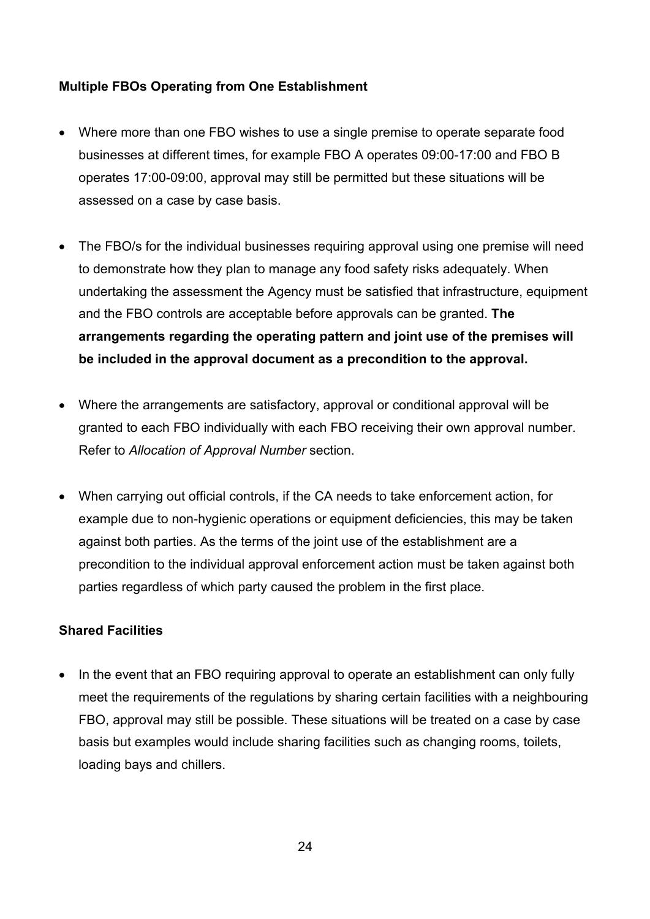**Multiple FBOs Operating from One Establishment**

- Where more than one FBO wishes to use a single premise to operate separate food businesses at different times, for example FBO A operates 09:00-17:00 and FBO B operates 17:00-09:00, approval may still be permitted but these situations will be assessed on a case by case basis.

- The FBO/s for the individual businesses requiring approval using one premise will need to demonstrate how they plan to manage any food safety risks adequately. When undertaking the assessment the Agency must be satisfied that infrastructure, equipment and the FBO controls are acceptable before approvals can be granted. **The arrangements regarding the operating pattern and joint use of the premises will be included in the approval document as a precondition to the approval.**

- Where the arrangements are satisfactory, approval or conditional approval will be granted to each FBO individually with each FBO receiving their own approval number. Refer to *Allocation of Approval Number* section.

- When carrying out official controls, if the CA needs to take enforcement action, for example due to non-hygienic operations or equipment deficiencies, this may be taken against both parties. As the terms of the joint use of the establishment are a precondition to the individual approval enforcement action must be taken against both parties regardless of which party caused the problem in the first place.

**Shared Facilities**

- In the event that an FBO requiring approval to operate an establishment can only fully meet the requirements of the regulations by sharing certain facilities with a neighbouring FBO, approval may still be possible. These situations will be treated on a case by case basis but examples would include sharing facilities such as changing rooms, toilets, loading bays and chillers.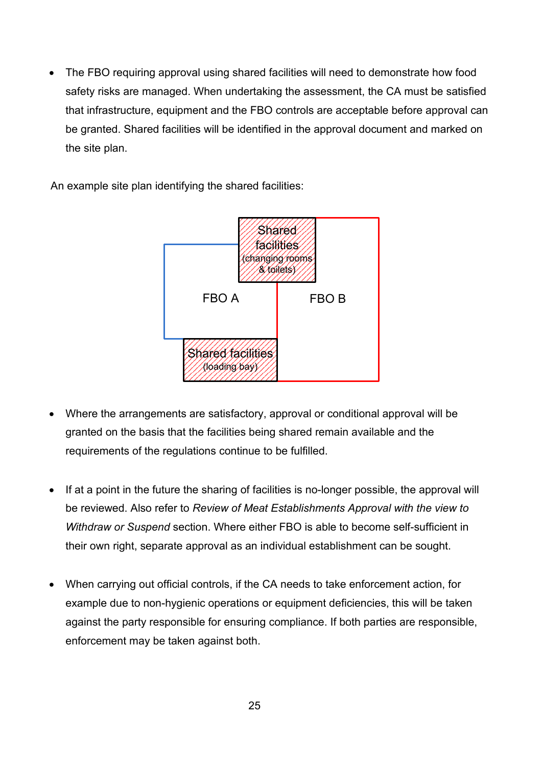- The FBO requiring approval using shared facilities will need to demonstrate how food safety risks are managed. When undertaking the assessment, the CA must be satisfied that infrastructure, equipment and the FBO controls are acceptable before approval can be granted. Shared facilities will be identified in the approval document and marked on the site plan.

An example site plan identifying the shared facilities:

- Where the arrangements are satisfactory, approval or conditional approval will be granted on the basis that the facilities being shared remain available and the requirements of the regulations continue to be fulfilled.

- If at a point in the future the sharing of facilities is no-longer possible, the approval will be reviewed. Also refer to *Review of Meat Establishments Approval with the view to Withdraw or Suspend* section. Where either FBO is able to become self-sufficient in their own right, separate approval as an individual establishment can be sought.

- When carrying out official controls, if the CA needs to take enforcement action, for example due to non-hygienic operations or equipment deficiencies, this will be taken against the party responsible for ensuring compliance. If both parties are responsible, enforcement may be taken against both.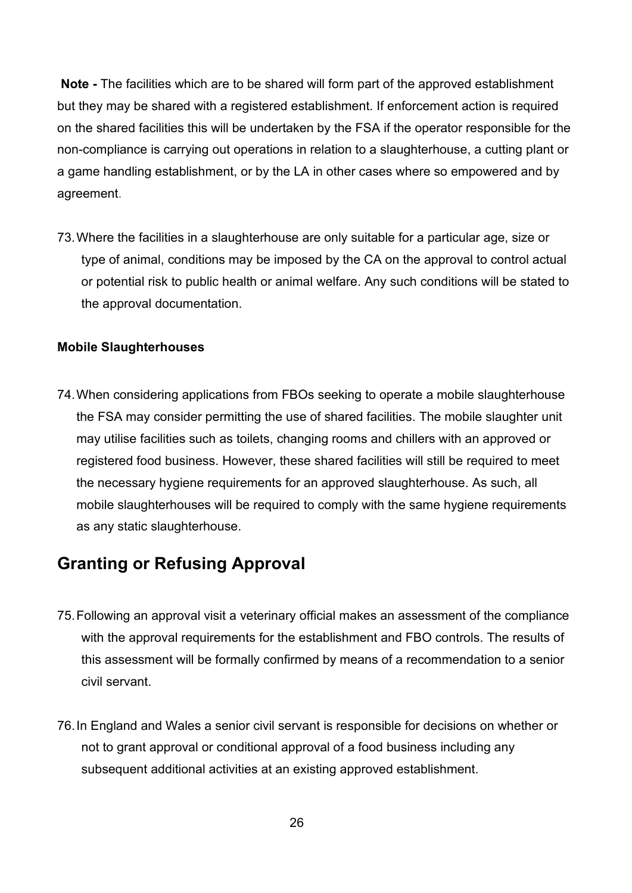**Note -** The facilities which are to be shared will form part of the approved establishment but they may be shared with a registered establishment. If enforcement action is required on the shared facilities this will be undertaken by the FSA if the operator responsible for the non-compliance is carrying out operations in relation to a slaughterhouse, a cutting plant or a game handling establishment, or by the LA in other cases where so empowered and by agreement.

73. Where the facilities in a slaughterhouse are only suitable for a particular age, size or type of animal, conditions may be imposed by the CA on the approval to control actual or potential risk to public health or animal welfare. Any such conditions will be stated to the approval documentation.

**Mobile Slaughterhouses**

74. When considering applications from FBOs seeking to operate a mobile slaughterhouse the FSA may consider permitting the use of shared facilities. The mobile slaughter unit may utilise facilities such as toilets, changing rooms and chillers with an approved or registered food business. However, these shared facilities will still be required to meet the necessary hygiene requirements for an approved slaughterhouse. As such, all mobile slaughterhouses will be required to comply with the same hygiene requirements as any static slaughterhouse.

## Granting or Refusing Approval

75. Following an approval visit a veterinary official makes an assessment of the compliance with the approval requirements for the establishment and FBO controls. The results of this assessment will be formally confirmed by means of a recommendation to a senior civil servant.

76. In England and Wales a senior civil servant is responsible for decisions on whether or not to grant approval or conditional approval of a food business including any subsequent additional activities at an existing approved establishment.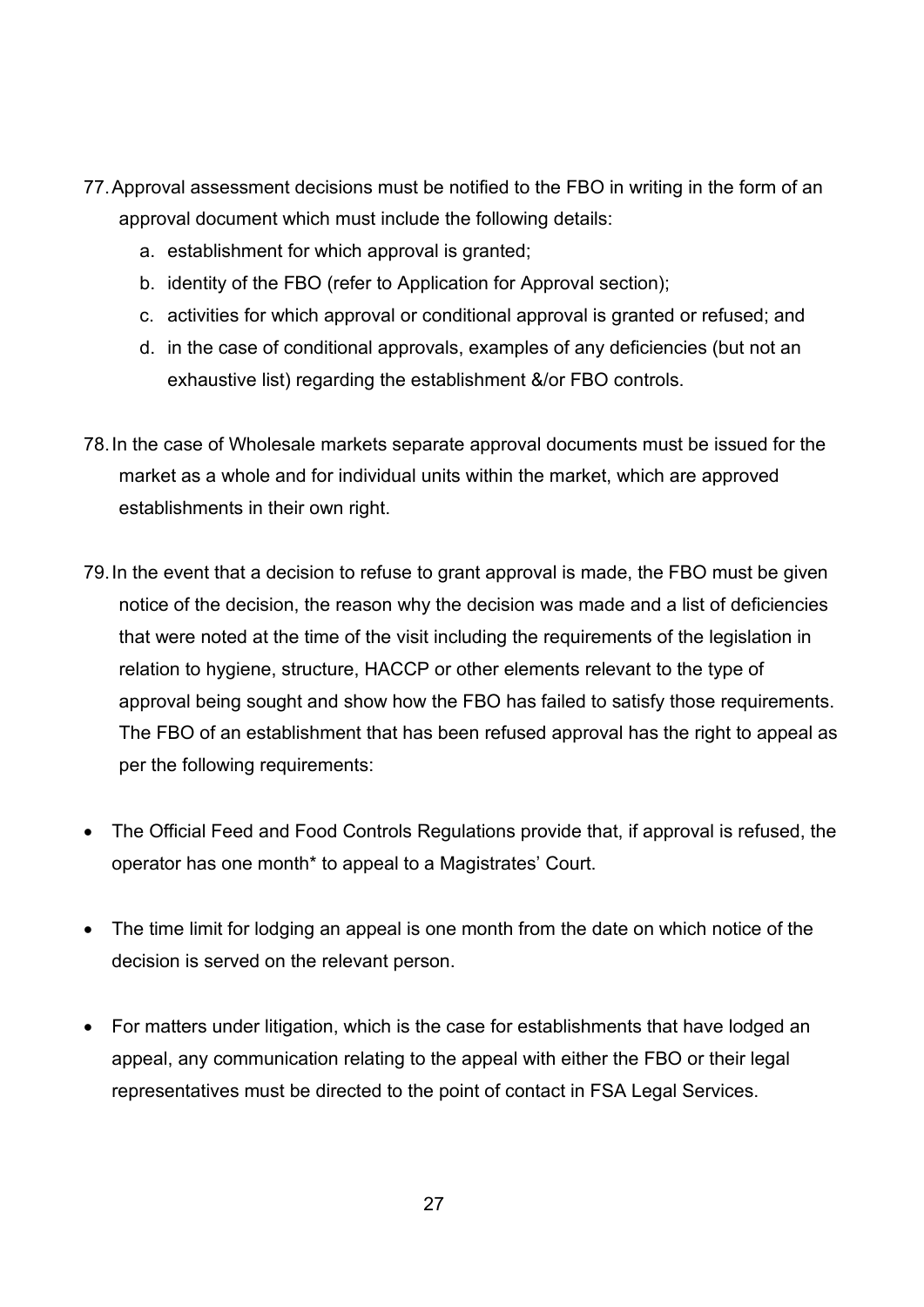77. Approval assessment decisions must be notified to the FBO in writing in the form of an approval document which must include the following details:
    a. establishment for which approval is granted;
    b. identity of the FBO (refer to Application for Approval section);
    c. activities for which approval or conditional approval is granted or refused; and
    d. in the case of conditional approvals, examples of any deficiencies (but not an exhaustive list) regarding the establishment &/or FBO controls.

78. In the case of Wholesale markets separate approval documents must be issued for the market as a whole and for individual units within the market, which are approved establishments in their own right.

79. In the event that a decision to refuse to grant approval is made, the FBO must be given notice of the decision, the reason why the decision was made and a list of deficiencies that were noted at the time of the visit including the requirements of the legislation in relation to hygiene, structure, HACCP or other elements relevant to the type of approval being sought and show how the FBO has failed to satisfy those requirements. The FBO of an establishment that has been refused approval has the right to appeal as per the following requirements:

- The Official Feed and Food Controls Regulations provide that, if approval is refused, the operator has one month* to appeal to a Magistrates' Court.

- The time limit for lodging an appeal is one month from the date on which notice of the decision is served on the relevant person.

- For matters under litigation, which is the case for establishments that have lodged an appeal, any communication relating to the appeal with either the FBO or their legal representatives must be directed to the point of contact in FSA Legal Services.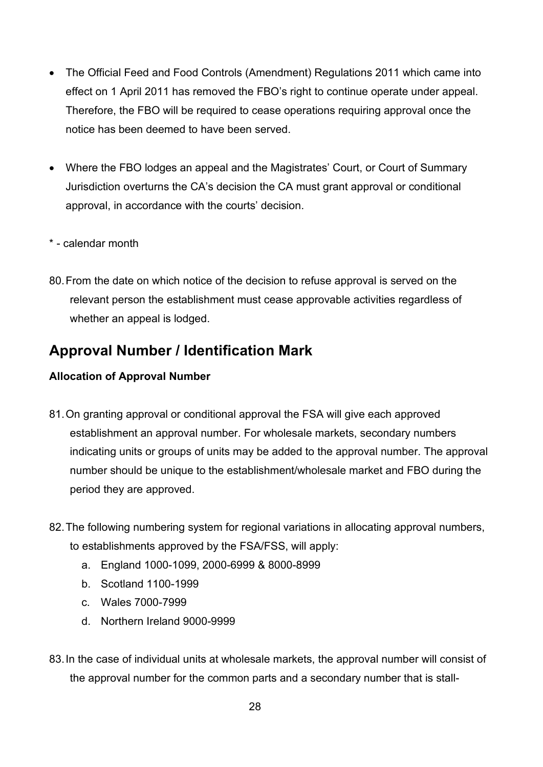- The Official Feed and Food Controls (Amendment) Regulations 2011 which came into effect on 1 April 2011 has removed the FBO's right to continue operate under appeal. Therefore, the FBO will be required to cease operations requiring approval once the notice has been deemed to have been served.

- Where the FBO lodges an appeal and the Magistrates' Court, or Court of Summary Jurisdiction overturns the CA's decision the CA must grant approval or conditional approval, in accordance with the courts' decision.

* - calendar month

80. From the date on which notice of the decision to refuse approval is served on the relevant person the establishment must cease approvable activities regardless of whether an appeal is lodged.

## Approval Number / Identification Mark

**Allocation of Approval Number**

81. On granting approval or conditional approval the FSA will give each approved establishment an approval number. For wholesale markets, secondary numbers indicating units or groups of units may be added to the approval number. The approval number should be unique to the establishment/wholesale market and FBO during the period they are approved.

82. The following numbering system for regional variations in allocating approval numbers, to establishments approved by the FSA/FSS, will apply:
    a. England 1000-1099, 2000-6999 & 8000-8999
    b. Scotland 1100-1999
    c. Wales 7000-7999
    d. Northern Ireland 9000-9999

83. In the case of individual units at wholesale markets, the approval number will consist of the approval number for the common parts and a secondary number that is stall-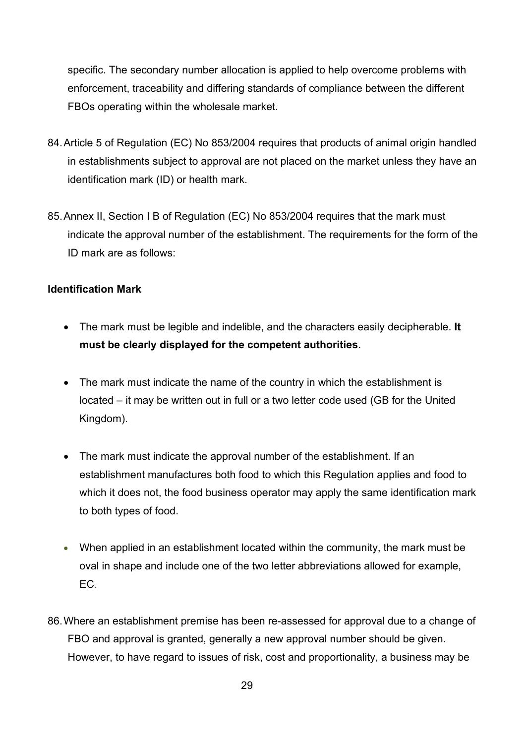specific. The secondary number allocation is applied to help overcome problems with enforcement, traceability and differing standards of compliance between the different FBOs operating within the wholesale market.

84. Article 5 of Regulation (EC) No 853/2004 requires that products of animal origin handled in establishments subject to approval are not placed on the market unless they have an identification mark (ID) or health mark.

85. Annex II, Section I B of Regulation (EC) No 853/2004 requires that the mark must indicate the approval number of the establishment. The requirements for the form of the ID mark are as follows:

**Identification Mark**

- The mark must be legible and indelible, and the characters easily decipherable. **It must be clearly displayed for the competent authorities**.

- The mark must indicate the name of the country in which the establishment is located – it may be written out in full or a two letter code used (GB for the United Kingdom).

- The mark must indicate the approval number of the establishment. If an establishment manufactures both food to which this Regulation applies and food to which it does not, the food business operator may apply the same identification mark to both types of food.

- When applied in an establishment located within the community, the mark must be oval in shape and include one of the two letter abbreviations allowed for example, EC.

86. Where an establishment premise has been re-assessed for approval due to a change of FBO and approval is granted, generally a new approval number should be given. However, to have regard to issues of risk, cost and proportionality, a business may be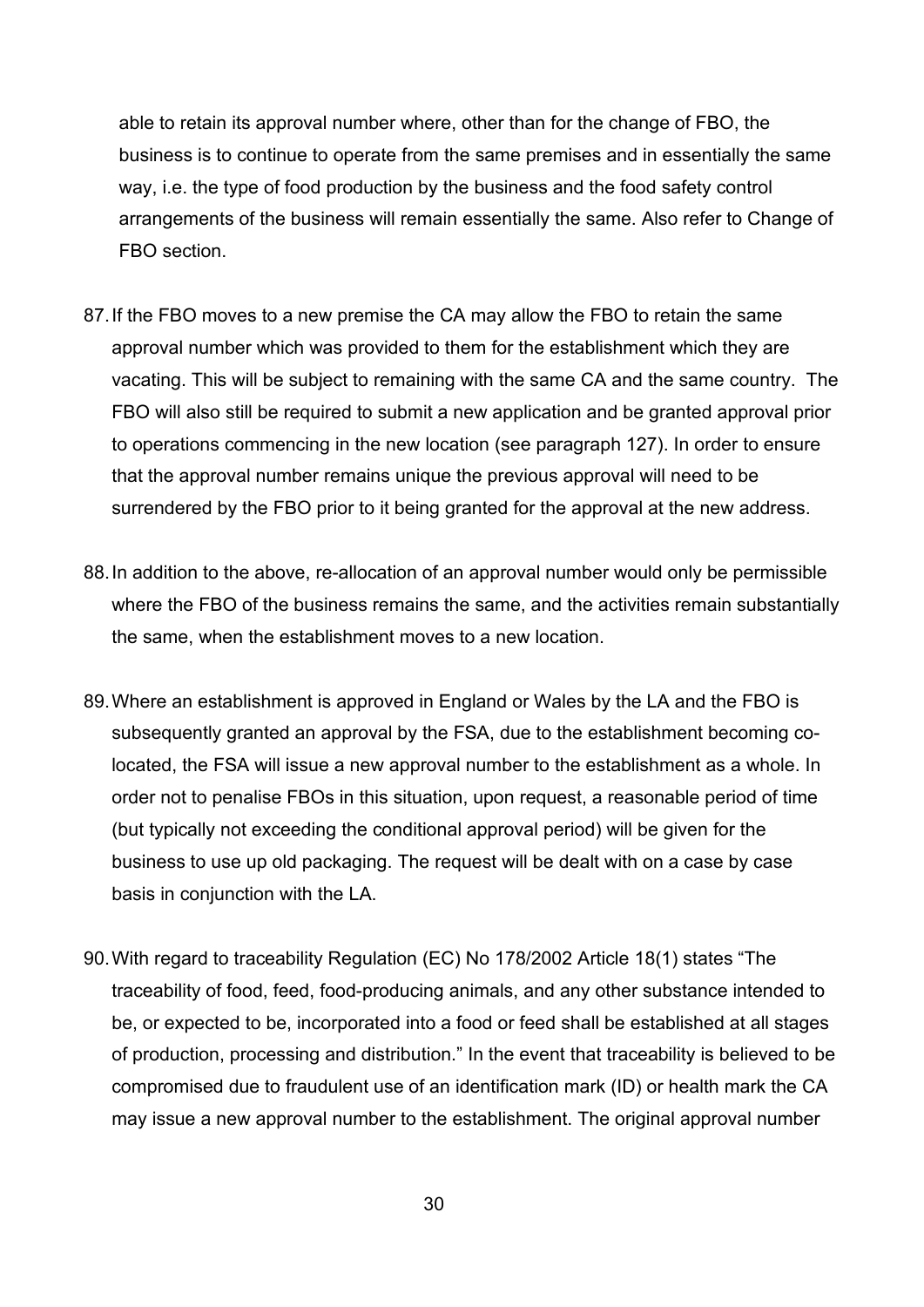able to retain its approval number where, other than for the change of FBO, the business is to continue to operate from the same premises and in essentially the same way, i.e. the type of food production by the business and the food safety control arrangements of the business will remain essentially the same. Also refer to Change of FBO section.

87. If the FBO moves to a new premise the CA may allow the FBO to retain the same approval number which was provided to them for the establishment which they are vacating. This will be subject to remaining with the same CA and the same country. The FBO will also still be required to submit a new application and be granted approval prior to operations commencing in the new location (see paragraph 127). In order to ensure that the approval number remains unique the previous approval will need to be surrendered by the FBO prior to it being granted for the approval at the new address.

88. In addition to the above, re-allocation of an approval number would only be permissible where the FBO of the business remains the same, and the activities remain substantially the same, when the establishment moves to a new location.

89. Where an establishment is approved in England or Wales by the LA and the FBO is subsequently granted an approval by the FSA, due to the establishment becoming co-located, the FSA will issue a new approval number to the establishment as a whole. In order not to penalise FBOs in this situation, upon request, a reasonable period of time (but typically not exceeding the conditional approval period) will be given for the business to use up old packaging. The request will be dealt with on a case by case basis in conjunction with the LA.

90. With regard to traceability Regulation (EC) No 178/2002 Article 18(1) states "The traceability of food, feed, food-producing animals, and any other substance intended to be, or expected to be, incorporated into a food or feed shall be established at all stages of production, processing and distribution." In the event that traceability is believed to be compromised due to fraudulent use of an identification mark (ID) or health mark the CA may issue a new approval number to the establishment. The original approval number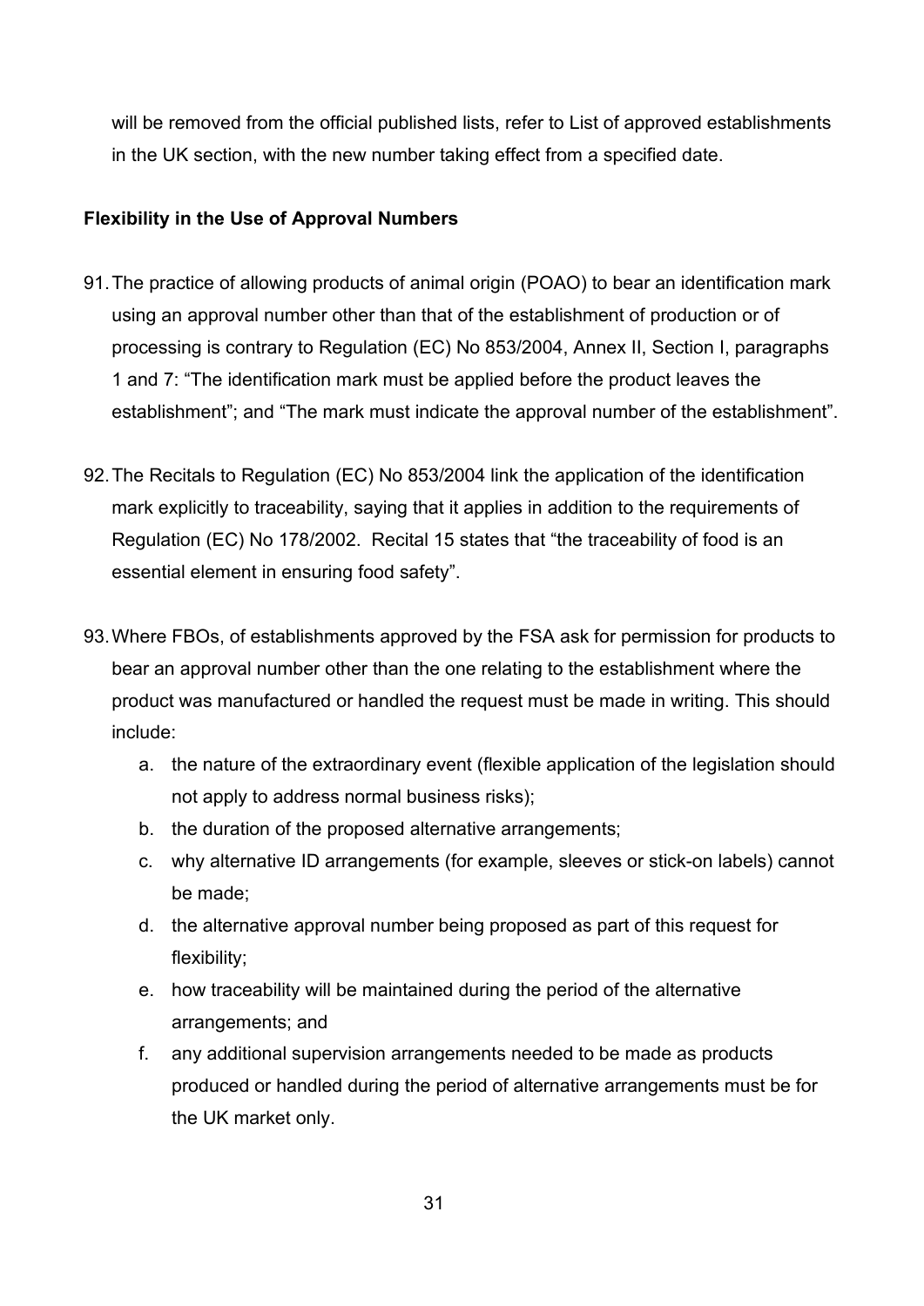will be removed from the official published lists, refer to List of approved establishments in the UK section, with the new number taking effect from a specified date.

**Flexibility in the Use of Approval Numbers**

91. The practice of allowing products of animal origin (POAO) to bear an identification mark using an approval number other than that of the establishment of production or of processing is contrary to Regulation (EC) No 853/2004, Annex II, Section I, paragraphs 1 and 7: “The identification mark must be applied before the product leaves the establishment”; and “The mark must indicate the approval number of the establishment”.

92. The Recitals to Regulation (EC) No 853/2004 link the application of the identification mark explicitly to traceability, saying that it applies in addition to the requirements of Regulation (EC) No 178/2002. Recital 15 states that “the traceability of food is an essential element in ensuring food safety”.

93. Where FBOs, of establishments approved by the FSA ask for permission for products to bear an approval number other than the one relating to the establishment where the product was manufactured or handled the request must be made in writing. This should include:
    a. the nature of the extraordinary event (flexible application of the legislation should not apply to address normal business risks);
    b. the duration of the proposed alternative arrangements;
    c. why alternative ID arrangements (for example, sleeves or stick-on labels) cannot be made;
    d. the alternative approval number being proposed as part of this request for flexibility;
    e. how traceability will be maintained during the period of the alternative arrangements; and
    f. any additional supervision arrangements needed to be made as products produced or handled during the period of alternative arrangements must be for the UK market only.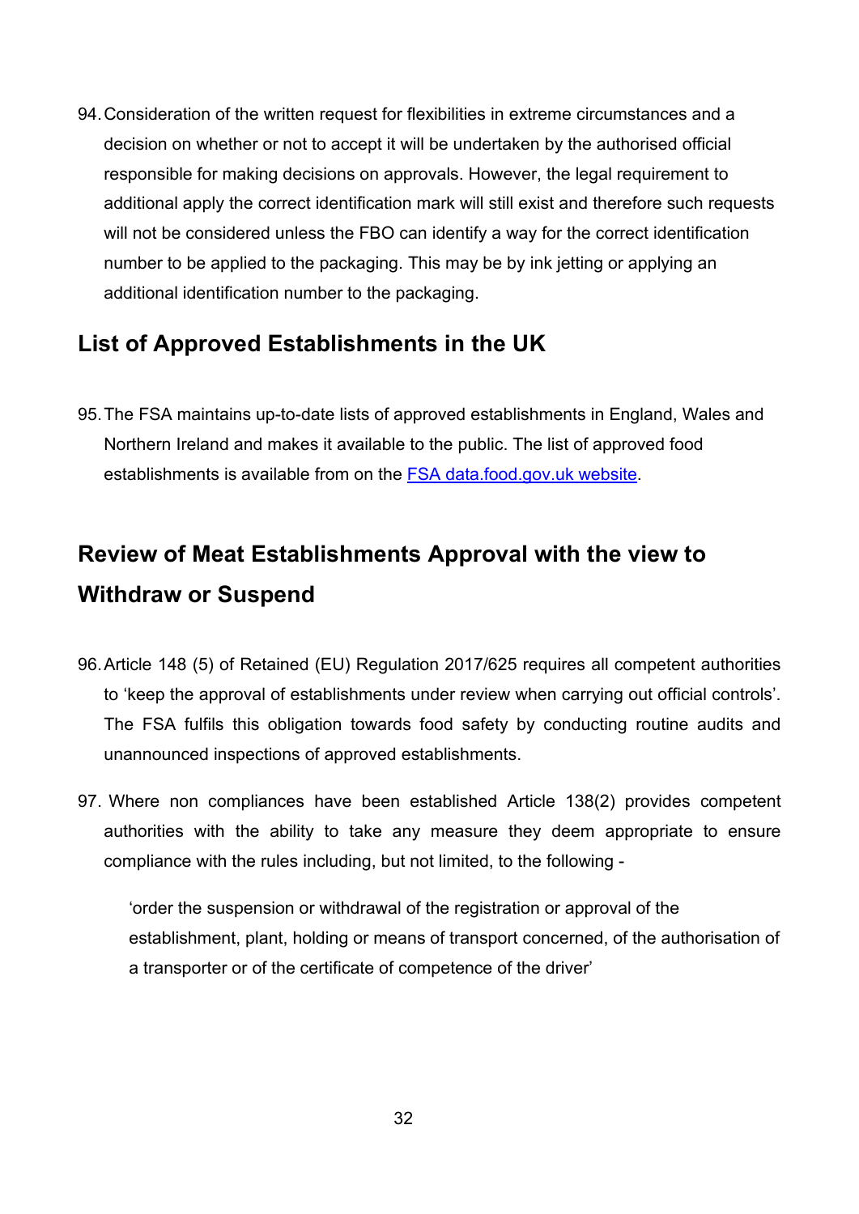94. Consideration of the written request for flexibilities in extreme circumstances and a decision on whether or not to accept it will be undertaken by the authorised official responsible for making decisions on approvals. However, the legal requirement to additional apply the correct identification mark will still exist and therefore such requests will not be considered unless the FBO can identify a way for the correct identification number to be applied to the packaging. This may be by ink jetting or applying an additional identification number to the packaging.

## List of Approved Establishments in the UK

95. The FSA maintains up-to-date lists of approved establishments in England, Wales and Northern Ireland and makes it available to the public. The list of approved food establishments is available from on the FSA data.food.gov.uk website.

## Review of Meat Establishments Approval with the view to Withdraw or Suspend

96. Article 148 (5) of Retained (EU) Regulation 2017/625 requires all competent authorities to 'keep the approval of establishments under review when carrying out official controls'. The FSA fulfils this obligation towards food safety by conducting routine audits and unannounced inspections of approved establishments.

97. Where non compliances have been established Article 138(2) provides competent authorities with the ability to take any measure they deem appropriate to ensure compliance with the rules including, but not limited, to the following -

> 'order the suspension or withdrawal of the registration or approval of the establishment, plant, holding or means of transport concerned, of the authorisation of a transporter or of the certificate of competence of the driver'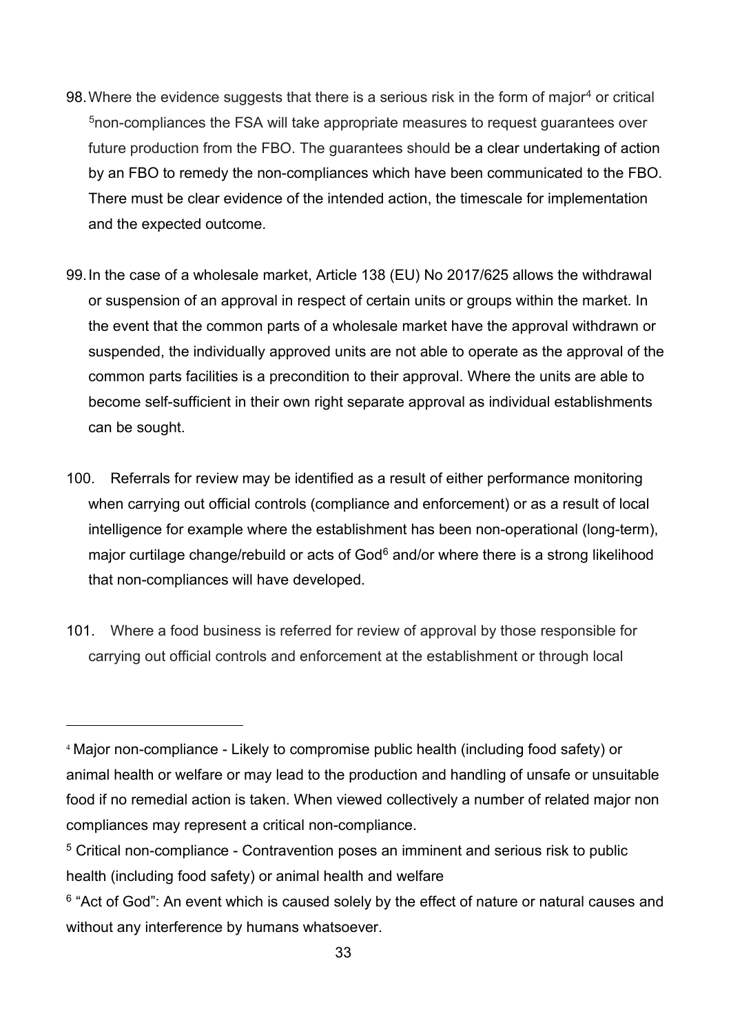98. Where the evidence suggests that there is a serious risk in the form of major[4] or critical [5]non-compliances the FSA will take appropriate measures to request guarantees over future production from the FBO. The guarantees should be a clear undertaking of action by an FBO to remedy the non-compliances which have been communicated to the FBO. There must be clear evidence of the intended action, the timescale for implementation and the expected outcome.

99. In the case of a wholesale market, Article 138 (EU) No 2017/625 allows the withdrawal or suspension of an approval in respect of certain units or groups within the market. In the event that the common parts of a wholesale market have the approval withdrawn or suspended, the individually approved units are not able to operate as the approval of the common parts facilities is a precondition to their approval. Where the units are able to become self-sufficient in their own right separate approval as individual establishments can be sought.

100. Referrals for review may be identified as a result of either performance monitoring when carrying out official controls (compliance and enforcement) or as a result of local intelligence for example where the establishment has been non-operational (long-term), major curtilage change/rebuild or acts of God[6] and/or where there is a strong likelihood that non-compliances will have developed.

101. Where a food business is referred for review of approval by those responsible for carrying out official controls and enforcement at the establishment or through local

---

[4] Major non-compliance - Likely to compromise public health (including food safety) or animal health or welfare or may lead to the production and handling of unsafe or unsuitable food if no remedial action is taken. When viewed collectively a number of related major non compliances may represent a critical non-compliance.

[5] Critical non-compliance - Contravention poses an imminent and serious risk to public health (including food safety) or animal health and welfare

[6] "Act of God": An event which is caused solely by the effect of nature or natural causes and without any interference by humans whatsoever.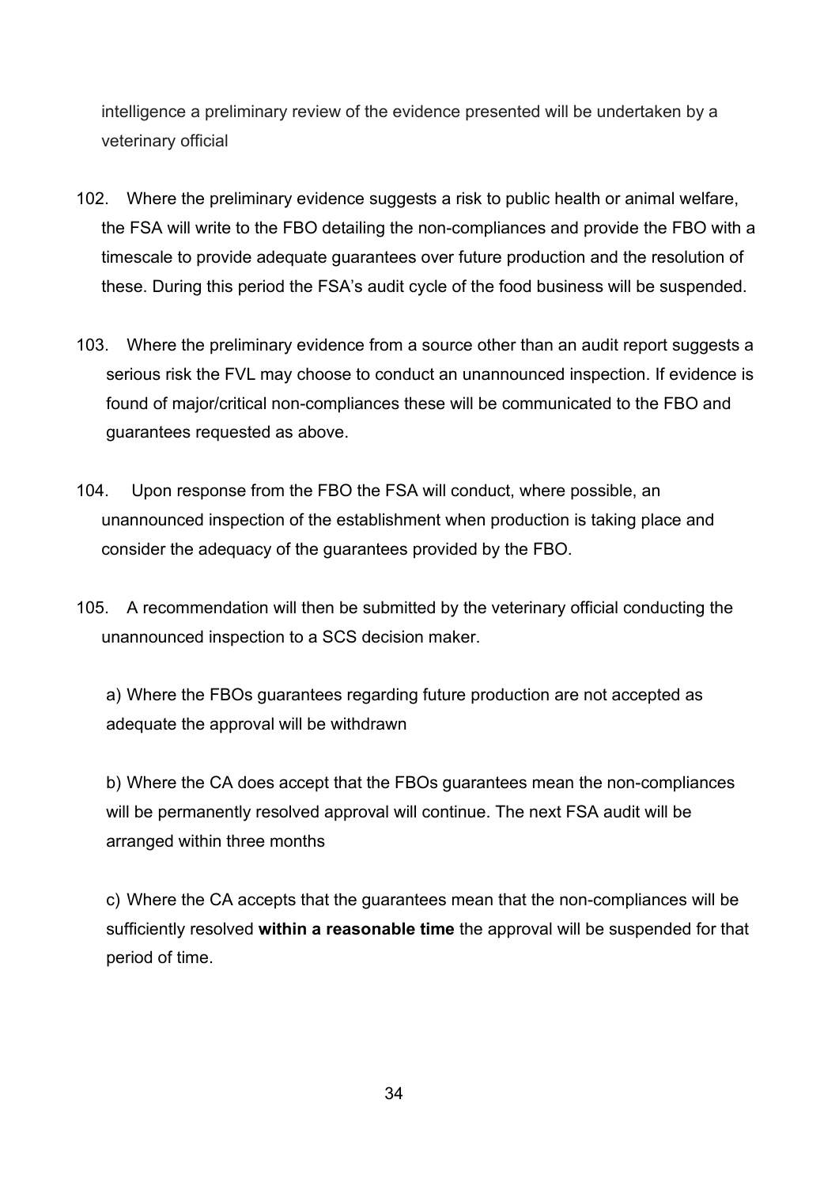intelligence a preliminary review of the evidence presented will be undertaken by a veterinary official

102. Where the preliminary evidence suggests a risk to public health or animal welfare, the FSA will write to the FBO detailing the non-compliances and provide the FBO with a timescale to provide adequate guarantees over future production and the resolution of these. During this period the FSA's audit cycle of the food business will be suspended.

103. Where the preliminary evidence from a source other than an audit report suggests a serious risk the FVL may choose to conduct an unannounced inspection. If evidence is found of major/critical non-compliances these will be communicated to the FBO and guarantees requested as above.

104. Upon response from the FBO the FSA will conduct, where possible, an unannounced inspection of the establishment when production is taking place and consider the adequacy of the guarantees provided by the FBO.

105. A recommendation will then be submitted by the veterinary official conducting the unannounced inspection to a SCS decision maker.

a) Where the FBOs guarantees regarding future production are not accepted as adequate the approval will be withdrawn

b) Where the CA does accept that the FBOs guarantees mean the non-compliances will be permanently resolved approval will continue. The next FSA audit will be arranged within three months

c) Where the CA accepts that the guarantees mean that the non-compliances will be sufficiently resolved **within a reasonable time** the approval will be suspended for that period of time.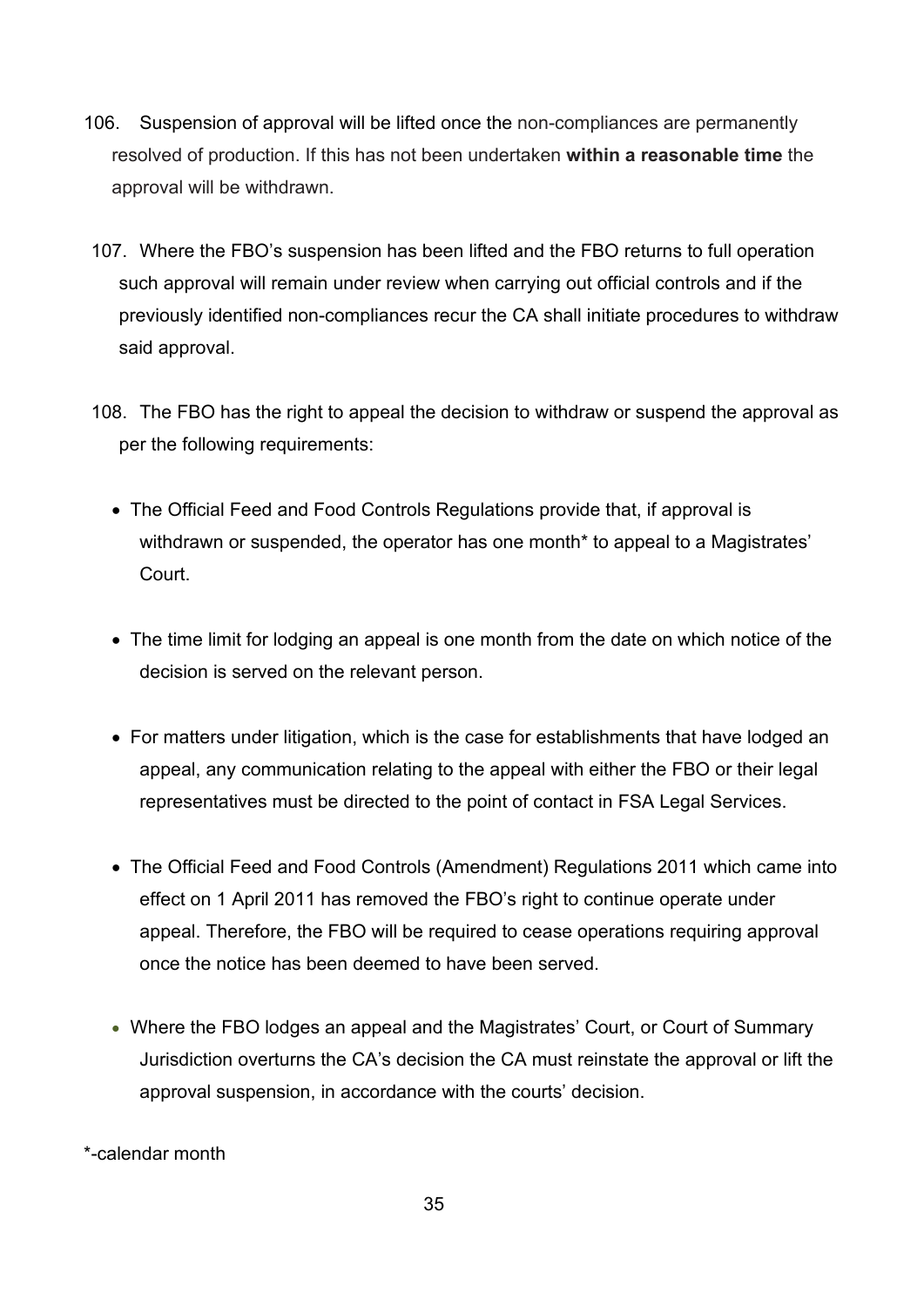106. Suspension of approval will be lifted once the non-compliances are permanently resolved of production. If this has not been undertaken **within a reasonable time** the approval will be withdrawn.

107. Where the FBO's suspension has been lifted and the FBO returns to full operation such approval will remain under review when carrying out official controls and if the previously identified non-compliances recur the CA shall initiate procedures to withdraw said approval.

108. The FBO has the right to appeal the decision to withdraw or suspend the approval as per the following requirements:

- The Official Feed and Food Controls Regulations provide that, if approval is withdrawn or suspended, the operator has one month* to appeal to a Magistrates' Court.

- The time limit for lodging an appeal is one month from the date on which notice of the decision is served on the relevant person.

- For matters under litigation, which is the case for establishments that have lodged an appeal, any communication relating to the appeal with either the FBO or their legal representatives must be directed to the point of contact in FSA Legal Services.

- The Official Feed and Food Controls (Amendment) Regulations 2011 which came into effect on 1 April 2011 has removed the FBO's right to continue operate under appeal. Therefore, the FBO will be required to cease operations requiring approval once the notice has been deemed to have been served.

- Where the FBO lodges an appeal and the Magistrates' Court, or Court of Summary Jurisdiction overturns the CA's decision the CA must reinstate the approval or lift the approval suspension, in accordance with the courts' decision.

*-calendar month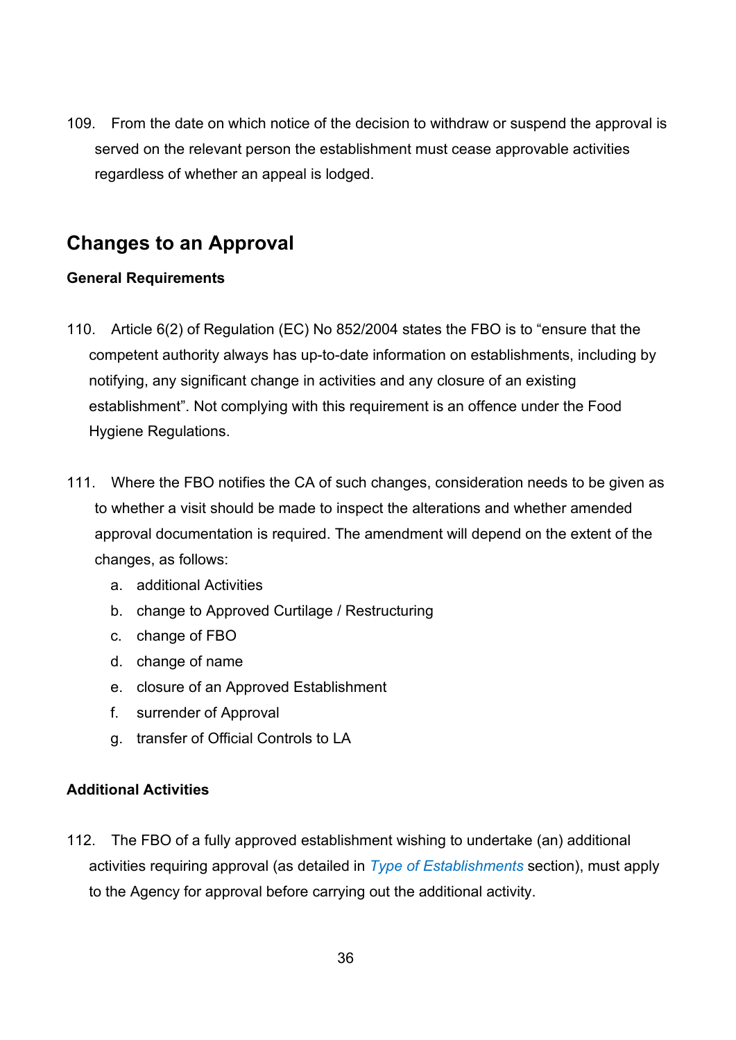109. From the date on which notice of the decision to withdraw or suspend the approval is served on the relevant person the establishment must cease approvable activities regardless of whether an appeal is lodged.

## Changes to an Approval

### General Requirements

110. Article 6(2) of Regulation (EC) No 852/2004 states the FBO is to "ensure that the competent authority always has up-to-date information on establishments, including by notifying, any significant change in activities and any closure of an existing establishment". Not complying with this requirement is an offence under the Food Hygiene Regulations.

111. Where the FBO notifies the CA of such changes, consideration needs to be given as to whether a visit should be made to inspect the alterations and whether amended approval documentation is required. The amendment will depend on the extent of the changes, as follows:

    a. additional Activities
    b. change to Approved Curtilage / Restructuring
    c. change of FBO
    d. change of name
    e. closure of an Approved Establishment
    f. surrender of Approval
    g. transfer of Official Controls to LA

### Additional Activities

112. The FBO of a fully approved establishment wishing to undertake (an) additional activities requiring approval (as detailed in *Type of Establishments* section), must apply to the Agency for approval before carrying out the additional activity.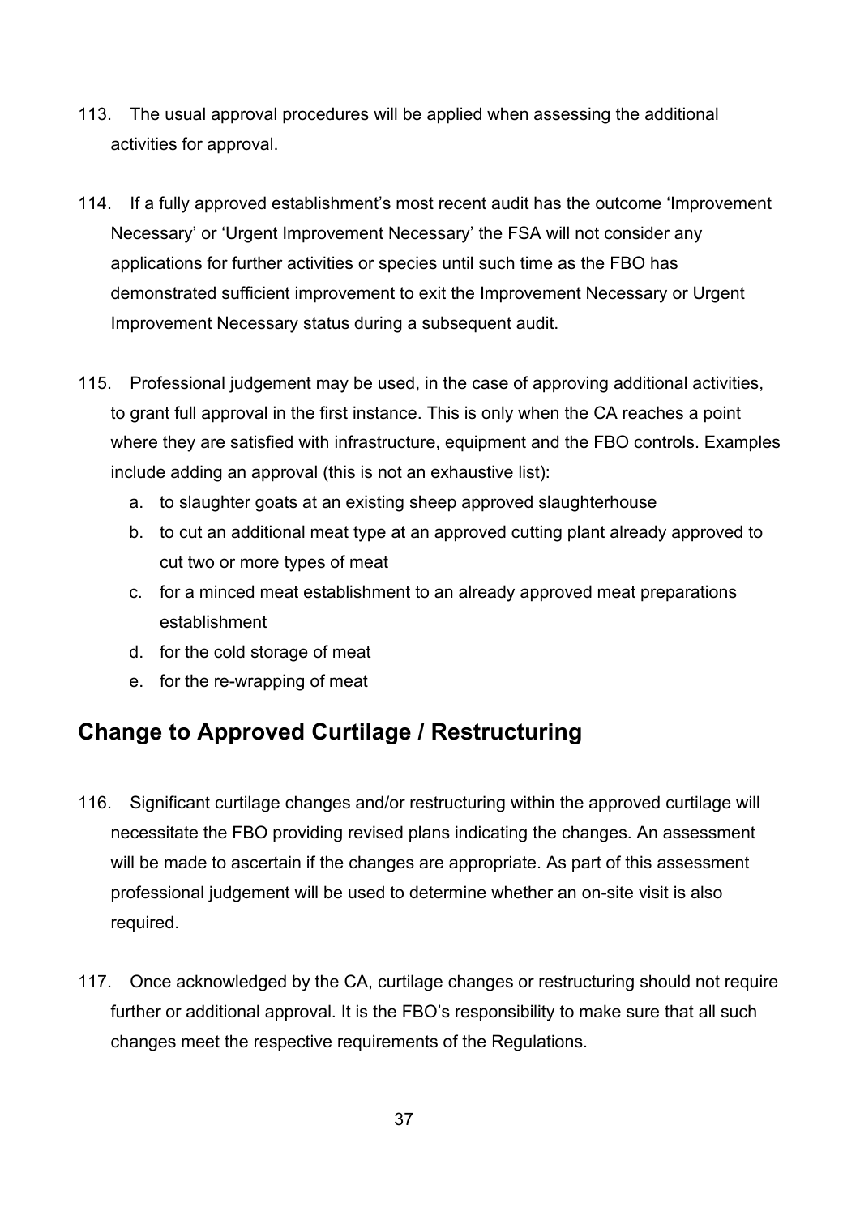113. The usual approval procedures will be applied when assessing the additional activities for approval.

114. If a fully approved establishment's most recent audit has the outcome 'Improvement Necessary' or 'Urgent Improvement Necessary' the FSA will not consider any applications for further activities or species until such time as the FBO has demonstrated sufficient improvement to exit the Improvement Necessary or Urgent Improvement Necessary status during a subsequent audit.

115. Professional judgement may be used, in the case of approving additional activities, to grant full approval in the first instance. This is only when the CA reaches a point where they are satisfied with infrastructure, equipment and the FBO controls. Examples include adding an approval (this is not an exhaustive list):

   a. to slaughter goats at an existing sheep approved slaughterhouse
   b. to cut an additional meat type at an approved cutting plant already approved to cut two or more types of meat
   c. for a minced meat establishment to an already approved meat preparations establishment
   d. for the cold storage of meat
   e. for the re-wrapping of meat

## Change to Approved Curtilage / Restructuring

116. Significant curtilage changes and/or restructuring within the approved curtilage will necessitate the FBO providing revised plans indicating the changes. An assessment will be made to ascertain if the changes are appropriate. As part of this assessment professional judgement will be used to determine whether an on-site visit is also required.

117. Once acknowledged by the CA, curtilage changes or restructuring should not require further or additional approval. It is the FBO's responsibility to make sure that all such changes meet the respective requirements of the Regulations.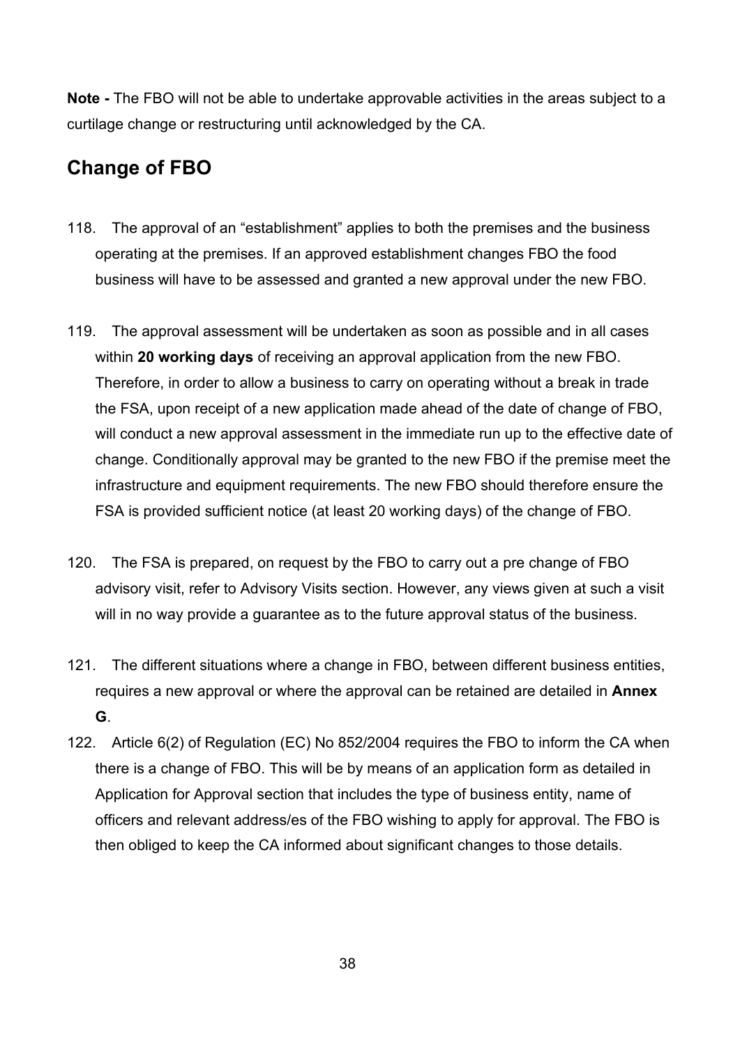**Note -** The FBO will not be able to undertake approvable activities in the areas subject to a curtilage change or restructuring until acknowledged by the CA.

## Change of FBO

118. The approval of an "establishment" applies to both the premises and the business operating at the premises. If an approved establishment changes FBO the food business will have to be assessed and granted a new approval under the new FBO.

119. The approval assessment will be undertaken as soon as possible and in all cases within **20 working days** of receiving an approval application from the new FBO. Therefore, in order to allow a business to carry on operating without a break in trade the FSA, upon receipt of a new application made ahead of the date of change of FBO, will conduct a new approval assessment in the immediate run up to the effective date of change. Conditionally approval may be granted to the new FBO if the premise meet the infrastructure and equipment requirements. The new FBO should therefore ensure the FSA is provided sufficient notice (at least 20 working days) of the change of FBO.

120. The FSA is prepared, on request by the FBO to carry out a pre change of FBO advisory visit, refer to Advisory Visits section. However, any views given at such a visit will in no way provide a guarantee as to the future approval status of the business.

121. The different situations where a change in FBO, between different business entities, requires a new approval or where the approval can be retained are detailed in **Annex G**.

122. Article 6(2) of Regulation (EC) No 852/2004 requires the FBO to inform the CA when there is a change of FBO. This will be by means of an application form as detailed in Application for Approval section that includes the type of business entity, name of officers and relevant address/es of the FBO wishing to apply for approval. The FBO is then obliged to keep the CA informed about significant changes to those details.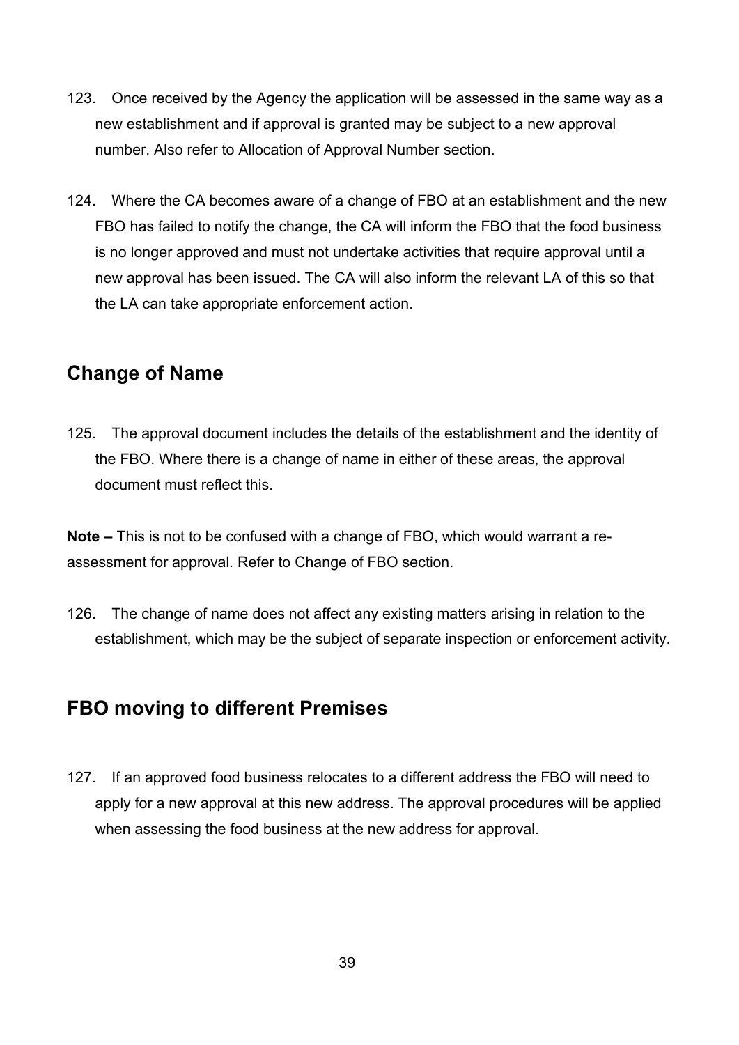123. Once received by the Agency the application will be assessed in the same way as a new establishment and if approval is granted may be subject to a new approval number. Also refer to Allocation of Approval Number section.

124. Where the CA becomes aware of a change of FBO at an establishment and the new FBO has failed to notify the change, the CA will inform the FBO that the food business is no longer approved and must not undertake activities that require approval until a new approval has been issued. The CA will also inform the relevant LA of this so that the LA can take appropriate enforcement action.

## Change of Name

125. The approval document includes the details of the establishment and the identity of the FBO. Where there is a change of name in either of these areas, the approval document must reflect this.

**Note –** This is not to be confused with a change of FBO, which would warrant a re-assessment for approval. Refer to Change of FBO section.

126. The change of name does not affect any existing matters arising in relation to the establishment, which may be the subject of separate inspection or enforcement activity.

## FBO moving to different Premises

127. If an approved food business relocates to a different address the FBO will need to apply for a new approval at this new address. The approval procedures will be applied when assessing the food business at the new address for approval.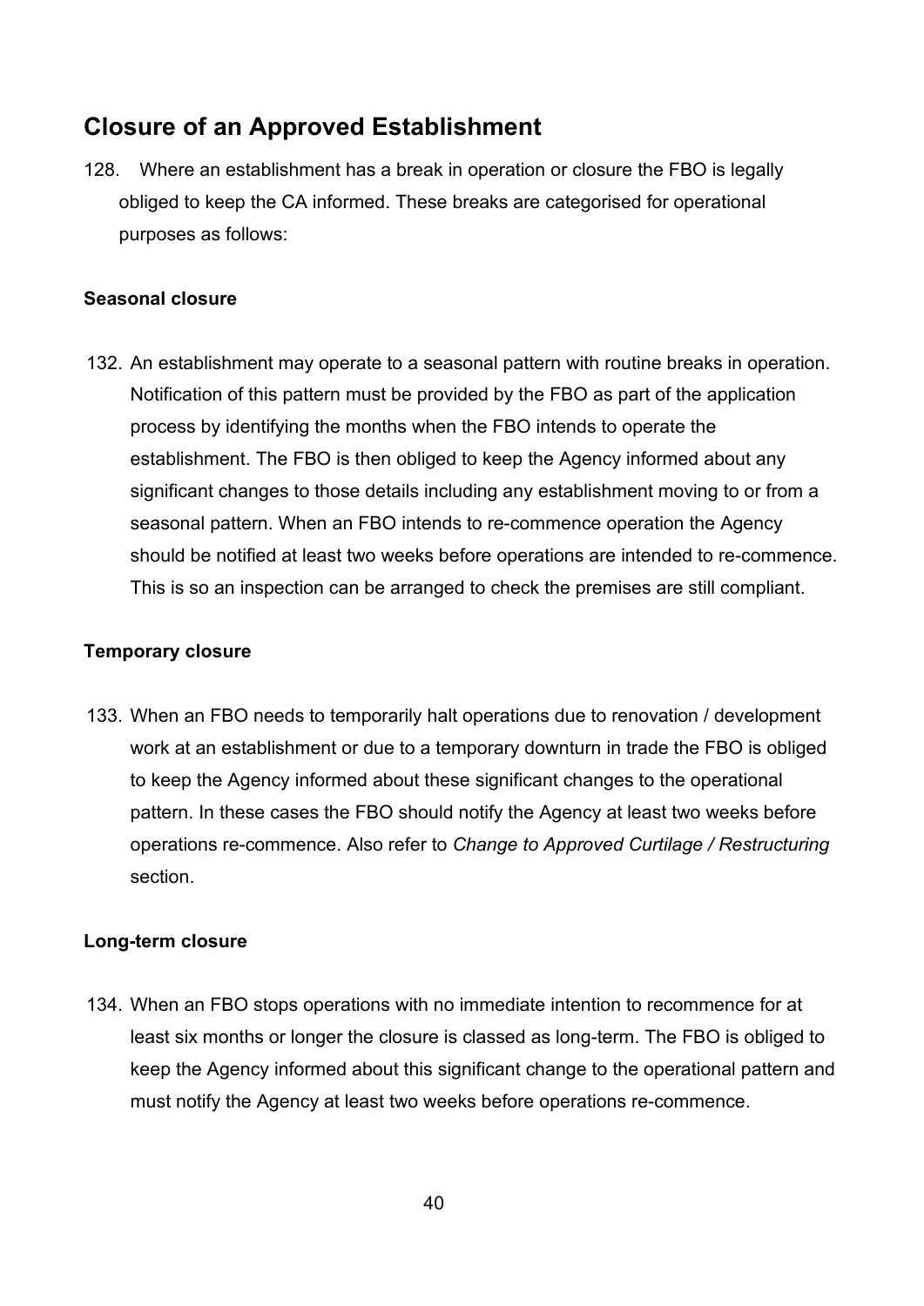## Closure of an Approved Establishment

128. Where an establishment has a break in operation or closure the FBO is legally obliged to keep the CA informed. These breaks are categorised for operational purposes as follows:

### Seasonal closure

132. An establishment may operate to a seasonal pattern with routine breaks in operation. Notification of this pattern must be provided by the FBO as part of the application process by identifying the months when the FBO intends to operate the establishment. The FBO is then obliged to keep the Agency informed about any significant changes to those details including any establishment moving to or from a seasonal pattern. When an FBO intends to re-commence operation the Agency should be notified at least two weeks before operations are intended to re-commence. This is so an inspection can be arranged to check the premises are still compliant.

### Temporary closure

133. When an FBO needs to temporarily halt operations due to renovation / development work at an establishment or due to a temporary downturn in trade the FBO is obliged to keep the Agency informed about these significant changes to the operational pattern. In these cases the FBO should notify the Agency at least two weeks before operations re-commence. Also refer to *Change to Approved Curtilage / Restructuring* section.

### Long-term closure

134. When an FBO stops operations with no immediate intention to recommence for at least six months or longer the closure is classed as long-term. The FBO is obliged to keep the Agency informed about this significant change to the operational pattern and must notify the Agency at least two weeks before operations re-commence.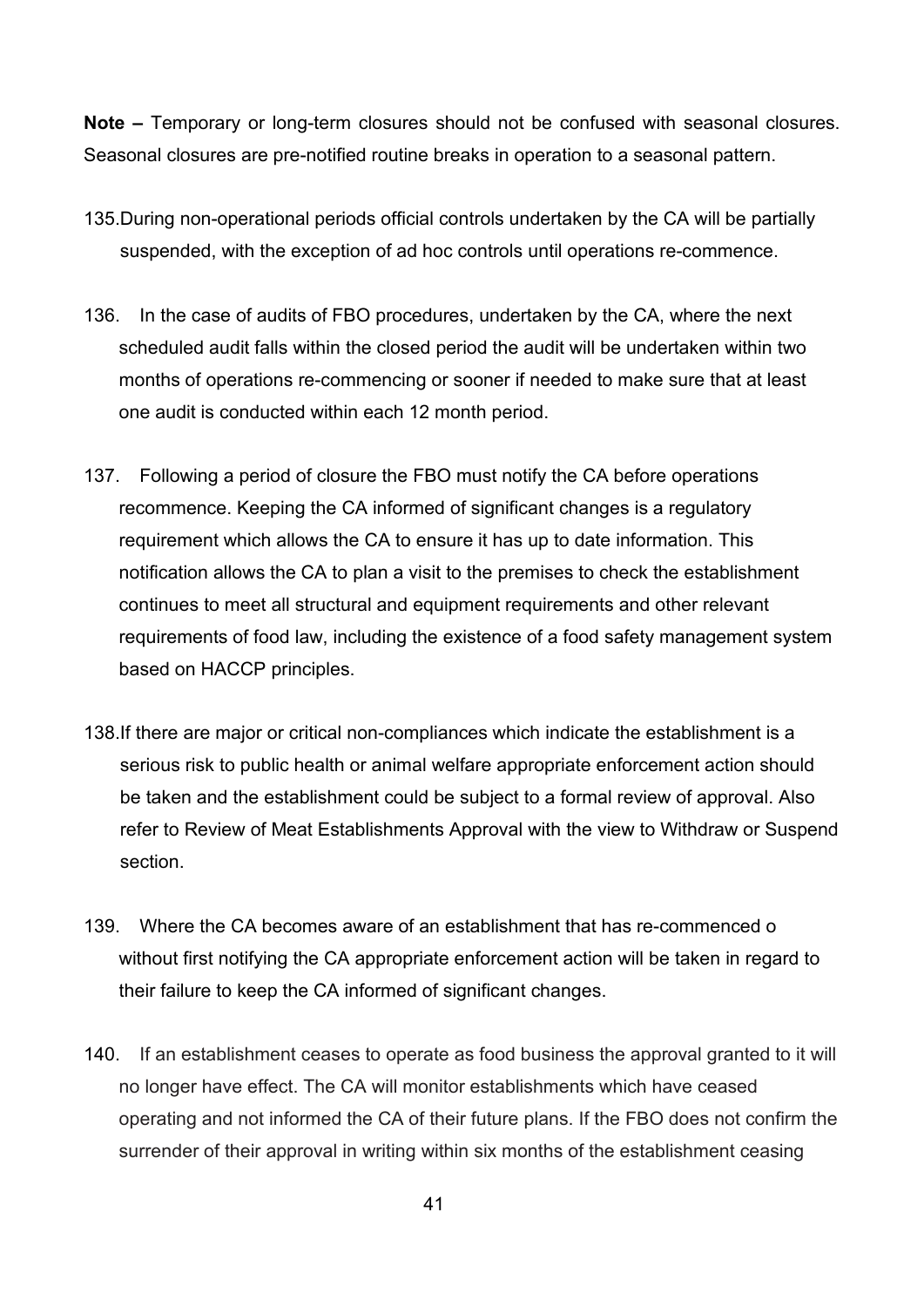**Note –** Temporary or long-term closures should not be confused with seasonal closures. Seasonal closures are pre-notified routine breaks in operation to a seasonal pattern.

135. During non-operational periods official controls undertaken by the CA will be partially suspended, with the exception of ad hoc controls until operations re-commence.

136. In the case of audits of FBO procedures, undertaken by the CA, where the next scheduled audit falls within the closed period the audit will be undertaken within two months of operations re-commencing or sooner if needed to make sure that at least one audit is conducted within each 12 month period.

137. Following a period of closure the FBO must notify the CA before operations recommence. Keeping the CA informed of significant changes is a regulatory requirement which allows the CA to ensure it has up to date information. This notification allows the CA to plan a visit to the premises to check the establishment continues to meet all structural and equipment requirements and other relevant requirements of food law, including the existence of a food safety management system based on HACCP principles.

138. If there are major or critical non-compliances which indicate the establishment is a serious risk to public health or animal welfare appropriate enforcement action should be taken and the establishment could be subject to a formal review of approval. Also refer to Review of Meat Establishments Approval with the view to Withdraw or Suspend section.

139. Where the CA becomes aware of an establishment that has re-commenced o without first notifying the CA appropriate enforcement action will be taken in regard to their failure to keep the CA informed of significant changes.

140. If an establishment ceases to operate as food business the approval granted to it will no longer have effect. The CA will monitor establishments which have ceased operating and not informed the CA of their future plans. If the FBO does not confirm the surrender of their approval in writing within six months of the establishment ceasing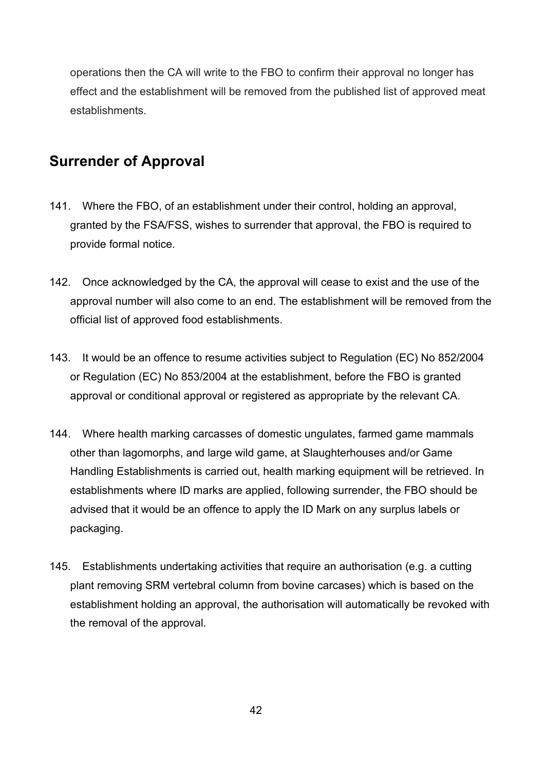operations then the CA will write to the FBO to confirm their approval no longer has effect and the establishment will be removed from the published list of approved meat establishments.

## Surrender of Approval

141. Where the FBO, of an establishment under their control, holding an approval, granted by the FSA/FSS, wishes to surrender that approval, the FBO is required to provide formal notice.

142. Once acknowledged by the CA, the approval will cease to exist and the use of the approval number will also come to an end. The establishment will be removed from the official list of approved food establishments.

143. It would be an offence to resume activities subject to Regulation (EC) No 852/2004 or Regulation (EC) No 853/2004 at the establishment, before the FBO is granted approval or conditional approval or registered as appropriate by the relevant CA.

144. Where health marking carcasses of domestic ungulates, farmed game mammals other than lagomorphs, and large wild game, at Slaughterhouses and/or Game Handling Establishments is carried out, health marking equipment will be retrieved. In establishments where ID marks are applied, following surrender, the FBO should be advised that it would be an offence to apply the ID Mark on any surplus labels or packaging.

145. Establishments undertaking activities that require an authorisation (e.g. a cutting plant removing SRM vertebral column from bovine carcases) which is based on the establishment holding an approval, the authorisation will automatically be revoked with the removal of the approval.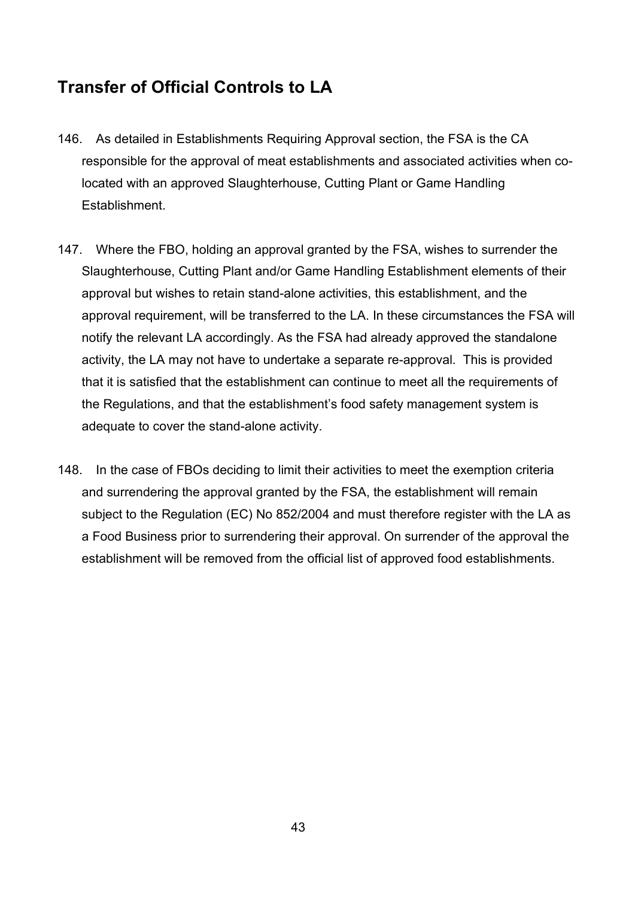## Transfer of Official Controls to LA

146. As detailed in Establishments Requiring Approval section, the FSA is the CA responsible for the approval of meat establishments and associated activities when co-located with an approved Slaughterhouse, Cutting Plant or Game Handling Establishment.

147. Where the FBO, holding an approval granted by the FSA, wishes to surrender the Slaughterhouse, Cutting Plant and/or Game Handling Establishment elements of their approval but wishes to retain stand-alone activities, this establishment, and the approval requirement, will be transferred to the LA. In these circumstances the FSA will notify the relevant LA accordingly. As the FSA had already approved the standalone activity, the LA may not have to undertake a separate re-approval. This is provided that it is satisfied that the establishment can continue to meet all the requirements of the Regulations, and that the establishment's food safety management system is adequate to cover the stand-alone activity.

148. In the case of FBOs deciding to limit their activities to meet the exemption criteria and surrendering the approval granted by the FSA, the establishment will remain subject to the Regulation (EC) No 852/2004 and must therefore register with the LA as a Food Business prior to surrendering their approval. On surrender of the approval the establishment will be removed from the official list of approved food establishments.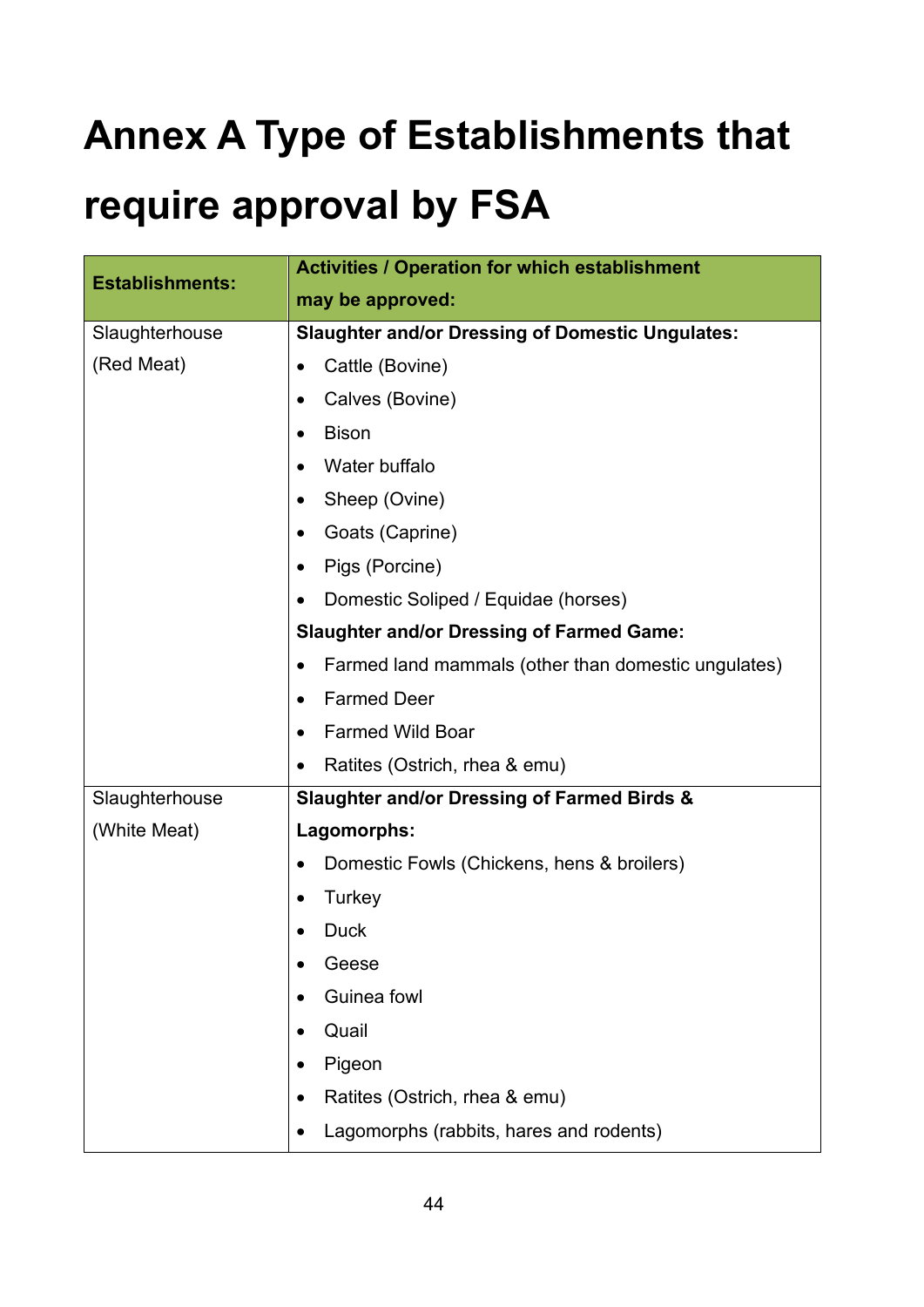# Annex A Type of Establishments that require approval by FSA

| Establishments: | Activities / Operation for which establishment may be approved: |
| --- | --- |
| Slaughterhouse (Red Meat) | **Slaughter and/or Dressing of Domestic Ungulates:**<br>• Cattle (Bovine)<br>• Calves (Bovine)<br>• Bison<br>• Water buffalo<br>• Sheep (Ovine)<br>• Goats (Caprine)<br>• Pigs (Porcine)<br>• Domestic Soliped / Equidae (horses)<br>**Slaughter and/or Dressing of Farmed Game:**<br>• Farmed land mammals (other than domestic ungulates)<br>• Farmed Deer<br>• Farmed Wild Boar<br>• Ratites (Ostrich, rhea & emu) |
| Slaughterhouse (White Meat) | **Slaughter and/or Dressing of Farmed Birds & Lagomorphs:**<br>• Domestic Fowls (Chickens, hens & broilers)<br>• Turkey<br>• Duck<br>• Geese<br>• Guinea fowl<br>• Quail<br>• Pigeon<br>• Ratites (Ostrich, rhea & emu)<br>• Lagomorphs (rabbits, hares and rodents) |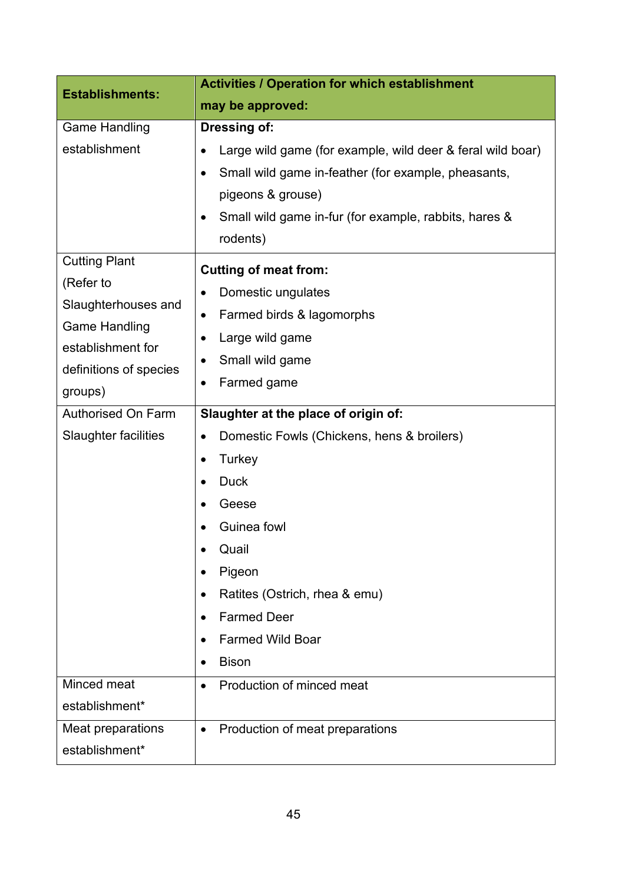| Establishments: | Activities / Operation for which establishment may be approved: |
|---|---|
| Game Handling establishment | **Dressing of:**<br>• Large wild game (for example, wild deer & feral wild boar)<br>• Small wild game in-feather (for example, pheasants, pigeons & grouse)<br>• Small wild game in-fur (for example, rabbits, hares & rodents) |
| Cutting Plant (Refer to Slaughterhouses and Game Handling establishment for definitions of species groups) | **Cutting of meat from:**<br>• Domestic ungulates<br>• Farmed birds & lagomorphs<br>• Large wild game<br>• Small wild game<br>• Farmed game |
| Authorised On Farm Slaughter facilities | **Slaughter at the place of origin of:**<br>• Domestic Fowls (Chickens, hens & broilers)<br>• Turkey<br>• Duck<br>• Geese<br>• Guinea fowl<br>• Quail<br>• Pigeon<br>• Ratites (Ostrich, rhea & emu)<br>• Farmed Deer<br>• Farmed Wild Boar<br>• Bison |
| Minced meat establishment* | • Production of minced meat |
| Meat preparations establishment* | • Production of meat preparations |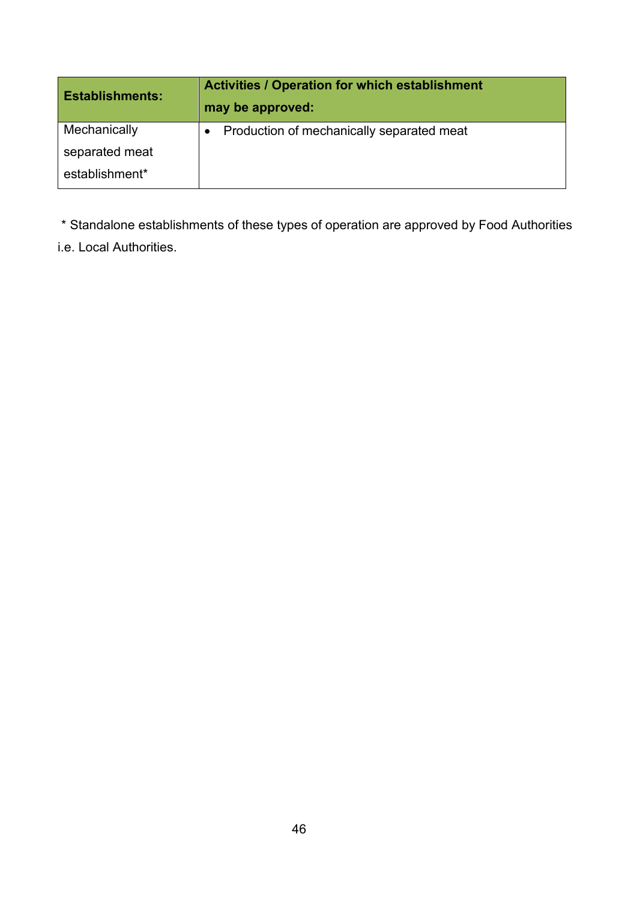| Establishments: | Activities / Operation for which establishment may be approved: |
|---|---|
| Mechanically separated meat establishment* | • Production of mechanically separated meat |

* Standalone establishments of these types of operation are approved by Food Authorities i.e. Local Authorities.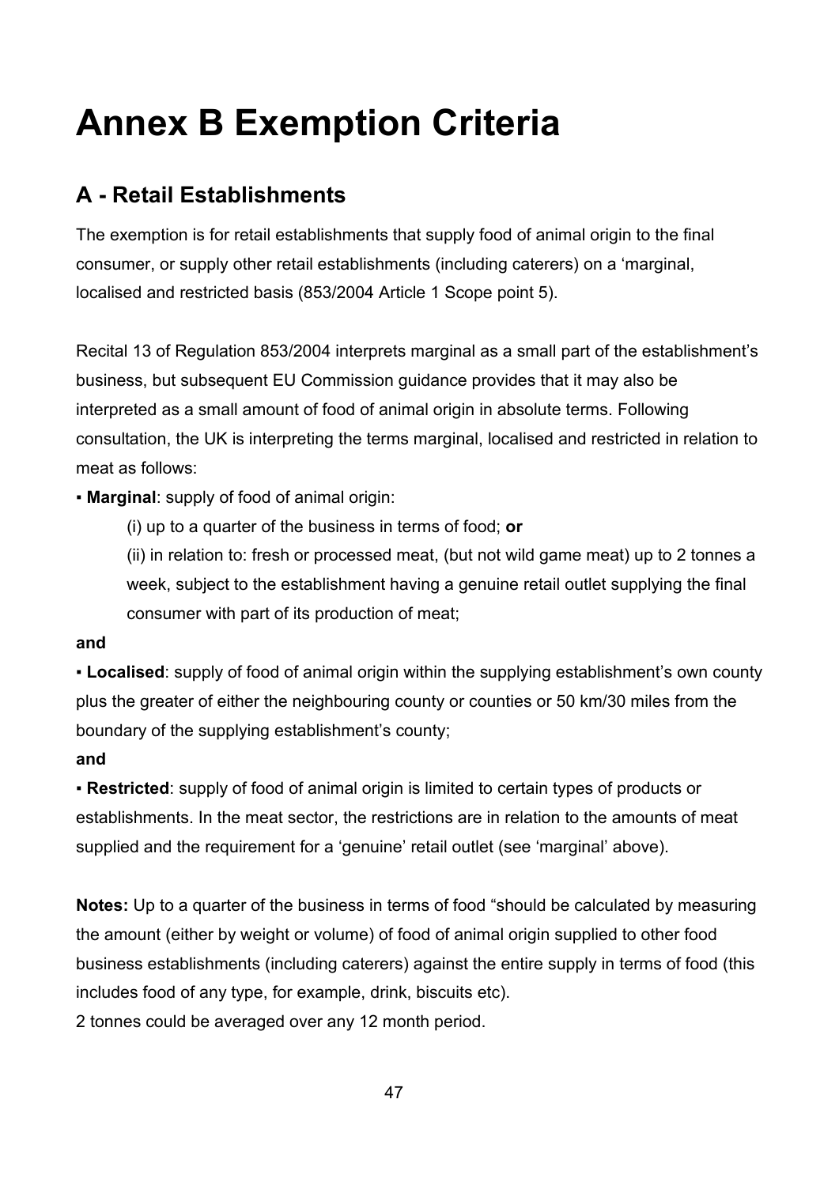# Annex B Exemption Criteria

## A - Retail Establishments

The exemption is for retail establishments that supply food of animal origin to the final consumer, or supply other retail establishments (including caterers) on a 'marginal, localised and restricted basis (853/2004 Article 1 Scope point 5).

Recital 13 of Regulation 853/2004 interprets marginal as a small part of the establishment's business, but subsequent EU Commission guidance provides that it may also be interpreted as a small amount of food of animal origin in absolute terms. Following consultation, the UK is interpreting the terms marginal, localised and restricted in relation to meat as follows:

▪ **Marginal**: supply of food of animal origin:

> (i) up to a quarter of the business in terms of food; **or**
>
> (ii) in relation to: fresh or processed meat, (but not wild game meat) up to 2 tonnes a week, subject to the establishment having a genuine retail outlet supplying the final consumer with part of its production of meat;

**and**

▪ **Localised**: supply of food of animal origin within the supplying establishment's own county plus the greater of either the neighbouring county or counties or 50 km/30 miles from the boundary of the supplying establishment's county;

**and**

▪ **Restricted**: supply of food of animal origin is limited to certain types of products or establishments. In the meat sector, the restrictions are in relation to the amounts of meat supplied and the requirement for a 'genuine' retail outlet (see 'marginal' above).

**Notes:** Up to a quarter of the business in terms of food "should be calculated by measuring the amount (either by weight or volume) of food of animal origin supplied to other food business establishments (including caterers) against the entire supply in terms of food (this includes food of any type, for example, drink, biscuits etc).

2 tonnes could be averaged over any 12 month period.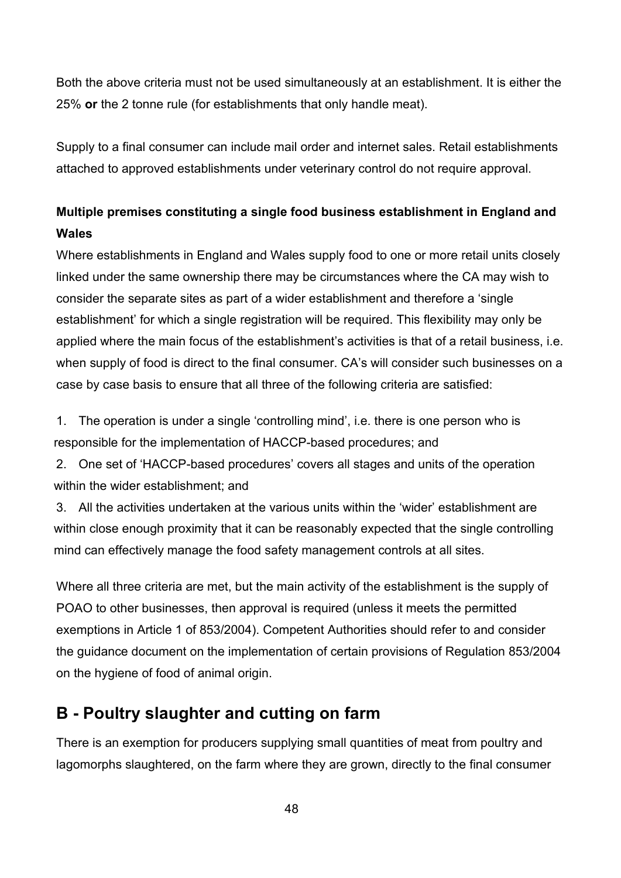Both the above criteria must not be used simultaneously at an establishment. It is either the 25% **or** the 2 tonne rule (for establishments that only handle meat).

Supply to a final consumer can include mail order and internet sales. Retail establishments attached to approved establishments under veterinary control do not require approval.

**Multiple premises constituting a single food business establishment in England and Wales**

Where establishments in England and Wales supply food to one or more retail units closely linked under the same ownership there may be circumstances where the CA may wish to consider the separate sites as part of a wider establishment and therefore a 'single establishment' for which a single registration will be required. This flexibility may only be applied where the main focus of the establishment's activities is that of a retail business, i.e. when supply of food is direct to the final consumer. CA's will consider such businesses on a case by case basis to ensure that all three of the following criteria are satisfied:

1. The operation is under a single 'controlling mind', i.e. there is one person who is responsible for the implementation of HACCP-based procedures; and
2. One set of 'HACCP-based procedures' covers all stages and units of the operation within the wider establishment; and
3. All the activities undertaken at the various units within the 'wider' establishment are within close enough proximity that it can be reasonably expected that the single controlling mind can effectively manage the food safety management controls at all sites.

Where all three criteria are met, but the main activity of the establishment is the supply of POAO to other businesses, then approval is required (unless it meets the permitted exemptions in Article 1 of 853/2004). Competent Authorities should refer to and consider the guidance document on the implementation of certain provisions of Regulation 853/2004 on the hygiene of food of animal origin.

## B - Poultry slaughter and cutting on farm

There is an exemption for producers supplying small quantities of meat from poultry and lagomorphs slaughtered, on the farm where they are grown, directly to the final consumer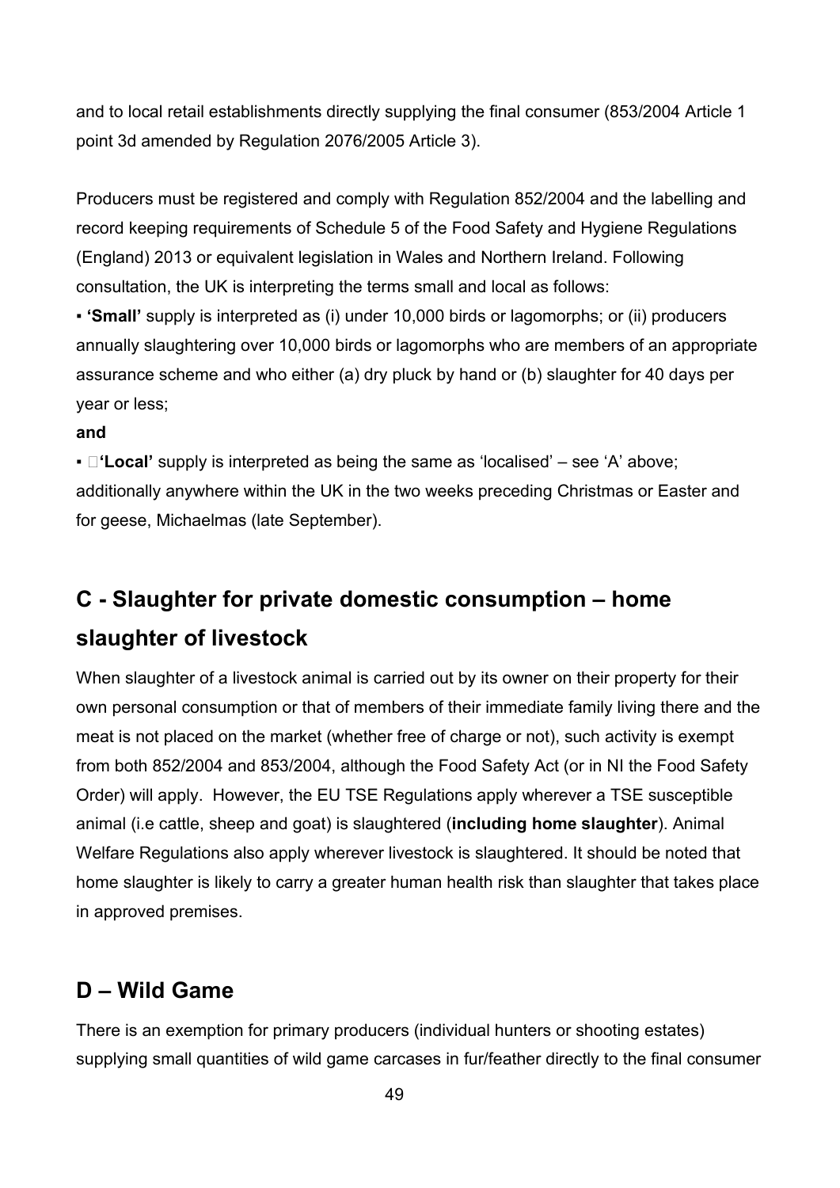and to local retail establishments directly supplying the final consumer (853/2004 Article 1 point 3d amended by Regulation 2076/2005 Article 3).

Producers must be registered and comply with Regulation 852/2004 and the labelling and record keeping requirements of Schedule 5 of the Food Safety and Hygiene Regulations (England) 2013 or equivalent legislation in Wales and Northern Ireland. Following consultation, the UK is interpreting the terms small and local as follows:

▪ **'Small'** supply is interpreted as (i) under 10,000 birds or lagomorphs; or (ii) producers annually slaughtering over 10,000 birds or lagomorphs who are members of an appropriate assurance scheme and who either (a) dry pluck by hand or (b) slaughter for 40 days per year or less;

**and**

▪ **'Local'** supply is interpreted as being the same as 'localised' – see 'A' above; additionally anywhere within the UK in the two weeks preceding Christmas or Easter and for geese, Michaelmas (late September).

## C - Slaughter for private domestic consumption – home slaughter of livestock

When slaughter of a livestock animal is carried out by its owner on their property for their own personal consumption or that of members of their immediate family living there and the meat is not placed on the market (whether free of charge or not), such activity is exempt from both 852/2004 and 853/2004, although the Food Safety Act (or in NI the Food Safety Order) will apply. However, the EU TSE Regulations apply wherever a TSE susceptible animal (i.e cattle, sheep and goat) is slaughtered (**including home slaughter**). Animal Welfare Regulations also apply wherever livestock is slaughtered. It should be noted that home slaughter is likely to carry a greater human health risk than slaughter that takes place in approved premises.

## D – Wild Game

There is an exemption for primary producers (individual hunters or shooting estates) supplying small quantities of wild game carcases in fur/feather directly to the final consumer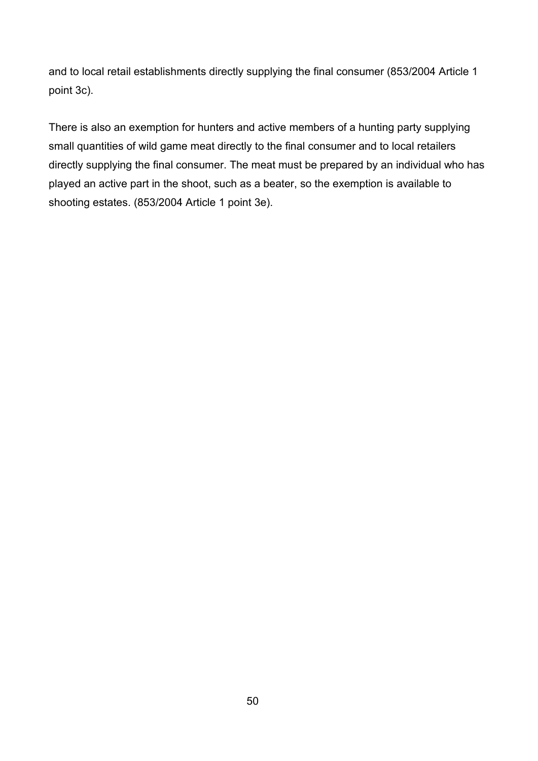and to local retail establishments directly supplying the final consumer (853/2004 Article 1 point 3c).

There is also an exemption for hunters and active members of a hunting party supplying small quantities of wild game meat directly to the final consumer and to local retailers directly supplying the final consumer. The meat must be prepared by an individual who has played an active part in the shoot, such as a beater, so the exemption is available to shooting estates. (853/2004 Article 1 point 3e).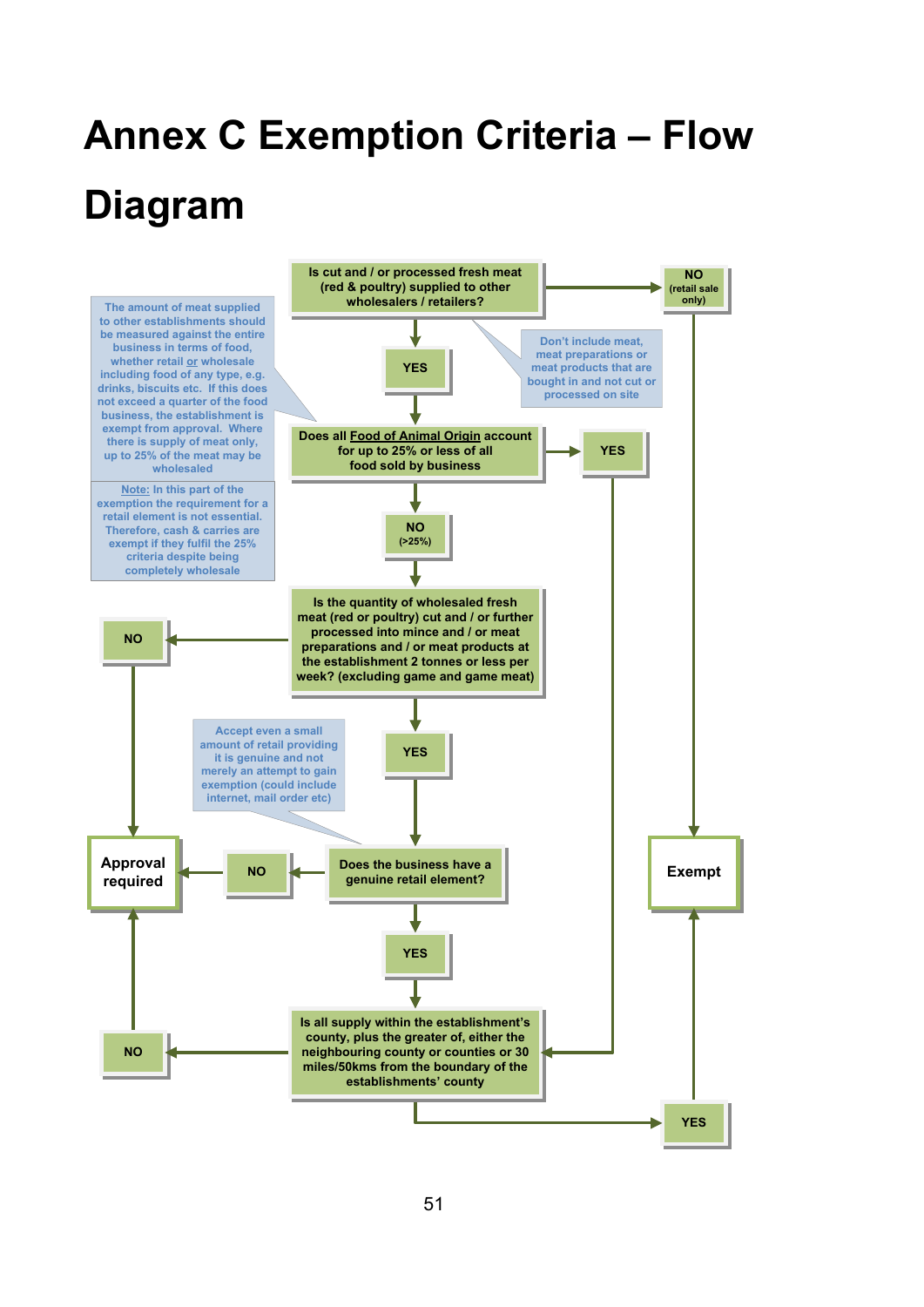# Annex C Exemption Criteria – Flow Diagram

**Is cut and / or processed fresh meat (red & poultry) supplied to other wholesalers / retailers?**

- **NO** (retail sale only) → **Exempt**
- **YES** → **Does all Food of Animal Origin account for up to 25% or less of all food sold by business**
  - **YES** → **Is all supply within the establishment's county, plus the greater of, either the neighbouring county or counties or 30 miles/50kms from the boundary of the establishments' county**
  - **NO** (>25%) → **Is the quantity of wholesaled fresh meat (red or poultry) cut and / or further processed into mince and / or meat preparations and / or meat products at the establishment 2 tonnes or less per week? (excluding game and game meat)**
    - **NO** → **Approval required**
    - **YES** → **Does the business have a genuine retail element?**
      - **NO** → **Approval required**
      - **YES** → **Is all supply within the establishment's county, plus the greater of, either the neighbouring county or counties or 30 miles/50kms from the boundary of the establishments' county**
        - **NO** → **Approval required**
        - **YES** → **Exempt**

Notes:

- Don't include meat, meat preparations or meat products that are bought in and not cut or processed on site.
- The amount of meat supplied to other establishments should be measured against the entire business in terms of food, whether retail or wholesale including food of any type, e.g. drinks, biscuits etc. If this does not exceed a quarter of the food business, the establishment is exempt from approval. Where there is supply of meat only, up to 25% of the meat may be wholesaled
- Note: In this part of the exemption the requirement for a retail element is not essential. Therefore, cash & carries are exempt if they fulfil the 25% criteria despite being completely wholesale
- Accept even a small amount of retail providing it is genuine and not merely an attempt to gain exemption (could include internet, mail order etc)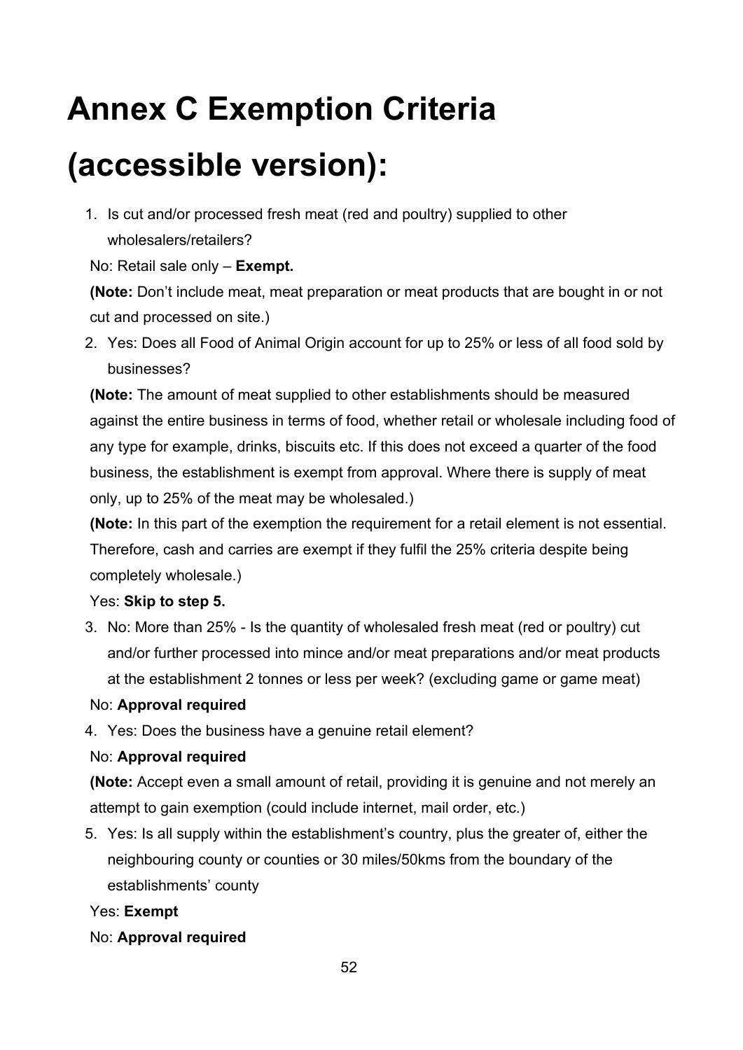# Annex C Exemption Criteria (accessible version):

1. Is cut and/or processed fresh meat (red and poultry) supplied to other wholesalers/retailers?

No: Retail sale only – **Exempt.**

**(Note:** Don't include meat, meat preparation or meat products that are bought in or not cut and processed on site.)

2. Yes: Does all Food of Animal Origin account for up to 25% or less of all food sold by businesses?

**(Note:** The amount of meat supplied to other establishments should be measured against the entire business in terms of food, whether retail or wholesale including food of any type for example, drinks, biscuits etc. If this does not exceed a quarter of the food business, the establishment is exempt from approval. Where there is supply of meat only, up to 25% of the meat may be wholesaled.)

**(Note:** In this part of the exemption the requirement for a retail element is not essential. Therefore, cash and carries are exempt if they fulfil the 25% criteria despite being completely wholesale.)

Yes: **Skip to step 5.**

3. No: More than 25% - Is the quantity of wholesaled fresh meat (red or poultry) cut and/or further processed into mince and/or meat preparations and/or meat products at the establishment 2 tonnes or less per week? (excluding game or game meat)

No: **Approval required**

4. Yes: Does the business have a genuine retail element?

No: **Approval required**

**(Note:** Accept even a small amount of retail, providing it is genuine and not merely an attempt to gain exemption (could include internet, mail order, etc.)

5. Yes: Is all supply within the establishment's country, plus the greater of, either the neighbouring county or counties or 30 miles/50kms from the boundary of the establishments' county

Yes: **Exempt**

No: **Approval required**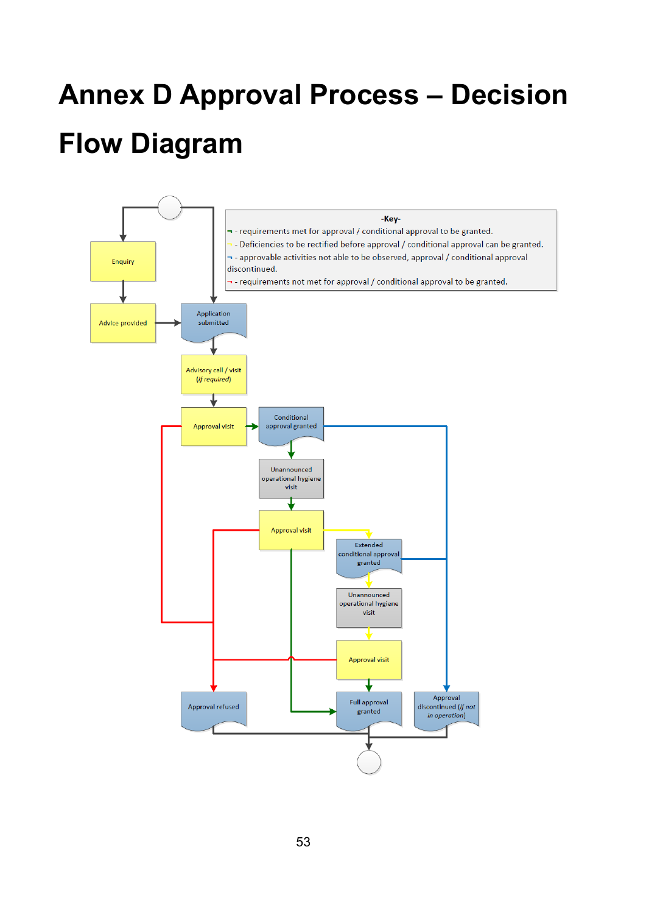# Annex D Approval Process – Decision Flow Diagram

-Key-

- requirements met for approval / conditional approval to be granted.
- Deficiencies to be rectified before approval / conditional approval can be granted.
- approvable activities not able to be observed, approval / conditional approval discontinued.
- requirements not met for approval / conditional approval to be granted.

Enquiry

Advice provided

Application submitted

Advisory call / visit (*if required*)

Approval visit

Conditional approval granted

Unannounced operational hygiene visit

Approval visit

Extended conditional approval granted

Unannounced operational hygiene visit

Approval visit

Approval refused

Full approval granted

Approval discontinued (*if not in operation*)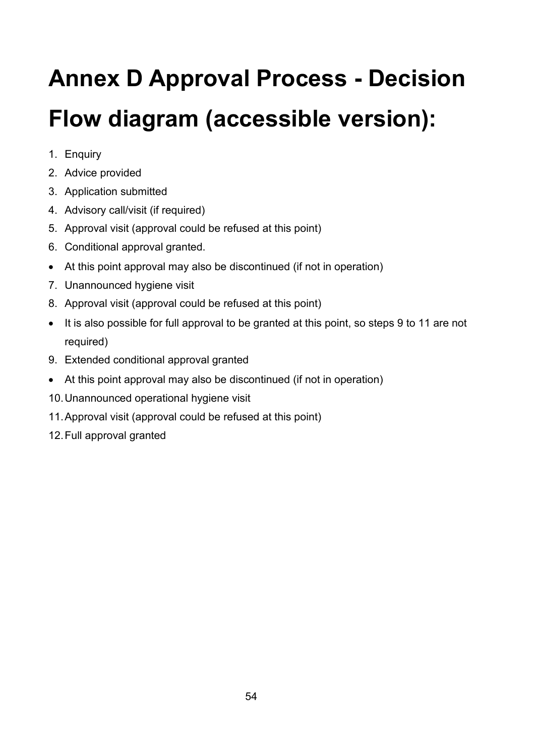# Annex D Approval Process - Decision Flow diagram (accessible version):

1. Enquiry
2. Advice provided
3. Application submitted
4. Advisory call/visit (if required)
5. Approval visit (approval could be refused at this point)
6. Conditional approval granted.

- At this point approval may also be discontinued (if not in operation)

7. Unannounced hygiene visit
8. Approval visit (approval could be refused at this point)

- It is also possible for full approval to be granted at this point, so steps 9 to 11 are not required)

9. Extended conditional approval granted

- At this point approval may also be discontinued (if not in operation)

10. Unannounced operational hygiene visit
11. Approval visit (approval could be refused at this point)
12. Full approval granted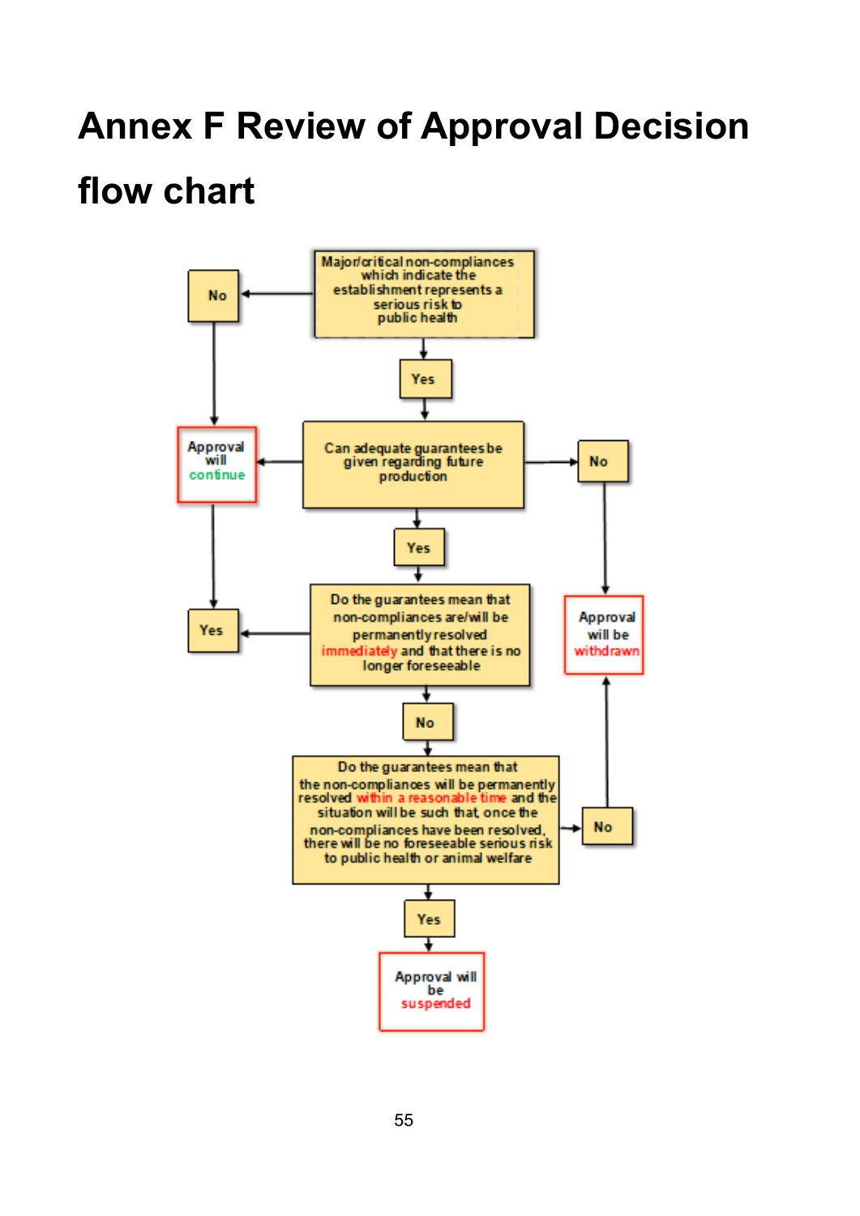# Annex F Review of Approval Decision flow chart

Major/critical non-compliances which indicate the establishment represents a serious risk to public health

- No → Approval will continue
- Yes → Can adequate guarantees be given regarding future production
  - No → Approval will be withdrawn
  - Yes → Do the guarantees mean that non-compliances are/will be permanently resolved immediately and that there is no longer foreseeable
    - Yes → Approval will continue
    - No → Do the guarantees mean that the non-compliances will be permanently resolved within a reasonable time and the situation will be such that, once the non-compliances have been resolved, there will be no foreseeable serious risk to public health or animal welfare
      - No → Approval will be withdrawn
      - Yes → Approval will be suspended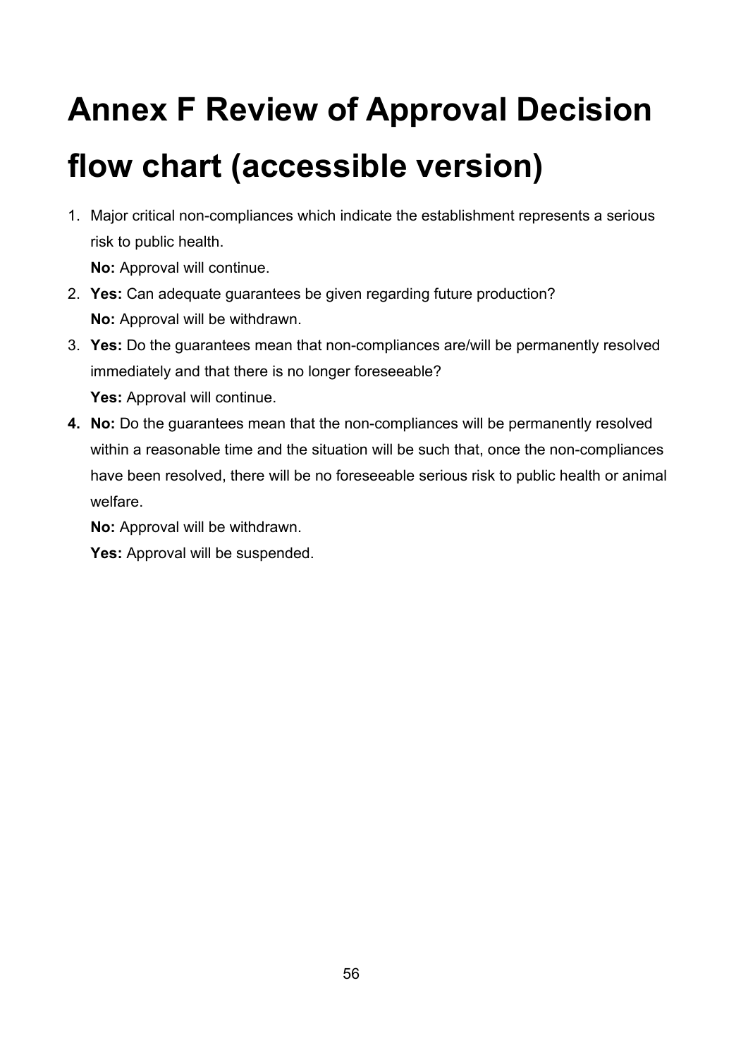# Annex F Review of Approval Decision flow chart (accessible version)

1. Major critical non-compliances which indicate the establishment represents a serious risk to public health.
   **No:** Approval will continue.
2. **Yes:** Can adequate guarantees be given regarding future production?
   **No:** Approval will be withdrawn.
3. **Yes:** Do the guarantees mean that non-compliances are/will be permanently resolved immediately and that there is no longer foreseeable?
   **Yes:** Approval will continue.
4. **No:** Do the guarantees mean that the non-compliances will be permanently resolved within a reasonable time and the situation will be such that, once the non-compliances have been resolved, there will be no foreseeable serious risk to public health or animal welfare.

   **No:** Approval will be withdrawn.

   **Yes:** Approval will be suspended.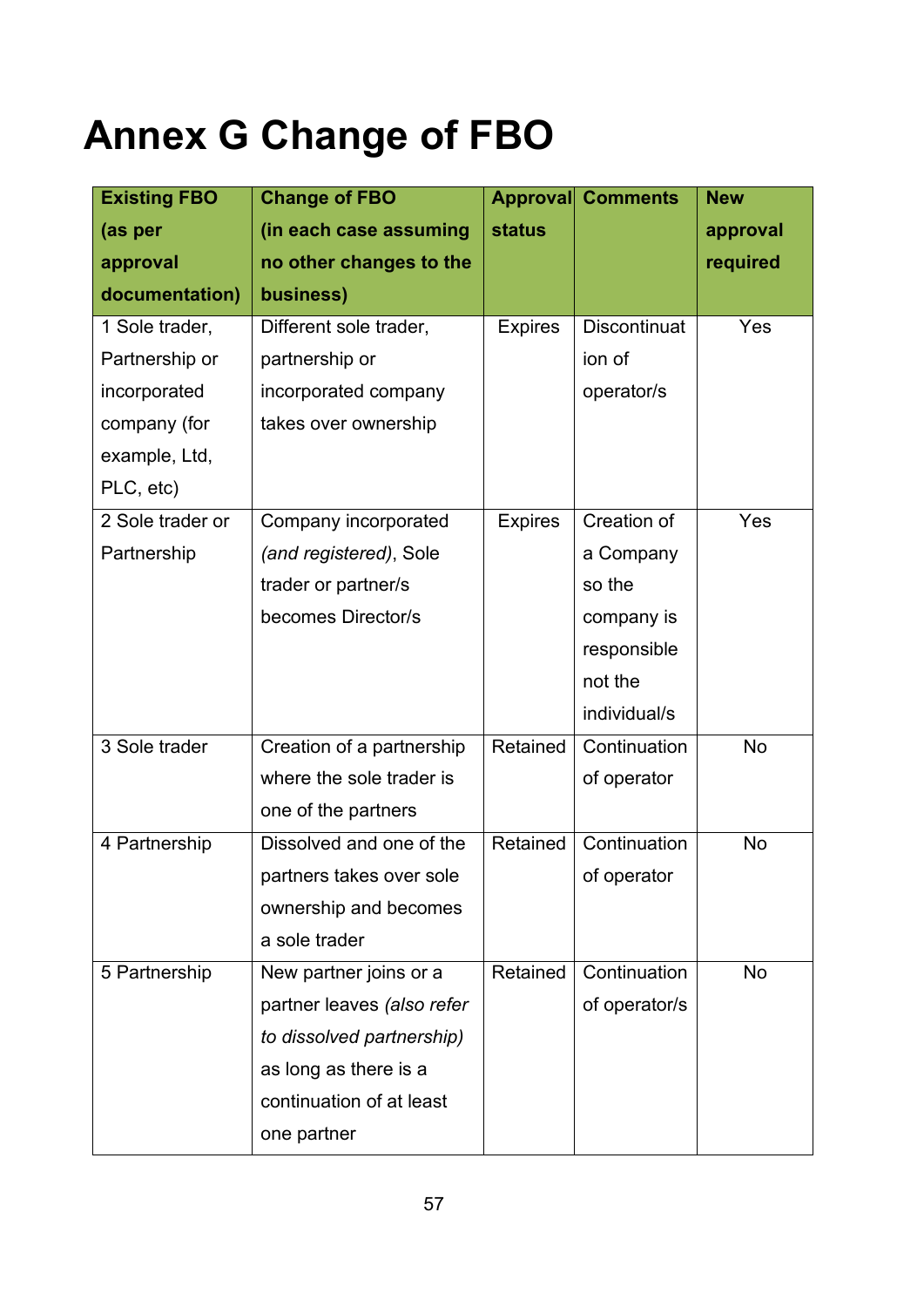# Annex G Change of FBO

| Existing FBO (as per approval documentation) | Change of FBO (in each case assuming no other changes to the business) | Approval status | Comments | New approval required |
|---|---|---|---|---|
| 1 Sole trader, Partnership or incorporated company (for example, Ltd, PLC, etc) | Different sole trader, partnership or incorporated company takes over ownership | Expires | Discontinuation of operator/s | Yes |
| 2 Sole trader or Partnership | Company incorporated *(and registered)*, Sole trader or partner/s becomes Director/s | Expires | Creation of a Company so the company is responsible not the individual/s | Yes |
| 3 Sole trader | Creation of a partnership where the sole trader is one of the partners | Retained | Continuation of operator | No |
| 4 Partnership | Dissolved and one of the partners takes over sole ownership and becomes a sole trader | Retained | Continuation of operator | No |
| 5 Partnership | New partner joins or a partner leaves *(also refer to dissolved partnership)* as long as there is a continuation of at least one partner | Retained | Continuation of operator/s | No |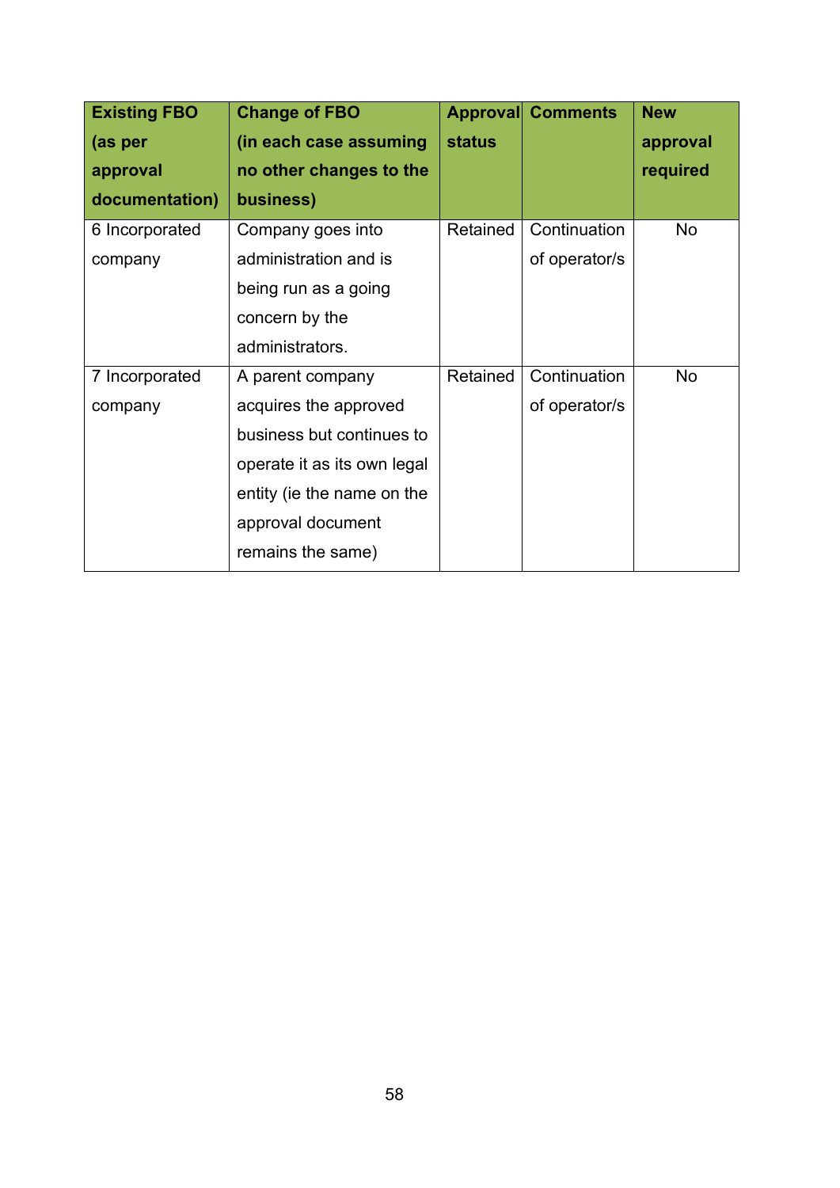| Existing FBO (as per approval documentation) | Change of FBO (in each case assuming no other changes to the business) | Approval status | Comments | New approval required |
|---|---|---|---|---|
| 6 Incorporated company | Company goes into administration and is being run as a going concern by the administrators. | Retained | Continuation of operator/s | No |
| 7 Incorporated company | A parent company acquires the approved business but continues to operate it as its own legal entity (ie the name on the approval document remains the same) | Retained | Continuation of operator/s | No |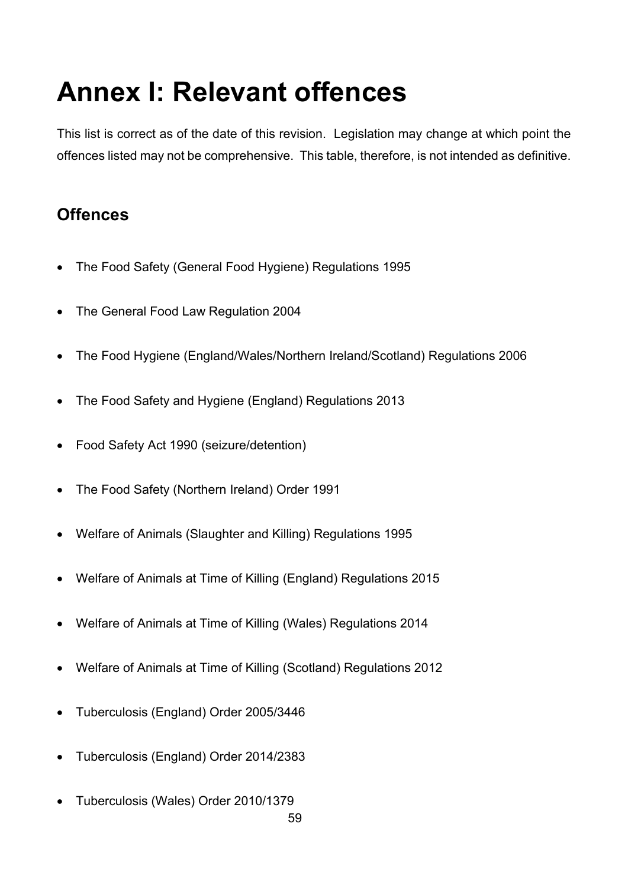# Annex I: Relevant offences

This list is correct as of the date of this revision. Legislation may change at which point the offences listed may not be comprehensive. This table, therefore, is not intended as definitive.

## Offences

- The Food Safety (General Food Hygiene) Regulations 1995
- The General Food Law Regulation 2004
- The Food Hygiene (England/Wales/Northern Ireland/Scotland) Regulations 2006
- The Food Safety and Hygiene (England) Regulations 2013
- Food Safety Act 1990 (seizure/detention)
- The Food Safety (Northern Ireland) Order 1991
- Welfare of Animals (Slaughter and Killing) Regulations 1995
- Welfare of Animals at Time of Killing (England) Regulations 2015
- Welfare of Animals at Time of Killing (Wales) Regulations 2014
- Welfare of Animals at Time of Killing (Scotland) Regulations 2012
- Tuberculosis (England) Order 2005/3446
- Tuberculosis (England) Order 2014/2383
- Tuberculosis (Wales) Order 2010/1379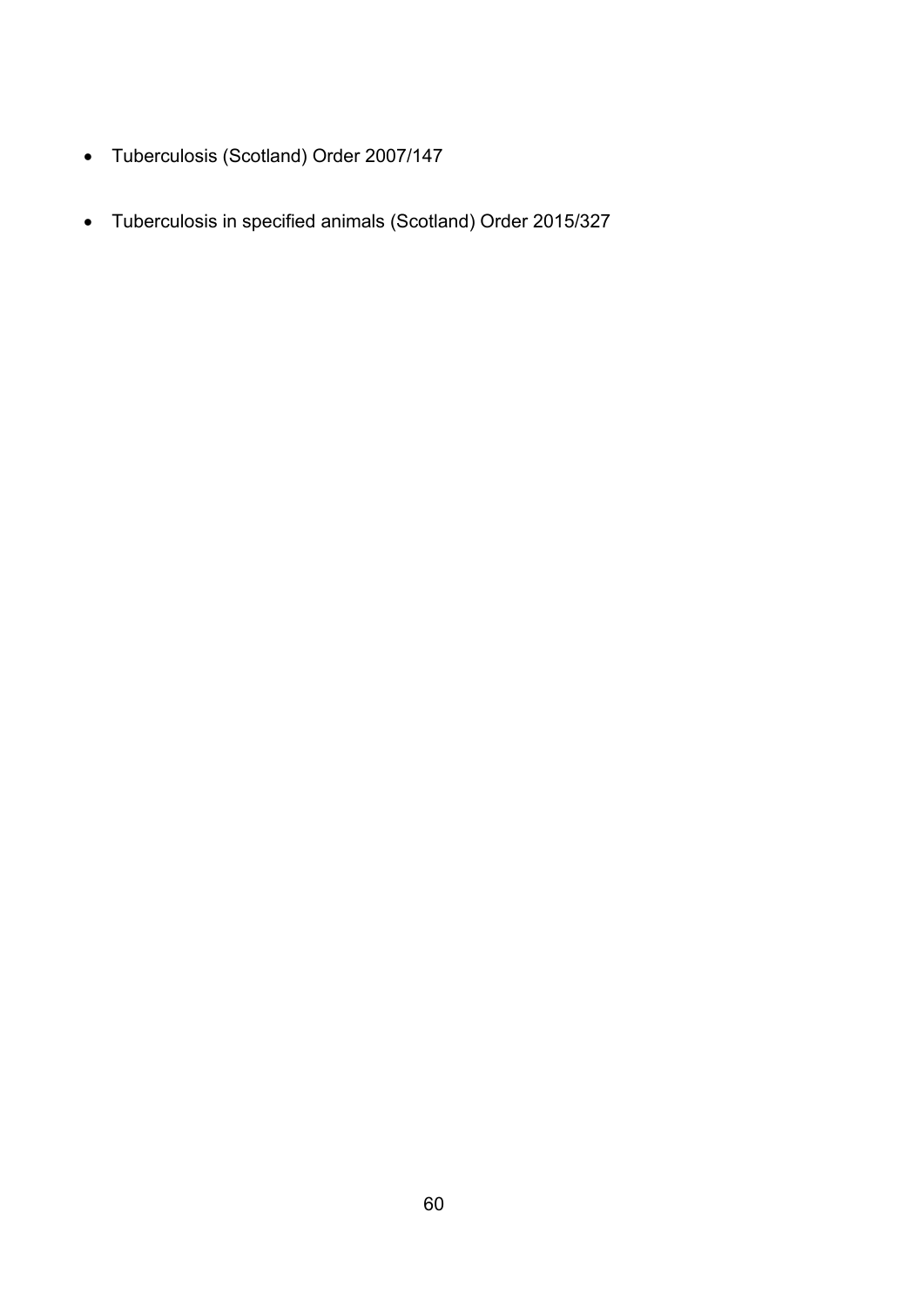- Tuberculosis (Scotland) Order 2007/147
- Tuberculosis in specified animals (Scotland) Order 2015/327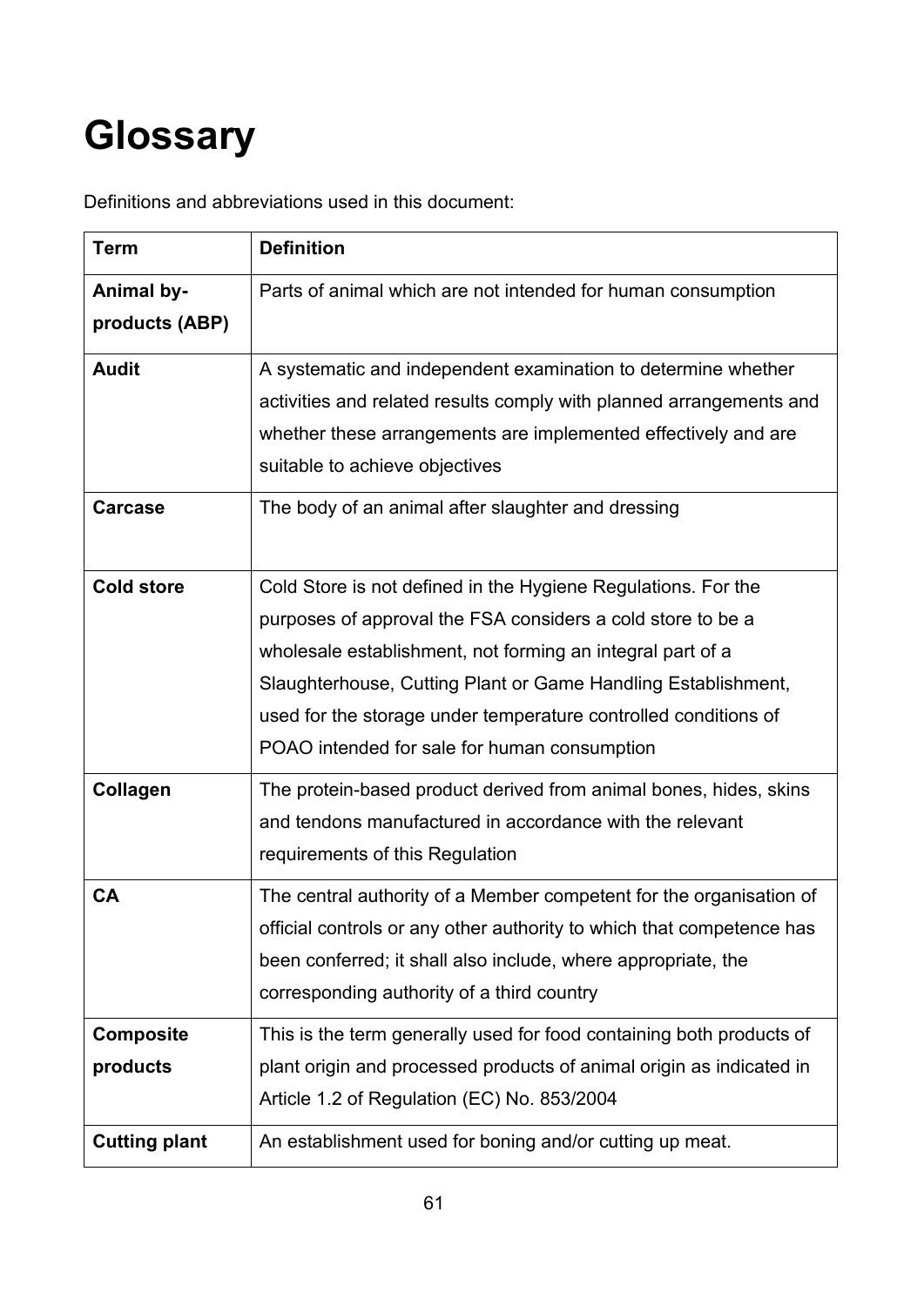# Glossary

Definitions and abbreviations used in this document:

| Term | Definition |
|---|---|
| **Animal by-products (ABP)** | Parts of animal which are not intended for human consumption |
| **Audit** | A systematic and independent examination to determine whether activities and related results comply with planned arrangements and whether these arrangements are implemented effectively and are suitable to achieve objectives |
| **Carcase** | The body of an animal after slaughter and dressing |
| **Cold store** | Cold Store is not defined in the Hygiene Regulations. For the purposes of approval the FSA considers a cold store to be a wholesale establishment, not forming an integral part of a Slaughterhouse, Cutting Plant or Game Handling Establishment, used for the storage under temperature controlled conditions of POAO intended for sale for human consumption |
| **Collagen** | The protein-based product derived from animal bones, hides, skins and tendons manufactured in accordance with the relevant requirements of this Regulation |
| **CA** | The central authority of a Member competent for the organisation of official controls or any other authority to which that competence has been conferred; it shall also include, where appropriate, the corresponding authority of a third country |
| **Composite products** | This is the term generally used for food containing both products of plant origin and processed products of animal origin as indicated in Article 1.2 of Regulation (EC) No. 853/2004 |
| **Cutting plant** | An establishment used for boning and/or cutting up meat. |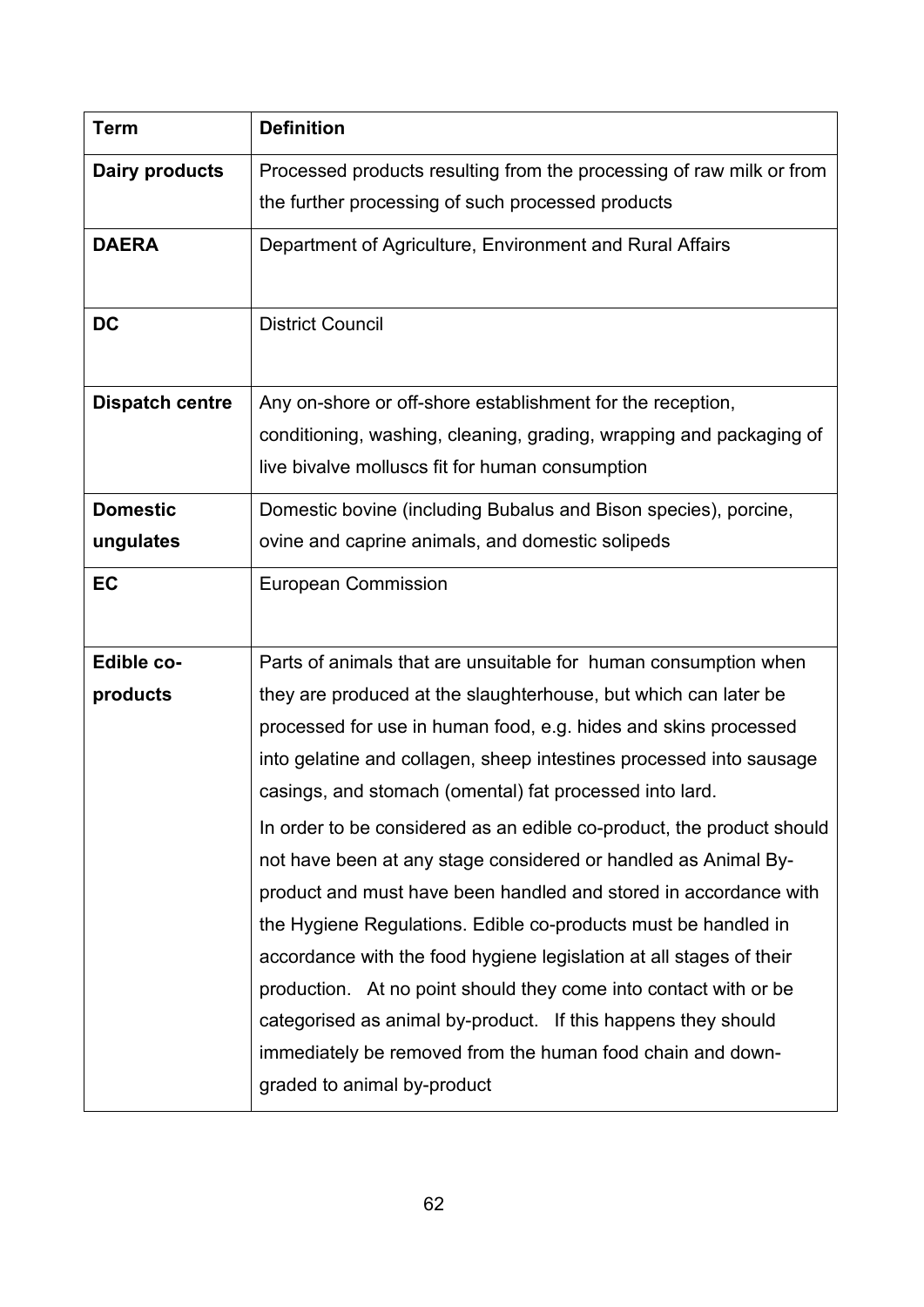| Term | Definition |
| --- | --- |
| **Dairy products** | Processed products resulting from the processing of raw milk or from the further processing of such processed products |
| **DAERA** | Department of Agriculture, Environment and Rural Affairs |
| **DC** | District Council |
| **Dispatch centre** | Any on-shore or off-shore establishment for the reception, conditioning, washing, cleaning, grading, wrapping and packaging of live bivalve molluscs fit for human consumption |
| **Domestic ungulates** | Domestic bovine (including Bubalus and Bison species), porcine, ovine and caprine animals, and domestic solipeds |
| **EC** | European Commission |
| **Edible co-products** | Parts of animals that are unsuitable for human consumption when they are produced at the slaughterhouse, but which can later be processed for use in human food, e.g. hides and skins processed into gelatine and collagen, sheep intestines processed into sausage casings, and stomach (omental) fat processed into lard. In order to be considered as an edible co-product, the product should not have been at any stage considered or handled as Animal By-product and must have been handled and stored in accordance with the Hygiene Regulations. Edible co-products must be handled in accordance with the food hygiene legislation at all stages of their production. At no point should they come into contact with or be categorised as animal by-product. If this happens they should immediately be removed from the human food chain and down-graded to animal by-product |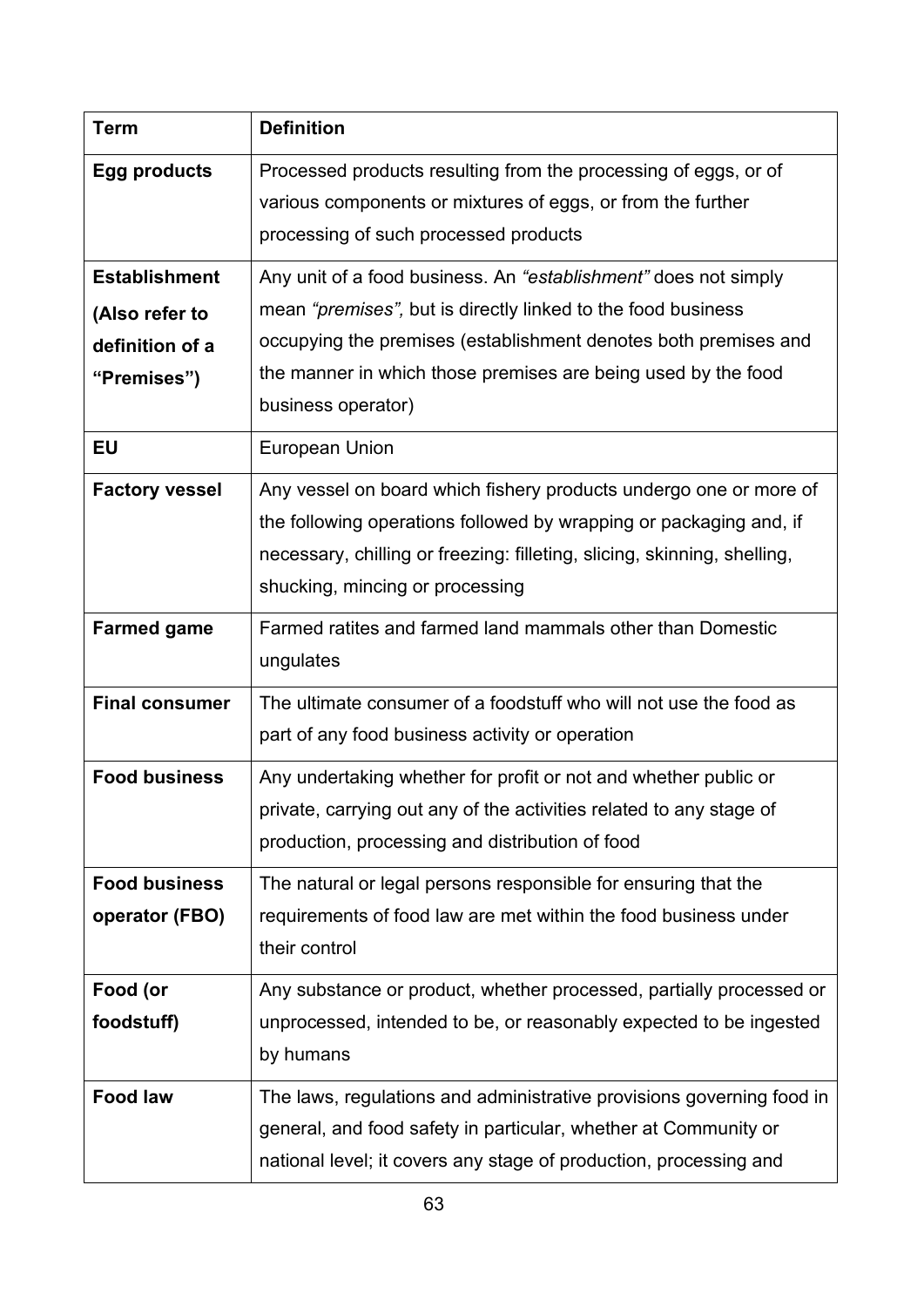| Term | Definition |
| --- | --- |
| **Egg products** | Processed products resulting from the processing of eggs, or of various components or mixtures of eggs, or from the further processing of such processed products |
| **Establishment (Also refer to definition of a "Premises")** | Any unit of a food business. An *"establishment"* does not simply mean *"premises",* but is directly linked to the food business occupying the premises (establishment denotes both premises and the manner in which those premises are being used by the food business operator) |
| **EU** | European Union |
| **Factory vessel** | Any vessel on board which fishery products undergo one or more of the following operations followed by wrapping or packaging and, if necessary, chilling or freezing: filleting, slicing, skinning, shelling, shucking, mincing or processing |
| **Farmed game** | Farmed ratites and farmed land mammals other than Domestic ungulates |
| **Final consumer** | The ultimate consumer of a foodstuff who will not use the food as part of any food business activity or operation |
| **Food business** | Any undertaking whether for profit or not and whether public or private, carrying out any of the activities related to any stage of production, processing and distribution of food |
| **Food business operator (FBO)** | The natural or legal persons responsible for ensuring that the requirements of food law are met within the food business under their control |
| **Food (or foodstuff)** | Any substance or product, whether processed, partially processed or unprocessed, intended to be, or reasonably expected to be ingested by humans |
| **Food law** | The laws, regulations and administrative provisions governing food in general, and food safety in particular, whether at Community or national level; it covers any stage of production, processing and |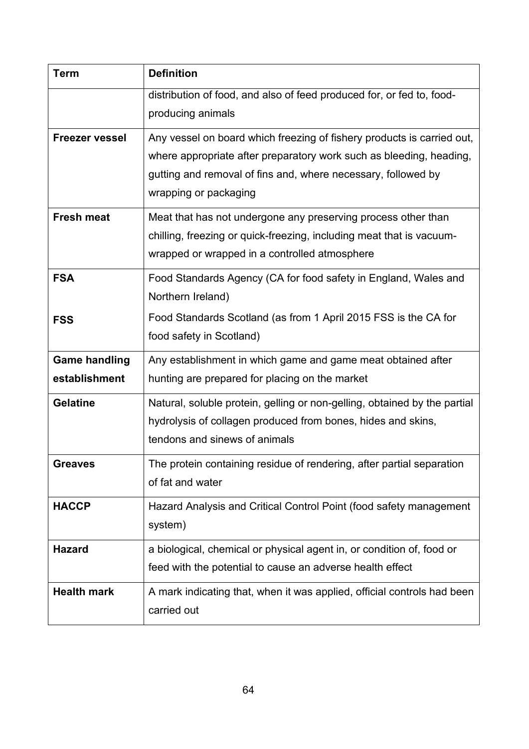| Term | Definition |
| --- | --- |
| | distribution of food, and also of feed produced for, or fed to, food-producing animals |
| **Freezer vessel** | Any vessel on board which freezing of fishery products is carried out, where appropriate after preparatory work such as bleeding, heading, gutting and removal of fins and, where necessary, followed by wrapping or packaging |
| **Fresh meat** | Meat that has not undergone any preserving process other than chilling, freezing or quick-freezing, including meat that is vacuum-wrapped or wrapped in a controlled atmosphere |
| **FSA** | Food Standards Agency (CA for food safety in England, Wales and Northern Ireland) |
| **FSS** | Food Standards Scotland (as from 1 April 2015 FSS is the CA for food safety in Scotland) |
| **Game handling establishment** | Any establishment in which game and game meat obtained after hunting are prepared for placing on the market |
| **Gelatine** | Natural, soluble protein, gelling or non-gelling, obtained by the partial hydrolysis of collagen produced from bones, hides and skins, tendons and sinews of animals |
| **Greaves** | The protein containing residue of rendering, after partial separation of fat and water |
| **HACCP** | Hazard Analysis and Critical Control Point (food safety management system) |
| **Hazard** | a biological, chemical or physical agent in, or condition of, food or feed with the potential to cause an adverse health effect |
| **Health mark** | A mark indicating that, when it was applied, official controls had been carried out |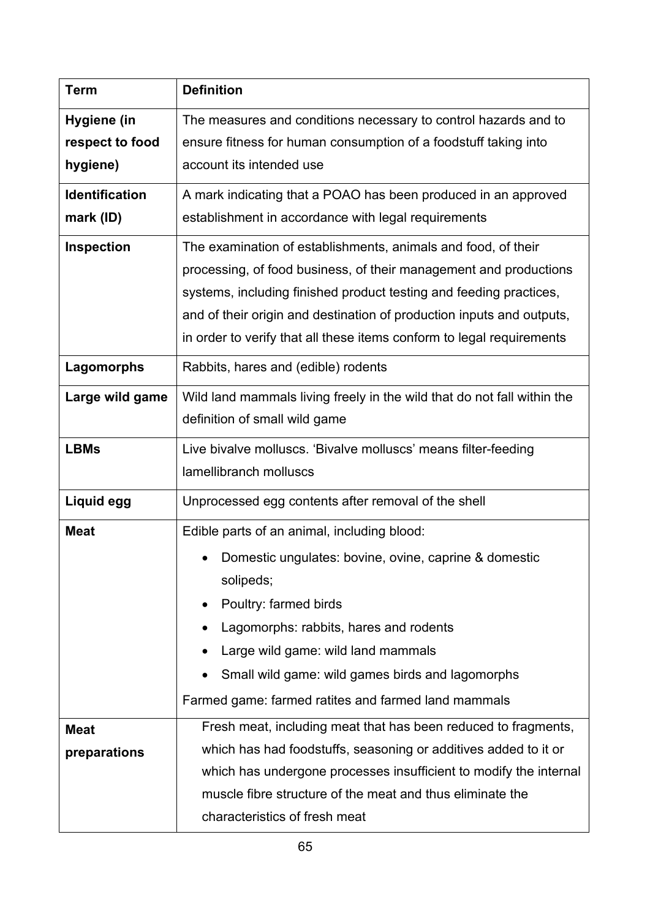| Term | Definition |
| --- | --- |
| **Hygiene (in respect to food hygiene)** | The measures and conditions necessary to control hazards and to ensure fitness for human consumption of a foodstuff taking into account its intended use |
| **Identification mark (ID)** | A mark indicating that a POAO has been produced in an approved establishment in accordance with legal requirements |
| **Inspection** | The examination of establishments, animals and food, of their processing, of food business, of their management and productions systems, including finished product testing and feeding practices, and of their origin and destination of production inputs and outputs, in order to verify that all these items conform to legal requirements |
| **Lagomorphs** | Rabbits, hares and (edible) rodents |
| **Large wild game** | Wild land mammals living freely in the wild that do not fall within the definition of small wild game |
| **LBMs** | Live bivalve molluscs. 'Bivalve molluscs' means filter-feeding lamellibranch molluscs |
| **Liquid egg** | Unprocessed egg contents after removal of the shell |
| **Meat** | Edible parts of an animal, including blood:<br>• Domestic ungulates: bovine, ovine, caprine & domestic solipeds;<br>• Poultry: farmed birds<br>• Lagomorphs: rabbits, hares and rodents<br>• Large wild game: wild land mammals<br>• Small wild game: wild games birds and lagomorphs<br>Farmed game: farmed ratites and farmed land mammals |
| **Meat preparations** | Fresh meat, including meat that has been reduced to fragments, which has had foodstuffs, seasoning or additives added to it or which has undergone processes insufficient to modify the internal muscle fibre structure of the meat and thus eliminate the characteristics of fresh meat |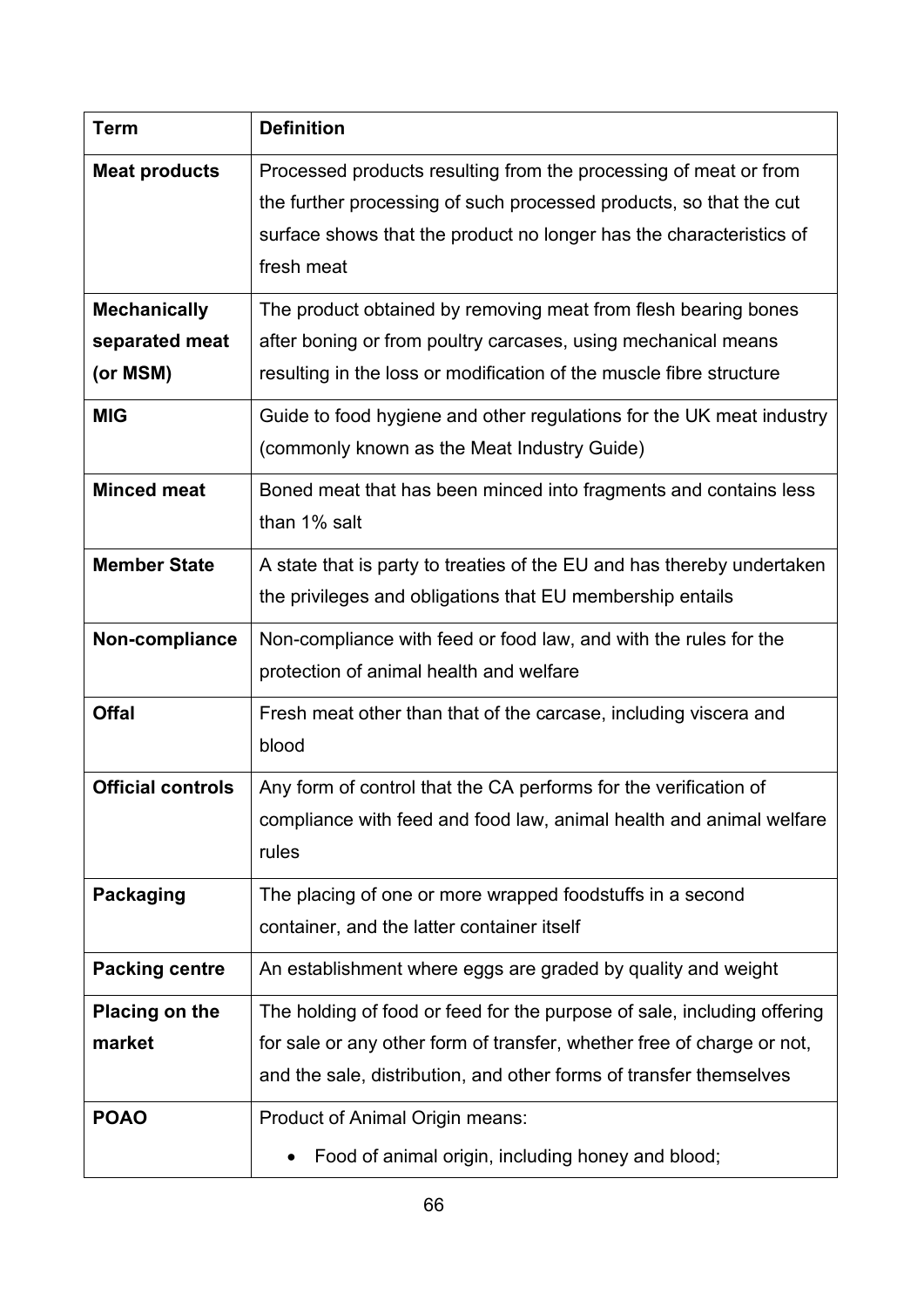| Term | Definition |
|---|---|
| **Meat products** | Processed products resulting from the processing of meat or from the further processing of such processed products, so that the cut surface shows that the product no longer has the characteristics of fresh meat |
| **Mechanically separated meat (or MSM)** | The product obtained by removing meat from flesh bearing bones after boning or from poultry carcases, using mechanical means resulting in the loss or modification of the muscle fibre structure |
| **MIG** | Guide to food hygiene and other regulations for the UK meat industry (commonly known as the Meat Industry Guide) |
| **Minced meat** | Boned meat that has been minced into fragments and contains less than 1% salt |
| **Member State** | A state that is party to treaties of the EU and has thereby undertaken the privileges and obligations that EU membership entails |
| **Non-compliance** | Non-compliance with feed or food law, and with the rules for the protection of animal health and welfare |
| **Offal** | Fresh meat other than that of the carcase, including viscera and blood |
| **Official controls** | Any form of control that the CA performs for the verification of compliance with feed and food law, animal health and animal welfare rules |
| **Packaging** | The placing of one or more wrapped foodstuffs in a second container, and the latter container itself |
| **Packing centre** | An establishment where eggs are graded by quality and weight |
| **Placing on the market** | The holding of food or feed for the purpose of sale, including offering for sale or any other form of transfer, whether free of charge or not, and the sale, distribution, and other forms of transfer themselves |
| **POAO** | Product of Animal Origin means: <br>• Food of animal origin, including honey and blood; |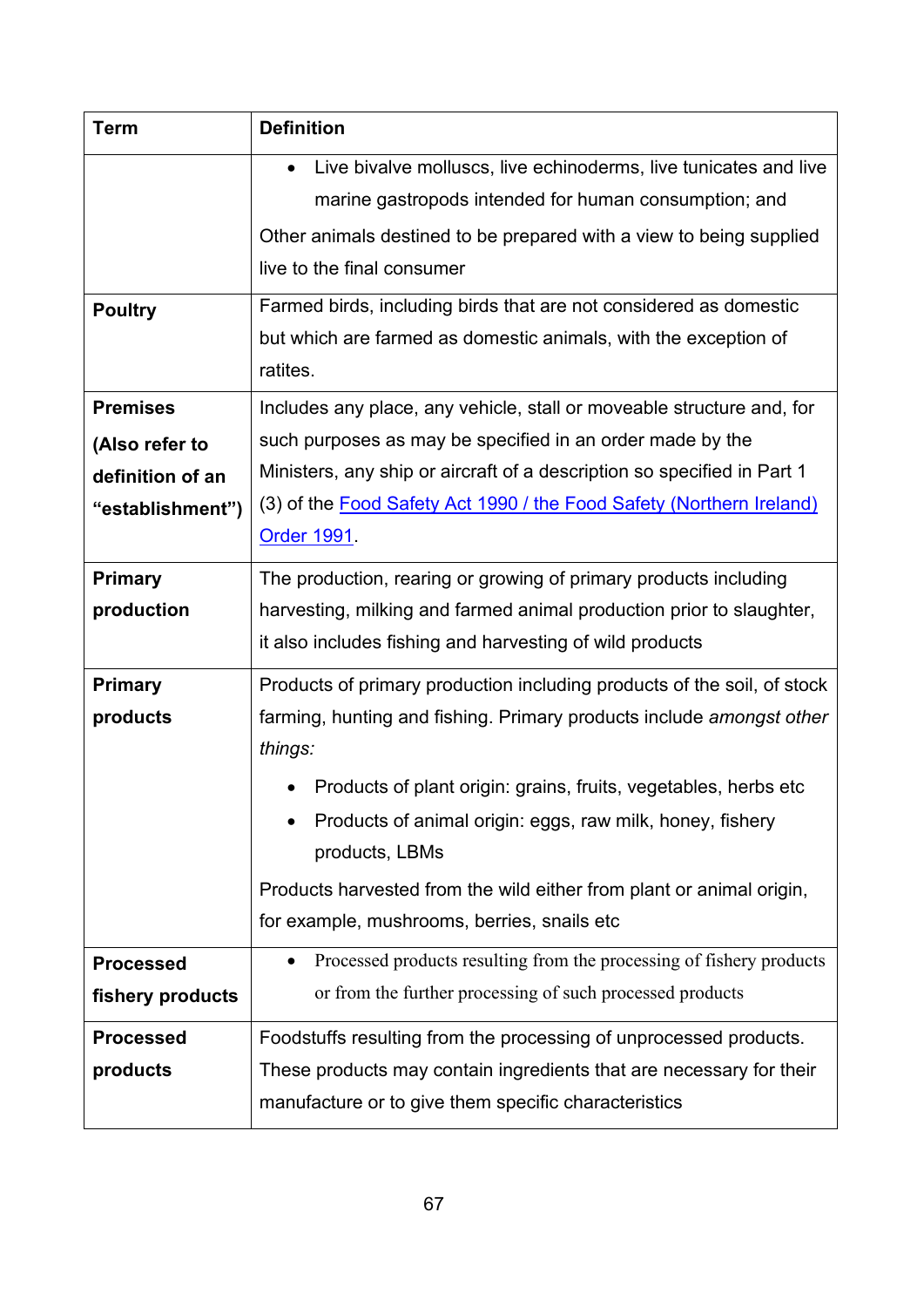| Term | Definition |
|---|---|
| | • Live bivalve molluscs, live echinoderms, live tunicates and live marine gastropods intended for human consumption; and<br><br>Other animals destined to be prepared with a view to being supplied live to the final consumer |
| **Poultry** | Farmed birds, including birds that are not considered as domestic but which are farmed as domestic animals, with the exception of ratites. |
| **Premises**<br><br>**(Also refer to definition of an "establishment")** | Includes any place, any vehicle, stall or moveable structure and, for such purposes as may be specified in an order made by the Ministers, any ship or aircraft of a description so specified in Part 1 (3) of the [Food Safety Act 1990 / the Food Safety (Northern Ireland) Order 1991](). |
| **Primary production** | The production, rearing or growing of primary products including harvesting, milking and farmed animal production prior to slaughter, it also includes fishing and harvesting of wild products |
| **Primary products** | Products of primary production including products of the soil, of stock farming, hunting and fishing. Primary products include *amongst other things:*<br><br>• Products of plant origin: grains, fruits, vegetables, herbs etc<br>• Products of animal origin: eggs, raw milk, honey, fishery products, LBMs<br><br>Products harvested from the wild either from plant or animal origin, for example, mushrooms, berries, snails etc |
| **Processed fishery products** | • Processed products resulting from the processing of fishery products or from the further processing of such processed products |
| **Processed products** | Foodstuffs resulting from the processing of unprocessed products. These products may contain ingredients that are necessary for their manufacture or to give them specific characteristics |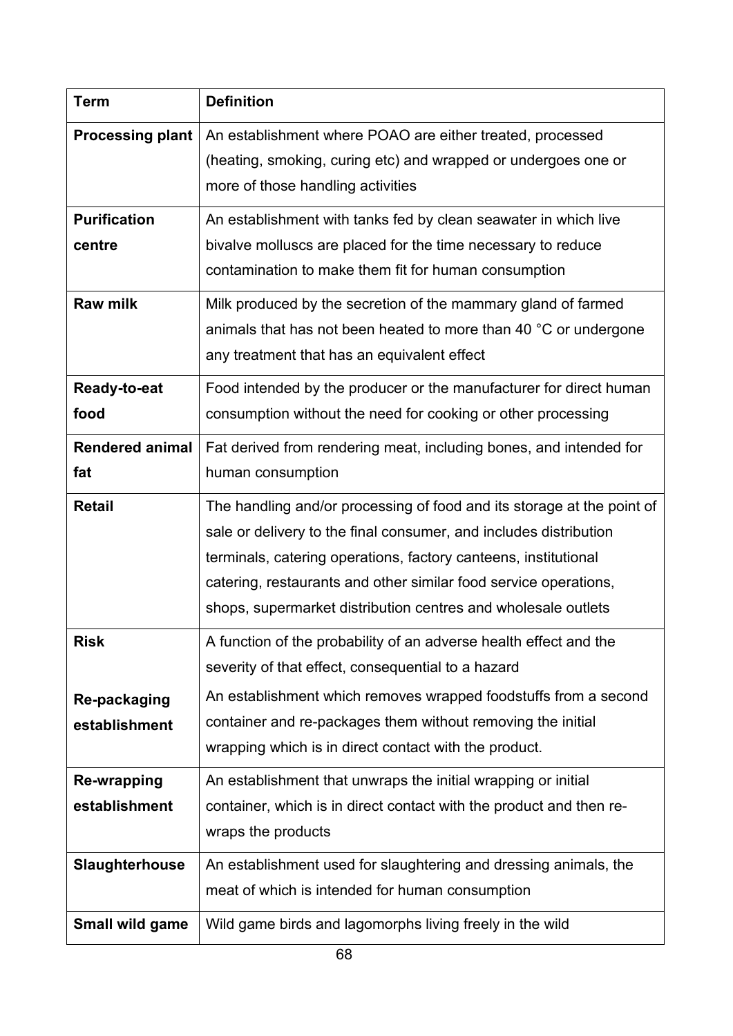| Term | Definition |
| --- | --- |
| **Processing plant** | An establishment where POAO are either treated, processed (heating, smoking, curing etc) and wrapped or undergoes one or more of those handling activities |
| **Purification centre** | An establishment with tanks fed by clean seawater in which live bivalve molluscs are placed for the time necessary to reduce contamination to make them fit for human consumption |
| **Raw milk** | Milk produced by the secretion of the mammary gland of farmed animals that has not been heated to more than 40 °C or undergone any treatment that has an equivalent effect |
| **Ready-to-eat food** | Food intended by the producer or the manufacturer for direct human consumption without the need for cooking or other processing |
| **Rendered animal fat** | Fat derived from rendering meat, including bones, and intended for human consumption |
| **Retail** | The handling and/or processing of food and its storage at the point of sale or delivery to the final consumer, and includes distribution terminals, catering operations, factory canteens, institutional catering, restaurants and other similar food service operations, shops, supermarket distribution centres and wholesale outlets |
| **Risk** | A function of the probability of an adverse health effect and the severity of that effect, consequential to a hazard |
| **Re-packaging establishment** | An establishment which removes wrapped foodstuffs from a second container and re-packages them without removing the initial wrapping which is in direct contact with the product. |
| **Re-wrapping establishment** | An establishment that unwraps the initial wrapping or initial container, which is in direct contact with the product and then re-wraps the products |
| **Slaughterhouse** | An establishment used for slaughtering and dressing animals, the meat of which is intended for human consumption |
| **Small wild game** | Wild game birds and lagomorphs living freely in the wild |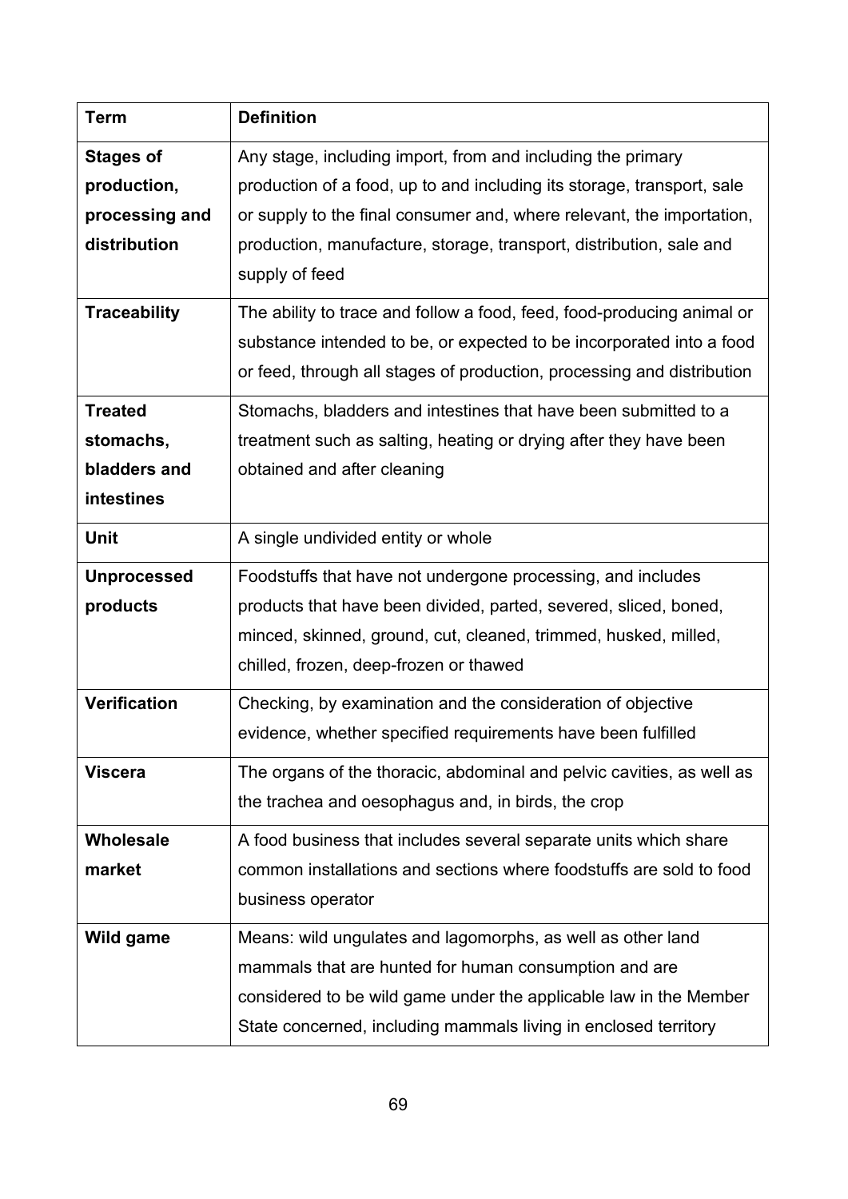| Term | Definition |
| --- | --- |
| **Stages of production, processing and distribution** | Any stage, including import, from and including the primary production of a food, up to and including its storage, transport, sale or supply to the final consumer and, where relevant, the importation, production, manufacture, storage, transport, distribution, sale and supply of feed |
| **Traceability** | The ability to trace and follow a food, feed, food-producing animal or substance intended to be, or expected to be incorporated into a food or feed, through all stages of production, processing and distribution |
| **Treated stomachs, bladders and intestines** | Stomachs, bladders and intestines that have been submitted to a treatment such as salting, heating or drying after they have been obtained and after cleaning |
| **Unit** | A single undivided entity or whole |
| **Unprocessed products** | Foodstuffs that have not undergone processing, and includes products that have been divided, parted, severed, sliced, boned, minced, skinned, ground, cut, cleaned, trimmed, husked, milled, chilled, frozen, deep-frozen or thawed |
| **Verification** | Checking, by examination and the consideration of objective evidence, whether specified requirements have been fulfilled |
| **Viscera** | The organs of the thoracic, abdominal and pelvic cavities, as well as the trachea and oesophagus and, in birds, the crop |
| **Wholesale market** | A food business that includes several separate units which share common installations and sections where foodstuffs are sold to food business operator |
| **Wild game** | Means: wild ungulates and lagomorphs, as well as other land mammals that are hunted for human consumption and are considered to be wild game under the applicable law in the Member State concerned, including mammals living in enclosed territory |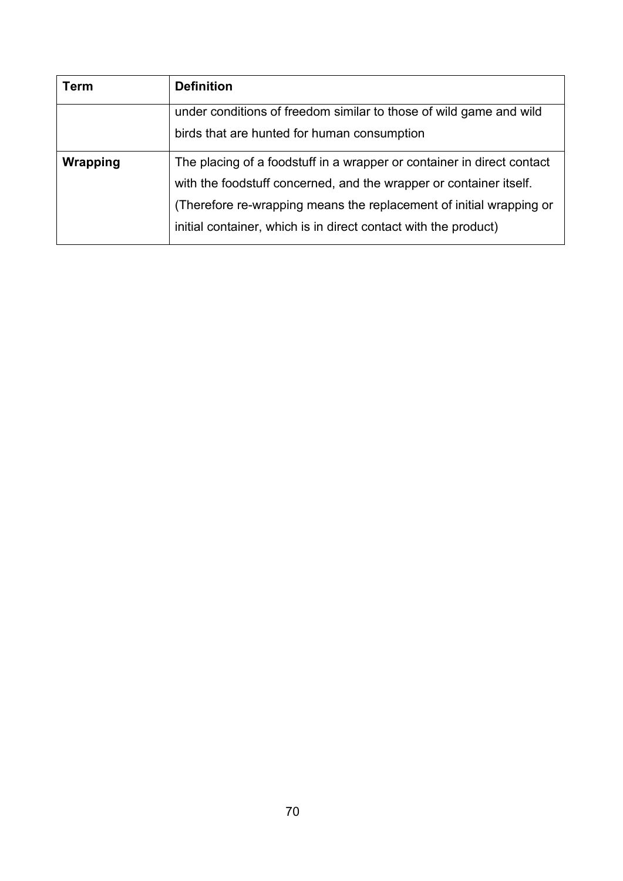| Term | Definition |
|---|---|
| | under conditions of freedom similar to those of wild game and wild birds that are hunted for human consumption |
| **Wrapping** | The placing of a foodstuff in a wrapper or container in direct contact with the foodstuff concerned, and the wrapper or container itself. (Therefore re-wrapping means the replacement of initial wrapping or initial container, which is in direct contact with the product) |